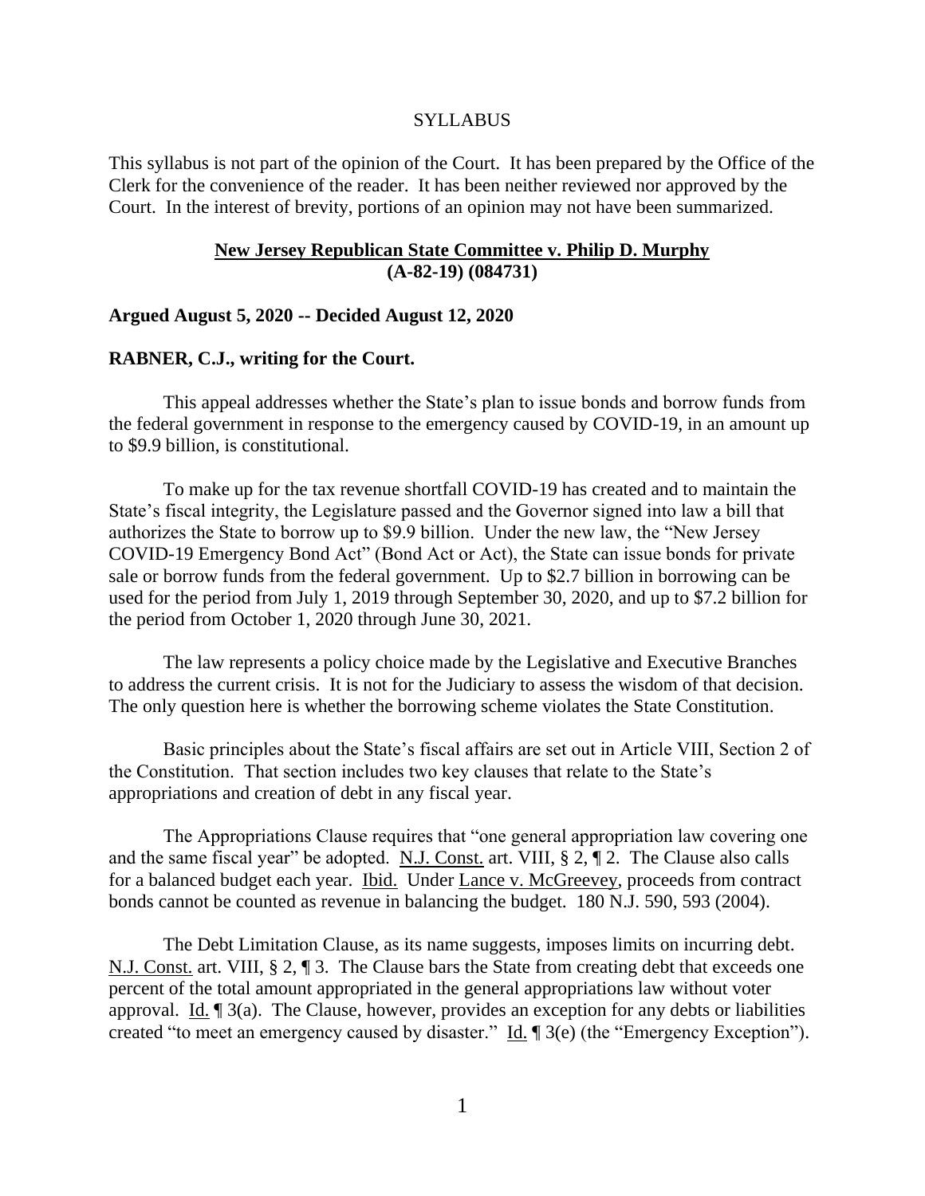SYLLABUS

This syllabus is not part of the opinion of the Court. It has been prepared by the Office of the Clerk for the convenience of the reader. It has been neither reviewed nor approved by the Court. In the interest of brevity, portions of an opinion may not have been summarized.

**New Jersey Republican State Committee v. Philip D. Murphy**
**(A-82-19) (084731)**

**Argued August 5, 2020 -- Decided August 12, 2020**

**RABNER, C.J., writing for the Court.**

This appeal addresses whether the State's plan to issue bonds and borrow funds from the federal government in response to the emergency caused by COVID-19, in an amount up to $9.9 billion, is constitutional.

To make up for the tax revenue shortfall COVID-19 has created and to maintain the State's fiscal integrity, the Legislature passed and the Governor signed into law a bill that authorizes the State to borrow up to $9.9 billion. Under the new law, the "New Jersey COVID-19 Emergency Bond Act" (Bond Act or Act), the State can issue bonds for private sale or borrow funds from the federal government. Up to $2.7 billion in borrowing can be used for the period from July 1, 2019 through September 30, 2020, and up to $7.2 billion for the period from October 1, 2020 through June 30, 2021.

The law represents a policy choice made by the Legislative and Executive Branches to address the current crisis. It is not for the Judiciary to assess the wisdom of that decision. The only question here is whether the borrowing scheme violates the State Constitution.

Basic principles about the State's fiscal affairs are set out in Article VIII, Section 2 of the Constitution. That section includes two key clauses that relate to the State's appropriations and creation of debt in any fiscal year.

The Appropriations Clause requires that "one general appropriation law covering one and the same fiscal year" be adopted. N.J. Const. art. VIII, § 2, ¶ 2. The Clause also calls for a balanced budget each year. Ibid. Under Lance v. McGreevey, proceeds from contract bonds cannot be counted as revenue in balancing the budget. 180 N.J. 590, 593 (2004).

The Debt Limitation Clause, as its name suggests, imposes limits on incurring debt. N.J. Const. art. VIII, § 2, ¶ 3. The Clause bars the State from creating debt that exceeds one percent of the total amount appropriated in the general appropriations law without voter approval. Id. ¶ 3(a). The Clause, however, provides an exception for any debts or liabilities created "to meet an emergency caused by disaster." Id. ¶ 3(e) (the "Emergency Exception").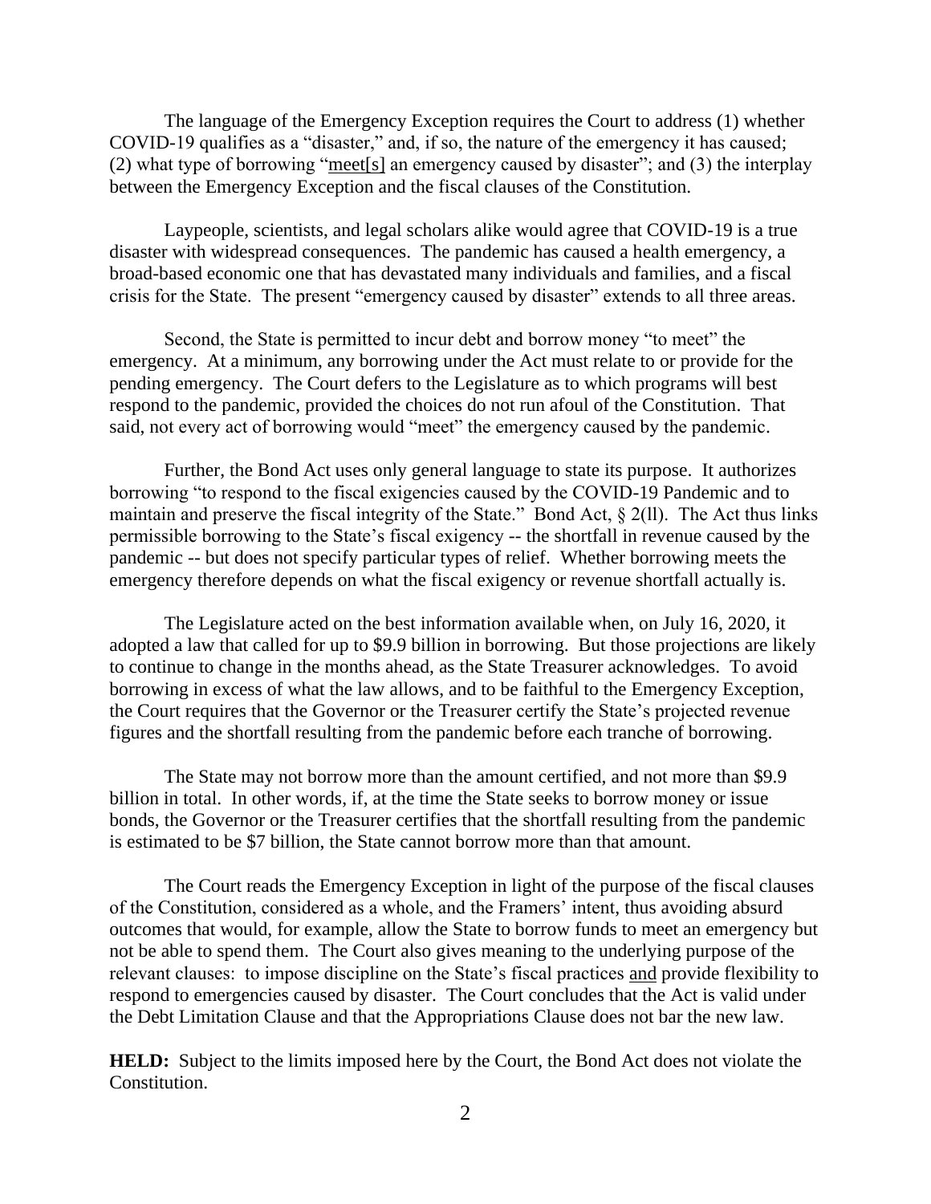The language of the Emergency Exception requires the Court to address (1) whether COVID-19 qualifies as a "disaster," and, if so, the nature of the emergency it has caused; (2) what type of borrowing "<u>meet[s]</u> an emergency caused by disaster"; and (3) the interplay between the Emergency Exception and the fiscal clauses of the Constitution.

Laypeople, scientists, and legal scholars alike would agree that COVID-19 is a true disaster with widespread consequences. The pandemic has caused a health emergency, a broad-based economic one that has devastated many individuals and families, and a fiscal crisis for the State. The present "emergency caused by disaster" extends to all three areas.

Second, the State is permitted to incur debt and borrow money "to meet" the emergency. At a minimum, any borrowing under the Act must relate to or provide for the pending emergency. The Court defers to the Legislature as to which programs will best respond to the pandemic, provided the choices do not run afoul of the Constitution. That said, not every act of borrowing would "meet" the emergency caused by the pandemic.

Further, the Bond Act uses only general language to state its purpose. It authorizes borrowing "to respond to the fiscal exigencies caused by the COVID-19 Pandemic and to maintain and preserve the fiscal integrity of the State." Bond Act, § 2(ll). The Act thus links permissible borrowing to the State's fiscal exigency -- the shortfall in revenue caused by the pandemic -- but does not specify particular types of relief. Whether borrowing meets the emergency therefore depends on what the fiscal exigency or revenue shortfall actually is.

The Legislature acted on the best information available when, on July 16, 2020, it adopted a law that called for up to $9.9 billion in borrowing. But those projections are likely to continue to change in the months ahead, as the State Treasurer acknowledges. To avoid borrowing in excess of what the law allows, and to be faithful to the Emergency Exception, the Court requires that the Governor or the Treasurer certify the State's projected revenue figures and the shortfall resulting from the pandemic before each tranche of borrowing.

The State may not borrow more than the amount certified, and not more than $9.9 billion in total. In other words, if, at the time the State seeks to borrow money or issue bonds, the Governor or the Treasurer certifies that the shortfall resulting from the pandemic is estimated to be $7 billion, the State cannot borrow more than that amount.

The Court reads the Emergency Exception in light of the purpose of the fiscal clauses of the Constitution, considered as a whole, and the Framers' intent, thus avoiding absurd outcomes that would, for example, allow the State to borrow funds to meet an emergency but not be able to spend them. The Court also gives meaning to the underlying purpose of the relevant clauses: to impose discipline on the State's fiscal practices <u>and</u> provide flexibility to respond to emergencies caused by disaster. The Court concludes that the Act is valid under the Debt Limitation Clause and that the Appropriations Clause does not bar the new law.

**HELD:** Subject to the limits imposed here by the Court, the Bond Act does not violate the Constitution.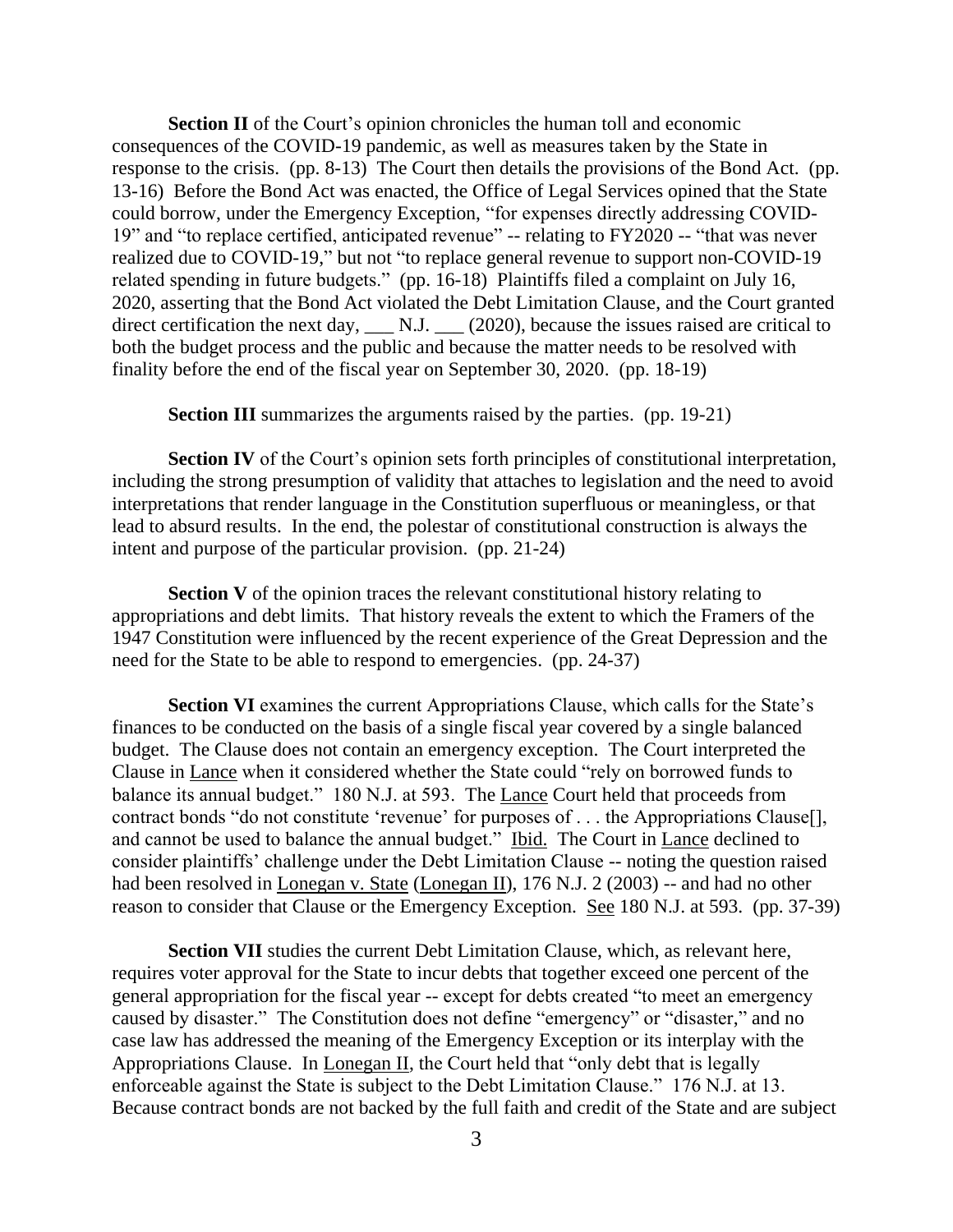**Section II** of the Court's opinion chronicles the human toll and economic consequences of the COVID-19 pandemic, as well as measures taken by the State in response to the crisis. (pp. 8-13) The Court then details the provisions of the Bond Act. (pp. 13-16) Before the Bond Act was enacted, the Office of Legal Services opined that the State could borrow, under the Emergency Exception, "for expenses directly addressing COVID-19" and "to replace certified, anticipated revenue" -- relating to FY2020 -- "that was never realized due to COVID-19," but not "to replace general revenue to support non-COVID-19 related spending in future budgets." (pp. 16-18) Plaintiffs filed a complaint on July 16, 2020, asserting that the Bond Act violated the Debt Limitation Clause, and the Court granted direct certification the next day, ___ N.J. ___ (2020), because the issues raised are critical to both the budget process and the public and because the matter needs to be resolved with finality before the end of the fiscal year on September 30, 2020. (pp. 18-19)

**Section III** summarizes the arguments raised by the parties. (pp. 19-21)

**Section IV** of the Court's opinion sets forth principles of constitutional interpretation, including the strong presumption of validity that attaches to legislation and the need to avoid interpretations that render language in the Constitution superfluous or meaningless, or that lead to absurd results. In the end, the polestar of constitutional construction is always the intent and purpose of the particular provision. (pp. 21-24)

**Section V** of the opinion traces the relevant constitutional history relating to appropriations and debt limits. That history reveals the extent to which the Framers of the 1947 Constitution were influenced by the recent experience of the Great Depression and the need for the State to be able to respond to emergencies. (pp. 24-37)

**Section VI** examines the current Appropriations Clause, which calls for the State's finances to be conducted on the basis of a single fiscal year covered by a single balanced budget. The Clause does not contain an emergency exception. The Court interpreted the Clause in Lance when it considered whether the State could "rely on borrowed funds to balance its annual budget." 180 N.J. at 593. The Lance Court held that proceeds from contract bonds "do not constitute 'revenue' for purposes of . . . the Appropriations Clause[], and cannot be used to balance the annual budget." Ibid. The Court in Lance declined to consider plaintiffs' challenge under the Debt Limitation Clause -- noting the question raised had been resolved in Lonegan v. State (Lonegan II), 176 N.J. 2 (2003) -- and had no other reason to consider that Clause or the Emergency Exception. See 180 N.J. at 593. (pp. 37-39)

**Section VII** studies the current Debt Limitation Clause, which, as relevant here, requires voter approval for the State to incur debts that together exceed one percent of the general appropriation for the fiscal year -- except for debts created "to meet an emergency caused by disaster." The Constitution does not define "emergency" or "disaster," and no case law has addressed the meaning of the Emergency Exception or its interplay with the Appropriations Clause. In Lonegan II, the Court held that "only debt that is legally enforceable against the State is subject to the Debt Limitation Clause." 176 N.J. at 13. Because contract bonds are not backed by the full faith and credit of the State and are subject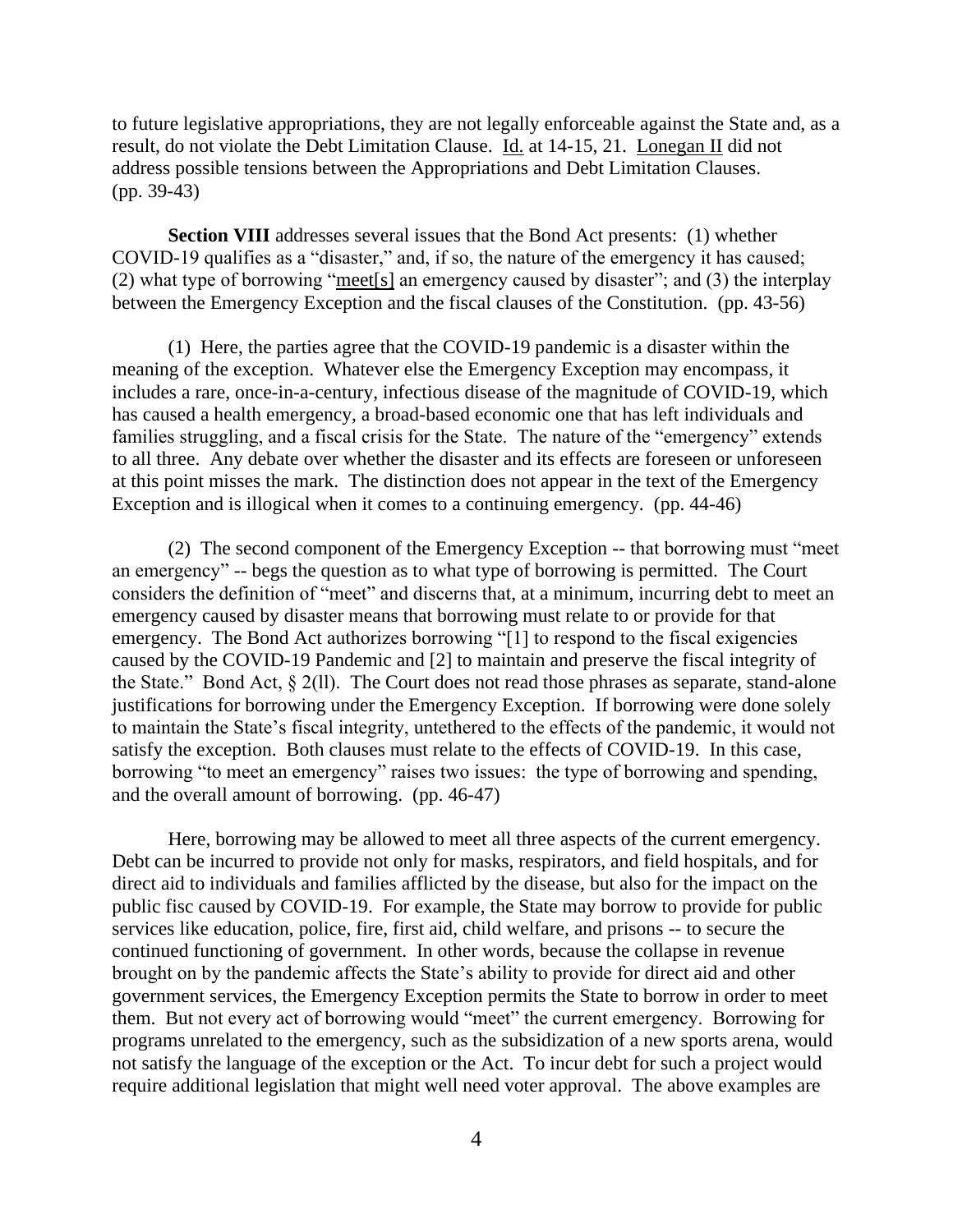to future legislative appropriations, they are not legally enforceable against the State and, as a result, do not violate the Debt Limitation Clause. Id. at 14-15, 21. Lonegan II did not address possible tensions between the Appropriations and Debt Limitation Clauses. (pp. 39-43)

**Section VIII** addresses several issues that the Bond Act presents: (1) whether COVID-19 qualifies as a "disaster," and, if so, the nature of the emergency it has caused; (2) what type of borrowing "meet[s] an emergency caused by disaster"; and (3) the interplay between the Emergency Exception and the fiscal clauses of the Constitution. (pp. 43-56)

(1) Here, the parties agree that the COVID-19 pandemic is a disaster within the meaning of the exception. Whatever else the Emergency Exception may encompass, it includes a rare, once-in-a-century, infectious disease of the magnitude of COVID-19, which has caused a health emergency, a broad-based economic one that has left individuals and families struggling, and a fiscal crisis for the State. The nature of the "emergency" extends to all three. Any debate over whether the disaster and its effects are foreseen or unforeseen at this point misses the mark. The distinction does not appear in the text of the Emergency Exception and is illogical when it comes to a continuing emergency. (pp. 44-46)

(2) The second component of the Emergency Exception -- that borrowing must "meet an emergency" -- begs the question as to what type of borrowing is permitted. The Court considers the definition of "meet" and discerns that, at a minimum, incurring debt to meet an emergency caused by disaster means that borrowing must relate to or provide for that emergency. The Bond Act authorizes borrowing "[1] to respond to the fiscal exigencies caused by the COVID-19 Pandemic and [2] to maintain and preserve the fiscal integrity of the State." Bond Act, § 2(ll). The Court does not read those phrases as separate, stand-alone justifications for borrowing under the Emergency Exception. If borrowing were done solely to maintain the State's fiscal integrity, untethered to the effects of the pandemic, it would not satisfy the exception. Both clauses must relate to the effects of COVID-19. In this case, borrowing "to meet an emergency" raises two issues: the type of borrowing and spending, and the overall amount of borrowing. (pp. 46-47)

Here, borrowing may be allowed to meet all three aspects of the current emergency. Debt can be incurred to provide not only for masks, respirators, and field hospitals, and for direct aid to individuals and families afflicted by the disease, but also for the impact on the public fisc caused by COVID-19. For example, the State may borrow to provide for public services like education, police, fire, first aid, child welfare, and prisons -- to secure the continued functioning of government. In other words, because the collapse in revenue brought on by the pandemic affects the State's ability to provide for direct aid and other government services, the Emergency Exception permits the State to borrow in order to meet them. But not every act of borrowing would "meet" the current emergency. Borrowing for programs unrelated to the emergency, such as the subsidization of a new sports arena, would not satisfy the language of the exception or the Act. To incur debt for such a project would require additional legislation that might well need voter approval. The above examples are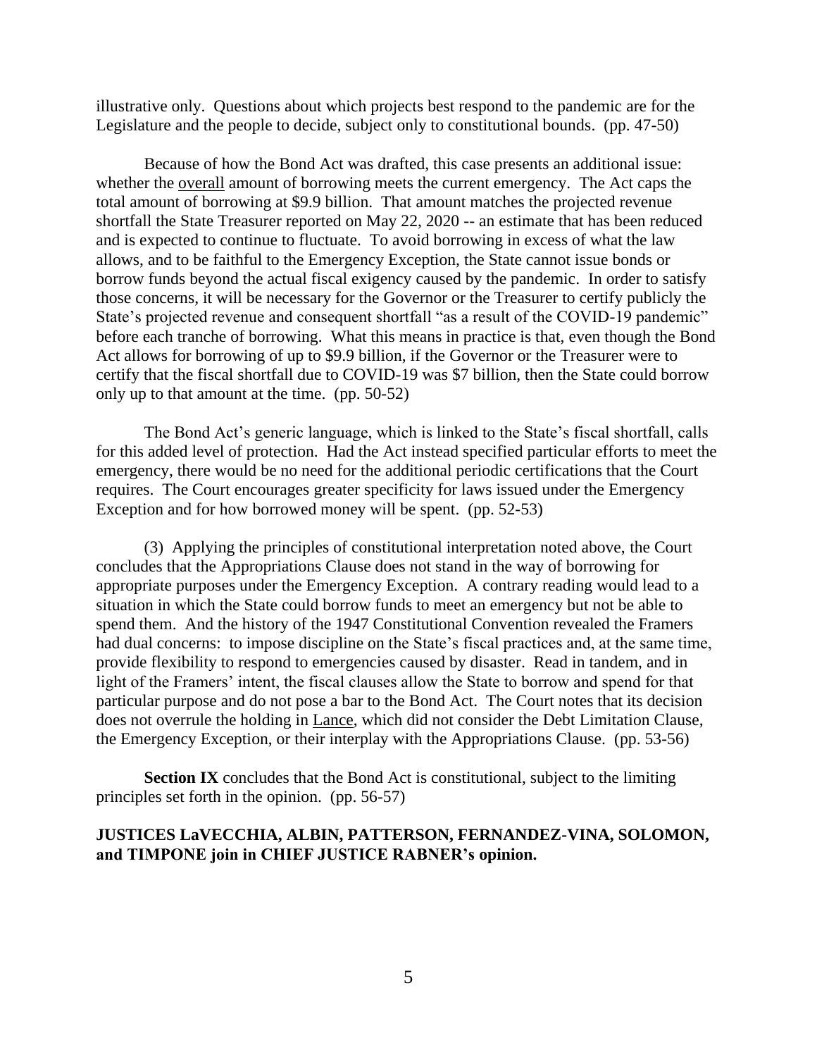illustrative only. Questions about which projects best respond to the pandemic are for the Legislature and the people to decide, subject only to constitutional bounds. (pp. 47-50)

Because of how the Bond Act was drafted, this case presents an additional issue: whether the overall amount of borrowing meets the current emergency. The Act caps the total amount of borrowing at $9.9 billion. That amount matches the projected revenue shortfall the State Treasurer reported on May 22, 2020 -- an estimate that has been reduced and is expected to continue to fluctuate. To avoid borrowing in excess of what the law allows, and to be faithful to the Emergency Exception, the State cannot issue bonds or borrow funds beyond the actual fiscal exigency caused by the pandemic. In order to satisfy those concerns, it will be necessary for the Governor or the Treasurer to certify publicly the State's projected revenue and consequent shortfall "as a result of the COVID-19 pandemic" before each tranche of borrowing. What this means in practice is that, even though the Bond Act allows for borrowing of up to $9.9 billion, if the Governor or the Treasurer were to certify that the fiscal shortfall due to COVID-19 was $7 billion, then the State could borrow only up to that amount at the time. (pp. 50-52)

The Bond Act's generic language, which is linked to the State's fiscal shortfall, calls for this added level of protection. Had the Act instead specified particular efforts to meet the emergency, there would be no need for the additional periodic certifications that the Court requires. The Court encourages greater specificity for laws issued under the Emergency Exception and for how borrowed money will be spent. (pp. 52-53)

(3) Applying the principles of constitutional interpretation noted above, the Court concludes that the Appropriations Clause does not stand in the way of borrowing for appropriate purposes under the Emergency Exception. A contrary reading would lead to a situation in which the State could borrow funds to meet an emergency but not be able to spend them. And the history of the 1947 Constitutional Convention revealed the Framers had dual concerns: to impose discipline on the State's fiscal practices and, at the same time, provide flexibility to respond to emergencies caused by disaster. Read in tandem, and in light of the Framers' intent, the fiscal clauses allow the State to borrow and spend for that particular purpose and do not pose a bar to the Bond Act. The Court notes that its decision does not overrule the holding in Lance, which did not consider the Debt Limitation Clause, the Emergency Exception, or their interplay with the Appropriations Clause. (pp. 53-56)

**Section IX** concludes that the Bond Act is constitutional, subject to the limiting principles set forth in the opinion. (pp. 56-57)

**JUSTICES LaVECCHIA, ALBIN, PATTERSON, FERNANDEZ-VINA, SOLOMON, and TIMPONE join in CHIEF JUSTICE RABNER's opinion.**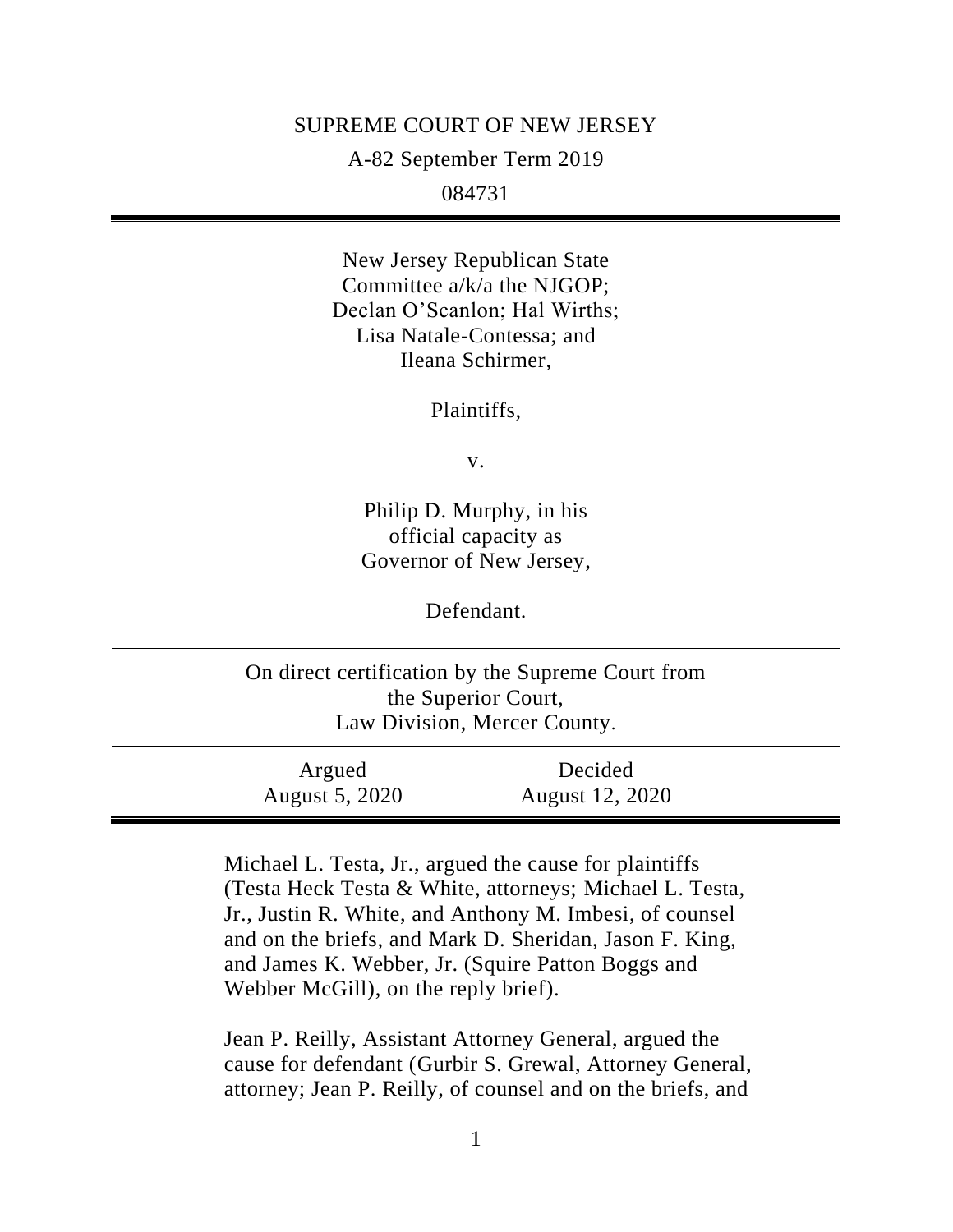SUPREME COURT OF NEW JERSEY

A-82 September Term 2019

084731

---

New Jersey Republican State Committee a/k/a the NJGOP; Declan O'Scanlon; Hal Wirths; Lisa Natale-Contessa; and Ileana Schirmer,

Plaintiffs,

v.

Philip D. Murphy, in his official capacity as Governor of New Jersey,

Defendant.

---

On direct certification by the Supreme Court from the Superior Court, Law Division, Mercer County.

---

| Argued | Decided |
| --- | --- |
| August 5, 2020 | August 12, 2020 |

---

Michael L. Testa, Jr., argued the cause for plaintiffs (Testa Heck Testa & White, attorneys; Michael L. Testa, Jr., Justin R. White, and Anthony M. Imbesi, of counsel and on the briefs, and Mark D. Sheridan, Jason F. King, and James K. Webber, Jr. (Squire Patton Boggs and Webber McGill), on the reply brief).

Jean P. Reilly, Assistant Attorney General, argued the cause for defendant (Gurbir S. Grewal, Attorney General, attorney; Jean P. Reilly, of counsel and on the briefs, and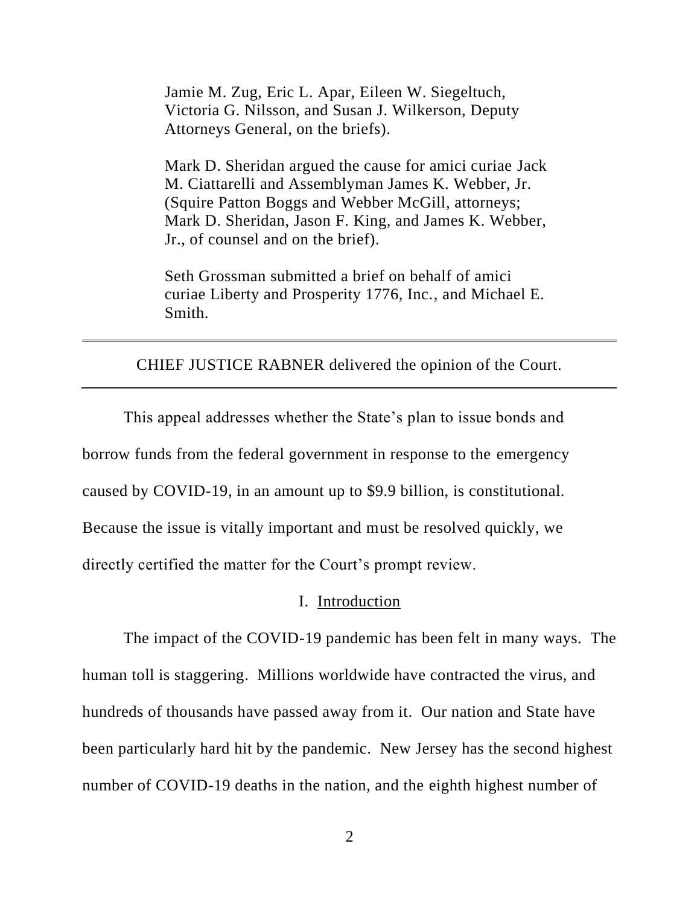Jamie M. Zug, Eric L. Apar, Eileen W. Siegeltuch, Victoria G. Nilsson, and Susan J. Wilkerson, Deputy Attorneys General, on the briefs).

Mark D. Sheridan argued the cause for amici curiae Jack M. Ciattarelli and Assemblyman James K. Webber, Jr. (Squire Patton Boggs and Webber McGill, attorneys; Mark D. Sheridan, Jason F. King, and James K. Webber, Jr., of counsel and on the brief).

Seth Grossman submitted a brief on behalf of amici curiae Liberty and Prosperity 1776, Inc., and Michael E. Smith.

---

CHIEF JUSTICE RABNER delivered the opinion of the Court.

---

This appeal addresses whether the State's plan to issue bonds and borrow funds from the federal government in response to the emergency caused by COVID-19, in an amount up to $9.9 billion, is constitutional. Because the issue is vitally important and must be resolved quickly, we directly certified the matter for the Court's prompt review.

## I. Introduction

The impact of the COVID-19 pandemic has been felt in many ways. The human toll is staggering. Millions worldwide have contracted the virus, and hundreds of thousands have passed away from it. Our nation and State have been particularly hard hit by the pandemic. New Jersey has the second highest number of COVID-19 deaths in the nation, and the eighth highest number of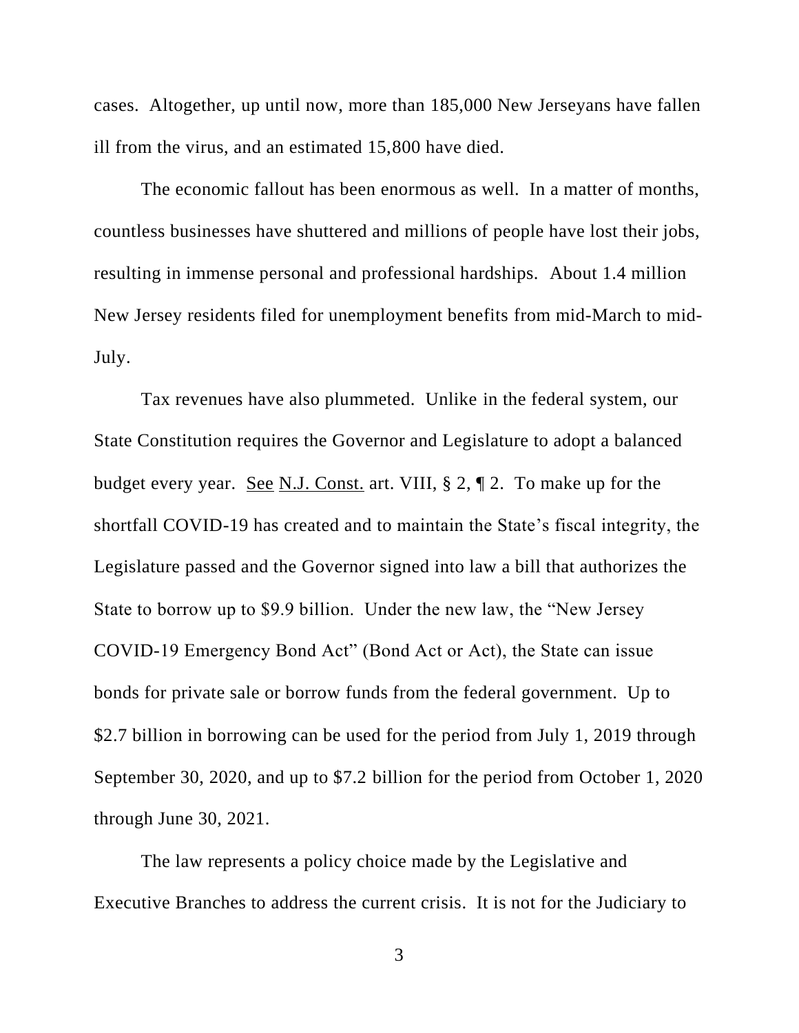cases. Altogether, up until now, more than 185,000 New Jerseyans have fallen ill from the virus, and an estimated 15,800 have died.

The economic fallout has been enormous as well. In a matter of months, countless businesses have shuttered and millions of people have lost their jobs, resulting in immense personal and professional hardships. About 1.4 million New Jersey residents filed for unemployment benefits from mid-March to mid-July.

Tax revenues have also plummeted. Unlike in the federal system, our State Constitution requires the Governor and Legislature to adopt a balanced budget every year. See N.J. Const. art. VIII, § 2, ¶ 2. To make up for the shortfall COVID-19 has created and to maintain the State's fiscal integrity, the Legislature passed and the Governor signed into law a bill that authorizes the State to borrow up to $9.9 billion. Under the new law, the "New Jersey COVID-19 Emergency Bond Act" (Bond Act or Act), the State can issue bonds for private sale or borrow funds from the federal government. Up to $2.7 billion in borrowing can be used for the period from July 1, 2019 through September 30, 2020, and up to $7.2 billion for the period from October 1, 2020 through June 30, 2021.

The law represents a policy choice made by the Legislative and Executive Branches to address the current crisis. It is not for the Judiciary to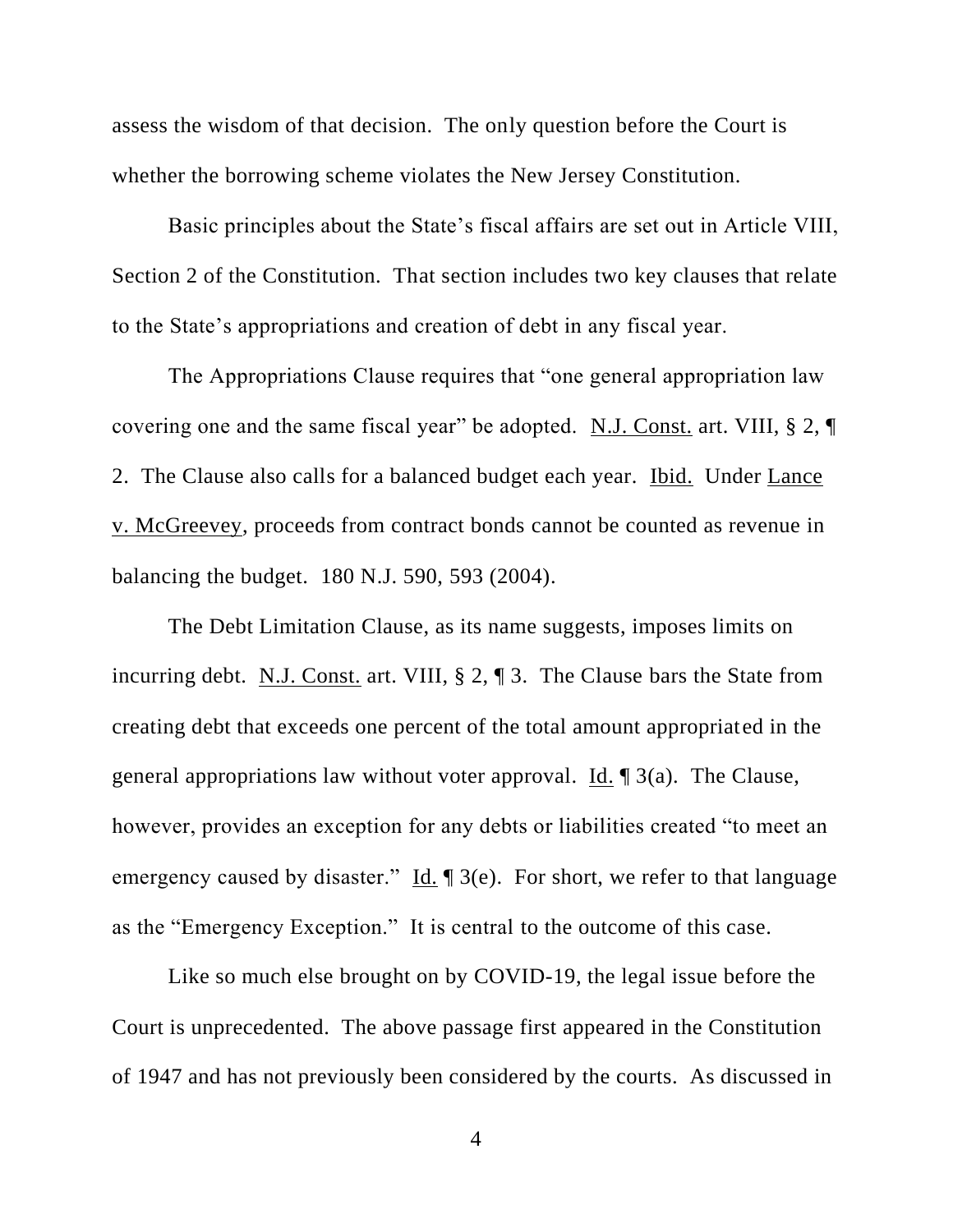assess the wisdom of that decision. The only question before the Court is whether the borrowing scheme violates the New Jersey Constitution.

Basic principles about the State's fiscal affairs are set out in Article VIII, Section 2 of the Constitution. That section includes two key clauses that relate to the State's appropriations and creation of debt in any fiscal year.

The Appropriations Clause requires that "one general appropriation law covering one and the same fiscal year" be adopted. N.J. Const. art. VIII, § 2, ¶ 2. The Clause also calls for a balanced budget each year. Ibid. Under Lance v. McGreevey, proceeds from contract bonds cannot be counted as revenue in balancing the budget. 180 N.J. 590, 593 (2004).

The Debt Limitation Clause, as its name suggests, imposes limits on incurring debt. N.J. Const. art. VIII, § 2, ¶ 3. The Clause bars the State from creating debt that exceeds one percent of the total amount appropriated in the general appropriations law without voter approval. Id. ¶ 3(a). The Clause, however, provides an exception for any debts or liabilities created "to meet an emergency caused by disaster." Id. ¶ 3(e). For short, we refer to that language as the "Emergency Exception." It is central to the outcome of this case.

Like so much else brought on by COVID-19, the legal issue before the Court is unprecedented. The above passage first appeared in the Constitution of 1947 and has not previously been considered by the courts. As discussed in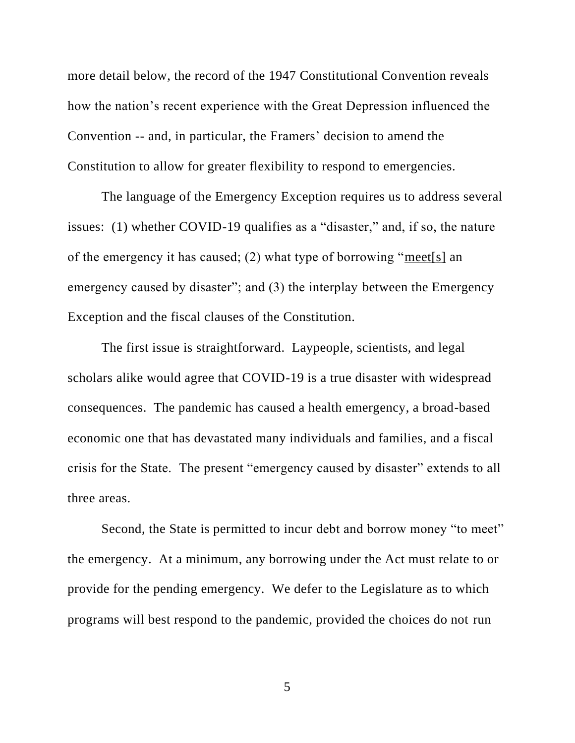more detail below, the record of the 1947 Constitutional Convention reveals how the nation's recent experience with the Great Depression influenced the Convention -- and, in particular, the Framers' decision to amend the Constitution to allow for greater flexibility to respond to emergencies.

The language of the Emergency Exception requires us to address several issues: (1) whether COVID-19 qualifies as a "disaster," and, if so, the nature of the emergency it has caused; (2) what type of borrowing "<u>meet[s]</u> an emergency caused by disaster"; and (3) the interplay between the Emergency Exception and the fiscal clauses of the Constitution.

The first issue is straightforward. Laypeople, scientists, and legal scholars alike would agree that COVID-19 is a true disaster with widespread consequences. The pandemic has caused a health emergency, a broad-based economic one that has devastated many individuals and families, and a fiscal crisis for the State. The present "emergency caused by disaster" extends to all three areas.

Second, the State is permitted to incur debt and borrow money "to meet" the emergency. At a minimum, any borrowing under the Act must relate to or provide for the pending emergency. We defer to the Legislature as to which programs will best respond to the pandemic, provided the choices do not run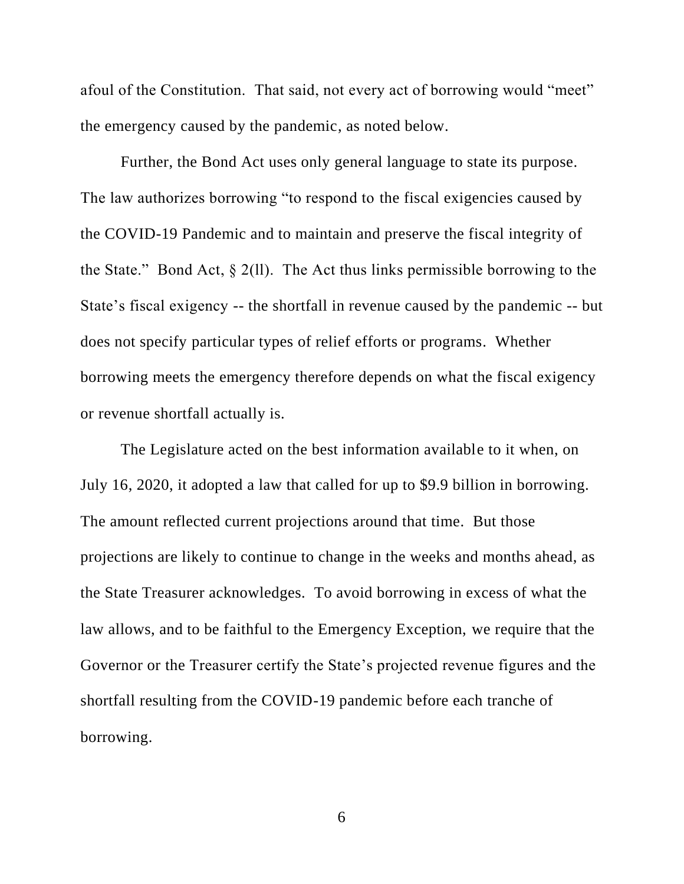afoul of the Constitution. That said, not every act of borrowing would "meet" the emergency caused by the pandemic, as noted below.

Further, the Bond Act uses only general language to state its purpose. The law authorizes borrowing "to respond to the fiscal exigencies caused by the COVID-19 Pandemic and to maintain and preserve the fiscal integrity of the State." Bond Act, § 2(ll). The Act thus links permissible borrowing to the State's fiscal exigency -- the shortfall in revenue caused by the pandemic -- but does not specify particular types of relief efforts or programs. Whether borrowing meets the emergency therefore depends on what the fiscal exigency or revenue shortfall actually is.

The Legislature acted on the best information available to it when, on July 16, 2020, it adopted a law that called for up to $9.9 billion in borrowing. The amount reflected current projections around that time. But those projections are likely to continue to change in the weeks and months ahead, as the State Treasurer acknowledges. To avoid borrowing in excess of what the law allows, and to be faithful to the Emergency Exception, we require that the Governor or the Treasurer certify the State's projected revenue figures and the shortfall resulting from the COVID-19 pandemic before each tranche of borrowing.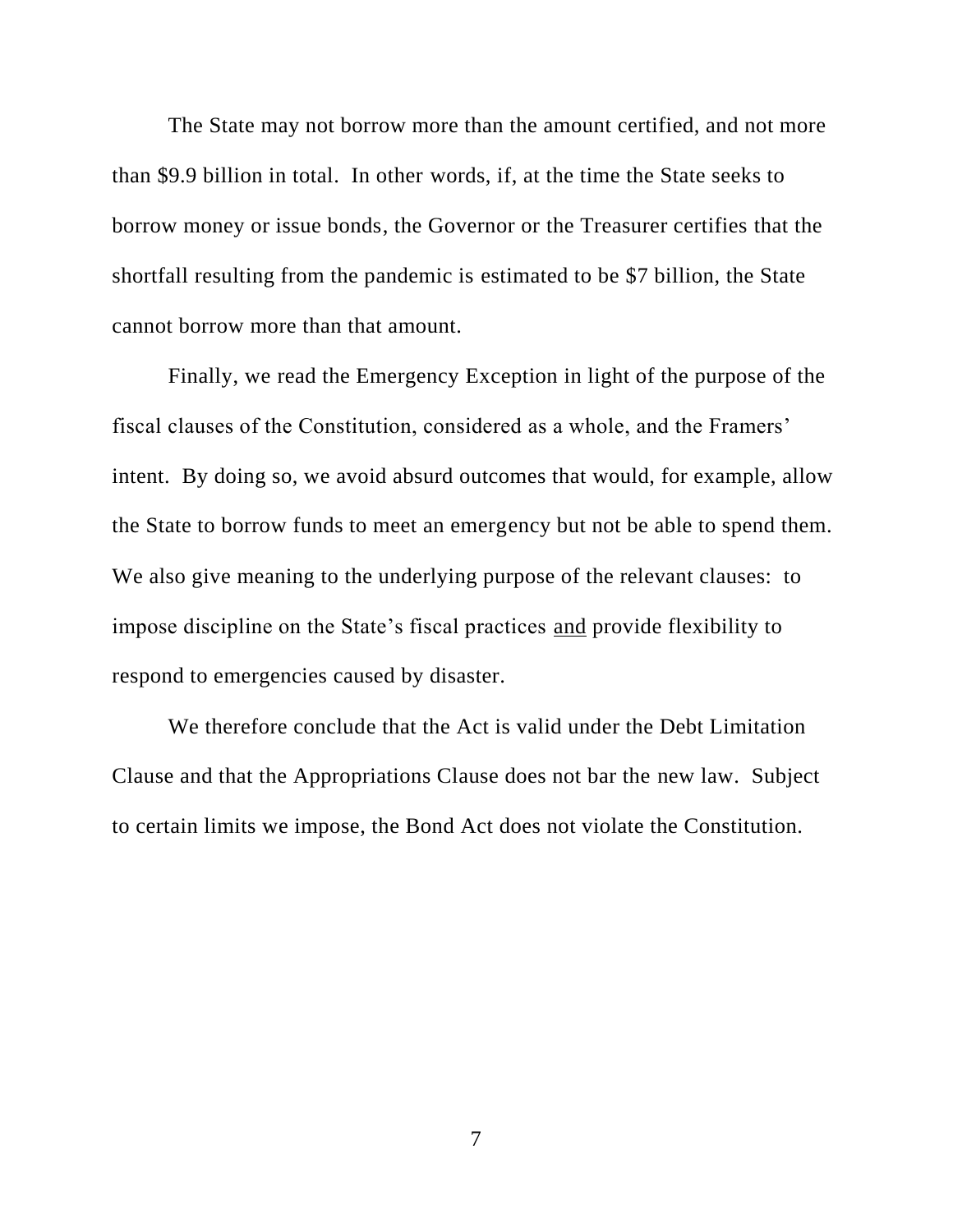The State may not borrow more than the amount certified, and not more than $9.9 billion in total. In other words, if, at the time the State seeks to borrow money or issue bonds, the Governor or the Treasurer certifies that the shortfall resulting from the pandemic is estimated to be $7 billion, the State cannot borrow more than that amount.

Finally, we read the Emergency Exception in light of the purpose of the fiscal clauses of the Constitution, considered as a whole, and the Framers' intent. By doing so, we avoid absurd outcomes that would, for example, allow the State to borrow funds to meet an emergency but not be able to spend them. We also give meaning to the underlying purpose of the relevant clauses: to impose discipline on the State's fiscal practices <u>and</u> provide flexibility to respond to emergencies caused by disaster.

We therefore conclude that the Act is valid under the Debt Limitation Clause and that the Appropriations Clause does not bar the new law. Subject to certain limits we impose, the Bond Act does not violate the Constitution.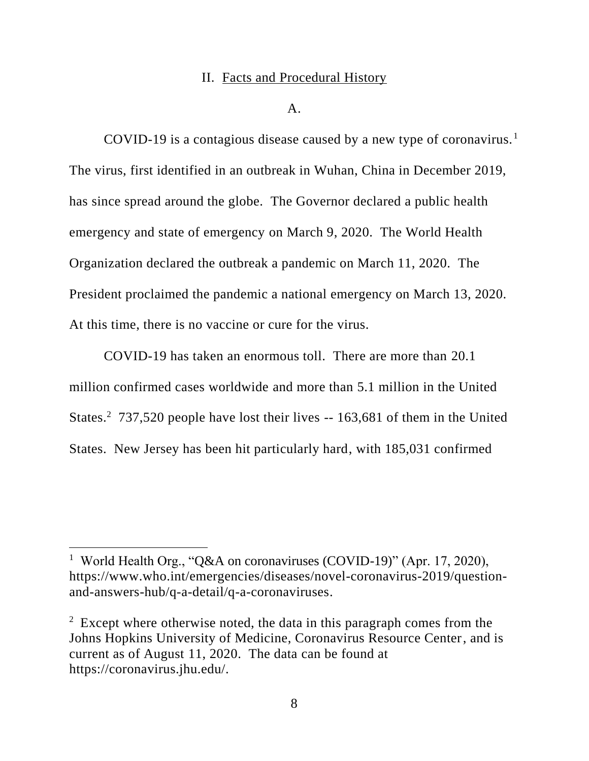## II. Facts and Procedural History

### A.

COVID-19 is a contagious disease caused by a new type of coronavirus.[1] The virus, first identified in an outbreak in Wuhan, China in December 2019, has since spread around the globe. The Governor declared a public health emergency and state of emergency on March 9, 2020. The World Health Organization declared the outbreak a pandemic on March 11, 2020. The President proclaimed the pandemic a national emergency on March 13, 2020. At this time, there is no vaccine or cure for the virus.

COVID-19 has taken an enormous toll. There are more than 20.1 million confirmed cases worldwide and more than 5.1 million in the United States.[2] 737,520 people have lost their lives -- 163,681 of them in the United States. New Jersey has been hit particularly hard, with 185,031 confirmed

---

[1] World Health Org., "Q&A on coronaviruses (COVID-19)" (Apr. 17, 2020), https://www.who.int/emergencies/diseases/novel-coronavirus-2019/question-and-answers-hub/q-a-detail/q-a-coronaviruses.

[2] Except where otherwise noted, the data in this paragraph comes from the Johns Hopkins University of Medicine, Coronavirus Resource Center, and is current as of August 11, 2020. The data can be found at https://coronavirus.jhu.edu/.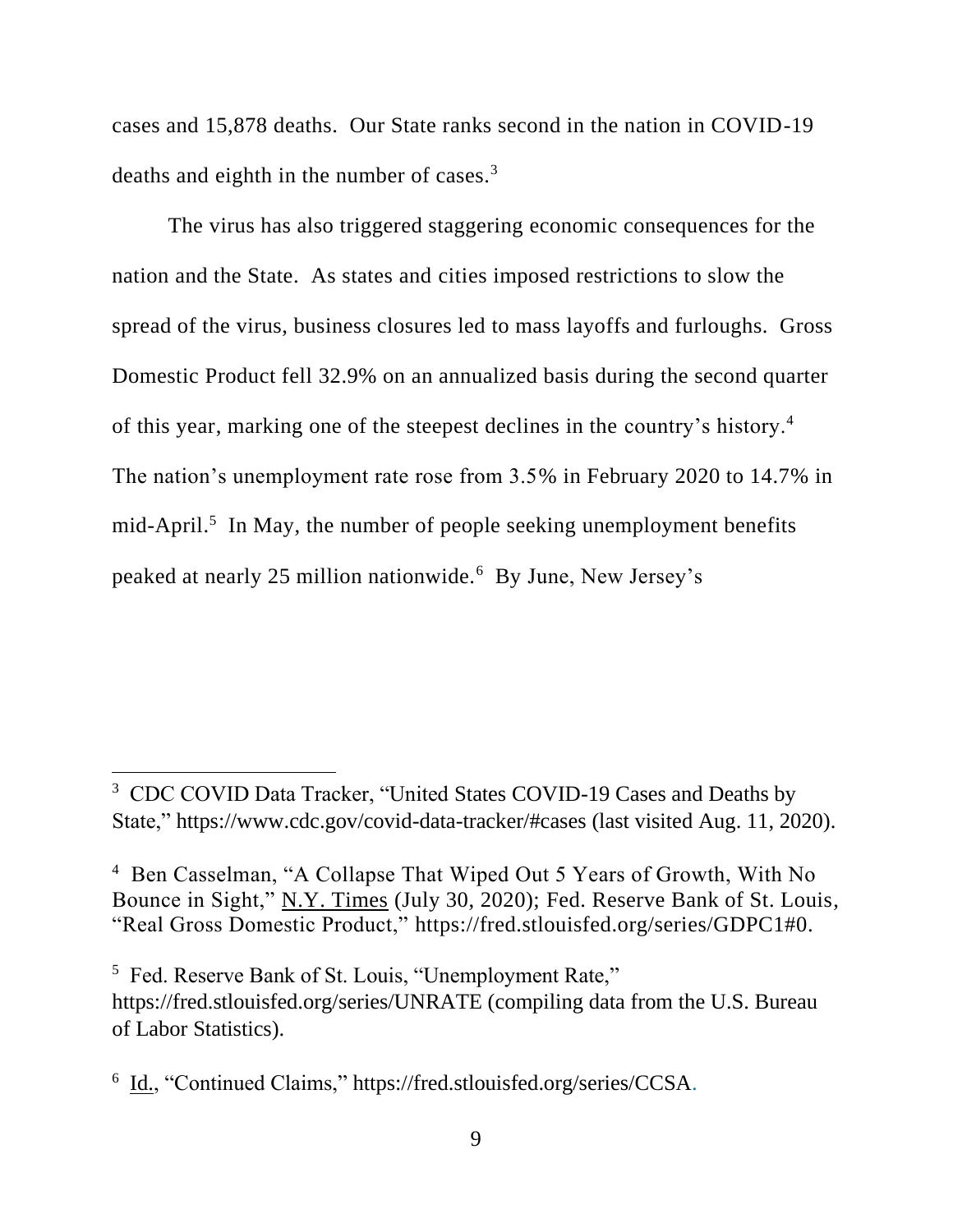cases and 15,878 deaths. Our State ranks second in the nation in COVID-19 deaths and eighth in the number of cases.[3]

The virus has also triggered staggering economic consequences for the nation and the State. As states and cities imposed restrictions to slow the spread of the virus, business closures led to mass layoffs and furloughs. Gross Domestic Product fell 32.9% on an annualized basis during the second quarter of this year, marking one of the steepest declines in the country's history.[4] The nation's unemployment rate rose from 3.5% in February 2020 to 14.7% in mid-April.[5] In May, the number of people seeking unemployment benefits peaked at nearly 25 million nationwide.[6] By June, New Jersey's

---

[3] CDC COVID Data Tracker, "United States COVID-19 Cases and Deaths by State," https://www.cdc.gov/covid-data-tracker/#cases (last visited Aug. 11, 2020).

[4] Ben Casselman, "A Collapse That Wiped Out 5 Years of Growth, With No Bounce in Sight," N.Y. Times (July 30, 2020); Fed. Reserve Bank of St. Louis, "Real Gross Domestic Product," https://fred.stlouisfed.org/series/GDPC1#0.

[5] Fed. Reserve Bank of St. Louis, "Unemployment Rate," https://fred.stlouisfed.org/series/UNRATE (compiling data from the U.S. Bureau of Labor Statistics).

[6] Id., "Continued Claims," https://fred.stlouisfed.org/series/CCSA.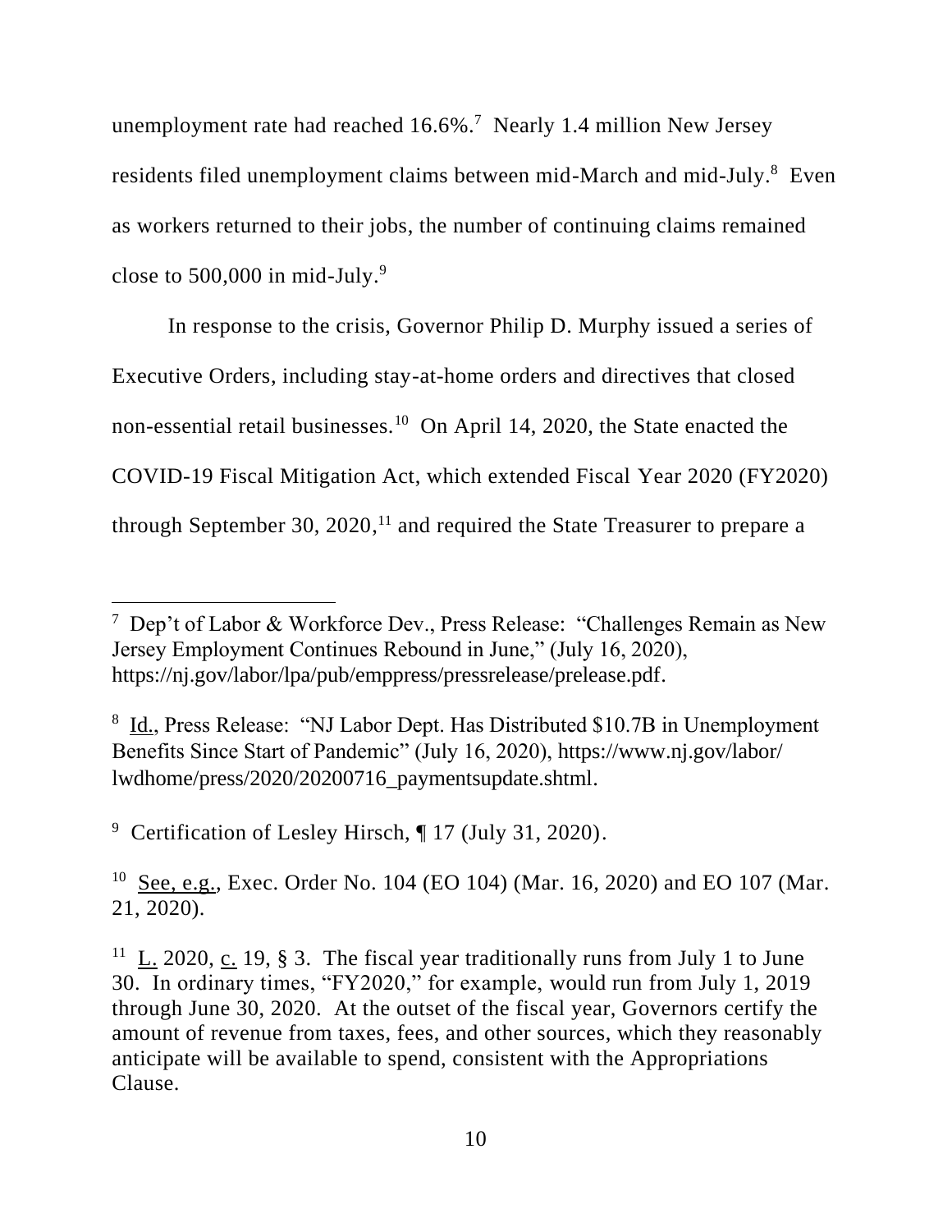unemployment rate had reached 16.6%.[7] Nearly 1.4 million New Jersey residents filed unemployment claims between mid-March and mid-July.[8] Even as workers returned to their jobs, the number of continuing claims remained close to 500,000 in mid-July.[9]

In response to the crisis, Governor Philip D. Murphy issued a series of Executive Orders, including stay-at-home orders and directives that closed non-essential retail businesses.[10] On April 14, 2020, the State enacted the COVID-19 Fiscal Mitigation Act, which extended Fiscal Year 2020 (FY2020) through September 30, 2020,[11] and required the State Treasurer to prepare a

---

[7] Dep't of Labor & Workforce Dev., Press Release: "Challenges Remain as New Jersey Employment Continues Rebound in June," (July 16, 2020), https://nj.gov/labor/lpa/pub/emppress/pressrelease/prelease.pdf.

[8] Id., Press Release: "NJ Labor Dept. Has Distributed $10.7B in Unemployment Benefits Since Start of Pandemic" (July 16, 2020), https://www.nj.gov/labor/lwdhome/press/2020/20200716_paymentsupdate.shtml.

[9] Certification of Lesley Hirsch, ¶ 17 (July 31, 2020).

[10] See, e.g., Exec. Order No. 104 (EO 104) (Mar. 16, 2020) and EO 107 (Mar. 21, 2020).

[11] L. 2020, c. 19, § 3. The fiscal year traditionally runs from July 1 to June 30. In ordinary times, "FY2020," for example, would run from July 1, 2019 through June 30, 2020. At the outset of the fiscal year, Governors certify the amount of revenue from taxes, fees, and other sources, which they reasonably anticipate will be available to spend, consistent with the Appropriations Clause.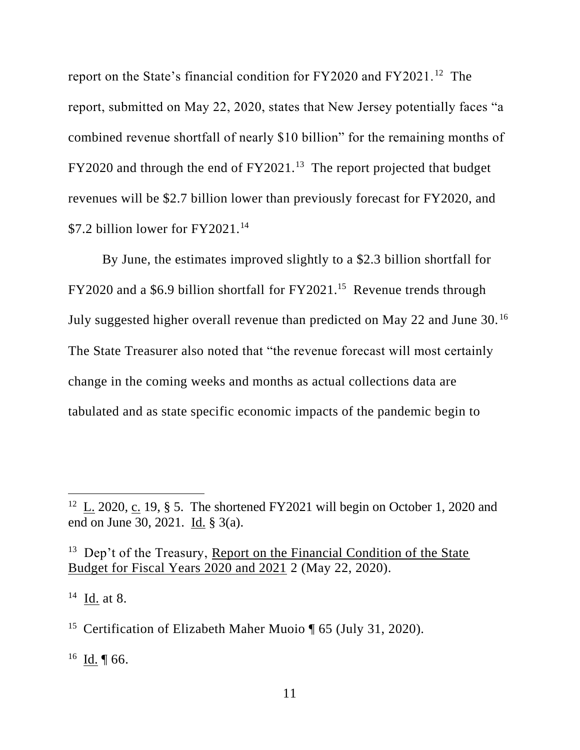report on the State's financial condition for FY2020 and FY2021.[12] The report, submitted on May 22, 2020, states that New Jersey potentially faces "a combined revenue shortfall of nearly $10 billion" for the remaining months of FY2020 and through the end of FY2021.[13] The report projected that budget revenues will be $2.7 billion lower than previously forecast for FY2020, and $7.2 billion lower for FY2021.[14]

By June, the estimates improved slightly to a $2.3 billion shortfall for FY2020 and a $6.9 billion shortfall for FY2021.[15] Revenue trends through July suggested higher overall revenue than predicted on May 22 and June 30.[16] The State Treasurer also noted that "the revenue forecast will most certainly change in the coming weeks and months as actual collections data are tabulated and as state specific economic impacts of the pandemic begin to

---

[12] L. 2020, c. 19, § 5. The shortened FY2021 will begin on October 1, 2020 and end on June 30, 2021. Id. § 3(a).

[13] Dep't of the Treasury, Report on the Financial Condition of the State Budget for Fiscal Years 2020 and 2021 2 (May 22, 2020).

[14] Id. at 8.

[15] Certification of Elizabeth Maher Muoio ¶ 65 (July 31, 2020).

[16] Id. ¶ 66.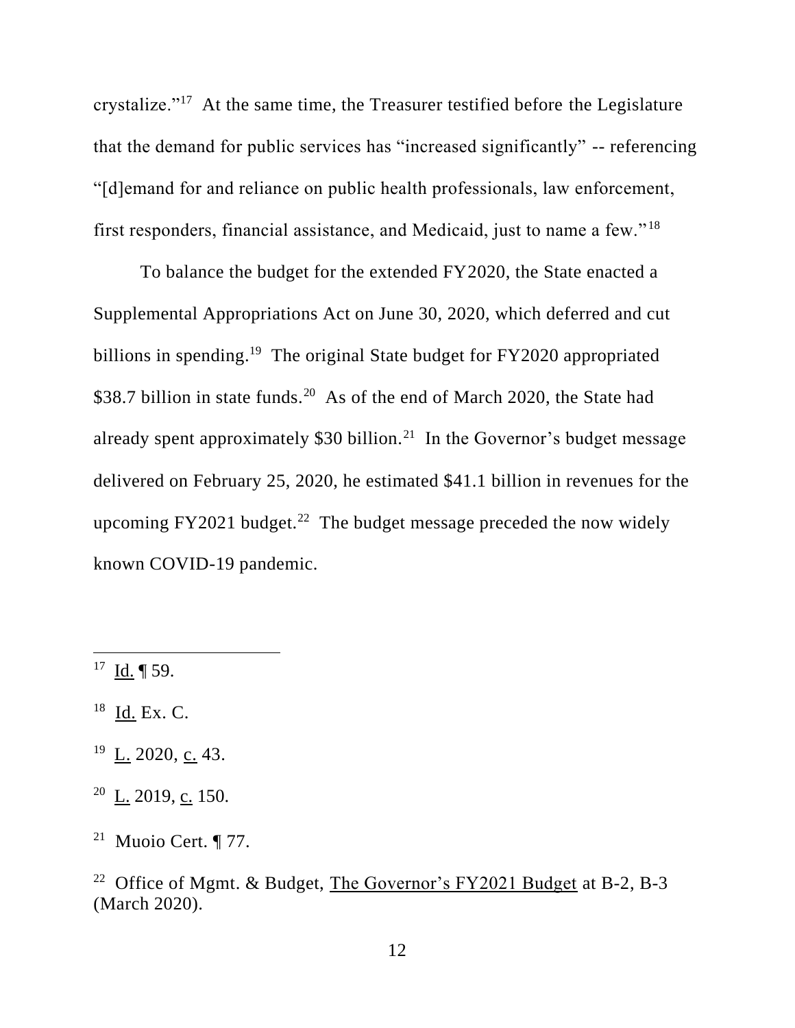crystalize."[17] At the same time, the Treasurer testified before the Legislature that the demand for public services has "increased significantly" -- referencing "[d]emand for and reliance on public health professionals, law enforcement, first responders, financial assistance, and Medicaid, just to name a few."[18]

To balance the budget for the extended FY2020, the State enacted a Supplemental Appropriations Act on June 30, 2020, which deferred and cut billions in spending.[19] The original State budget for FY2020 appropriated $38.7 billion in state funds.[20] As of the end of March 2020, the State had already spent approximately $30 billion.[21] In the Governor's budget message delivered on February 25, 2020, he estimated $41.1 billion in revenues for the upcoming FY2021 budget.[22] The budget message preceded the now widely known COVID-19 pandemic.

---

[17] Id. ¶ 59.

[18] Id. Ex. C.

[19] L. 2020, c. 43.

[20] L. 2019, c. 150.

[21] Muoio Cert. ¶ 77.

[22] Office of Mgmt. & Budget, The Governor's FY2021 Budget at B-2, B-3 (March 2020).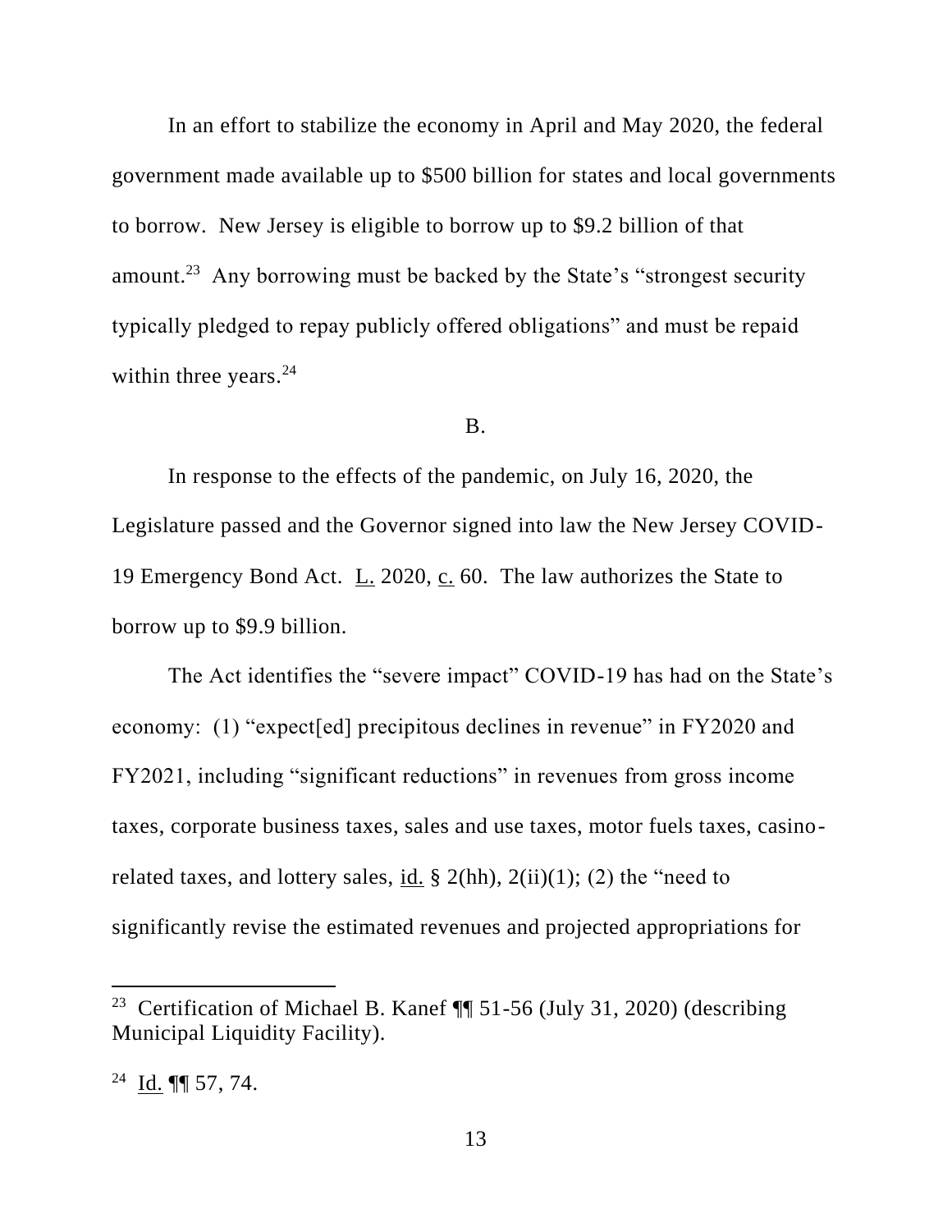In an effort to stabilize the economy in April and May 2020, the federal government made available up to $500 billion for states and local governments to borrow. New Jersey is eligible to borrow up to $9.2 billion of that amount.[23] Any borrowing must be backed by the State's "strongest security typically pledged to repay publicly offered obligations" and must be repaid within three years.[24]

B.

In response to the effects of the pandemic, on July 16, 2020, the Legislature passed and the Governor signed into law the New Jersey COVID-19 Emergency Bond Act. L. 2020, c. 60. The law authorizes the State to borrow up to $9.9 billion.

The Act identifies the "severe impact" COVID-19 has had on the State's economy: (1) "expect[ed] precipitous declines in revenue" in FY2020 and FY2021, including "significant reductions" in revenues from gross income taxes, corporate business taxes, sales and use taxes, motor fuels taxes, casino-related taxes, and lottery sales, id. § 2(hh), 2(ii)(1); (2) the "need to significantly revise the estimated revenues and projected appropriations for

---

[23] Certification of Michael B. Kanef ¶¶ 51-56 (July 31, 2020) (describing Municipal Liquidity Facility).

[24] Id. ¶¶ 57, 74.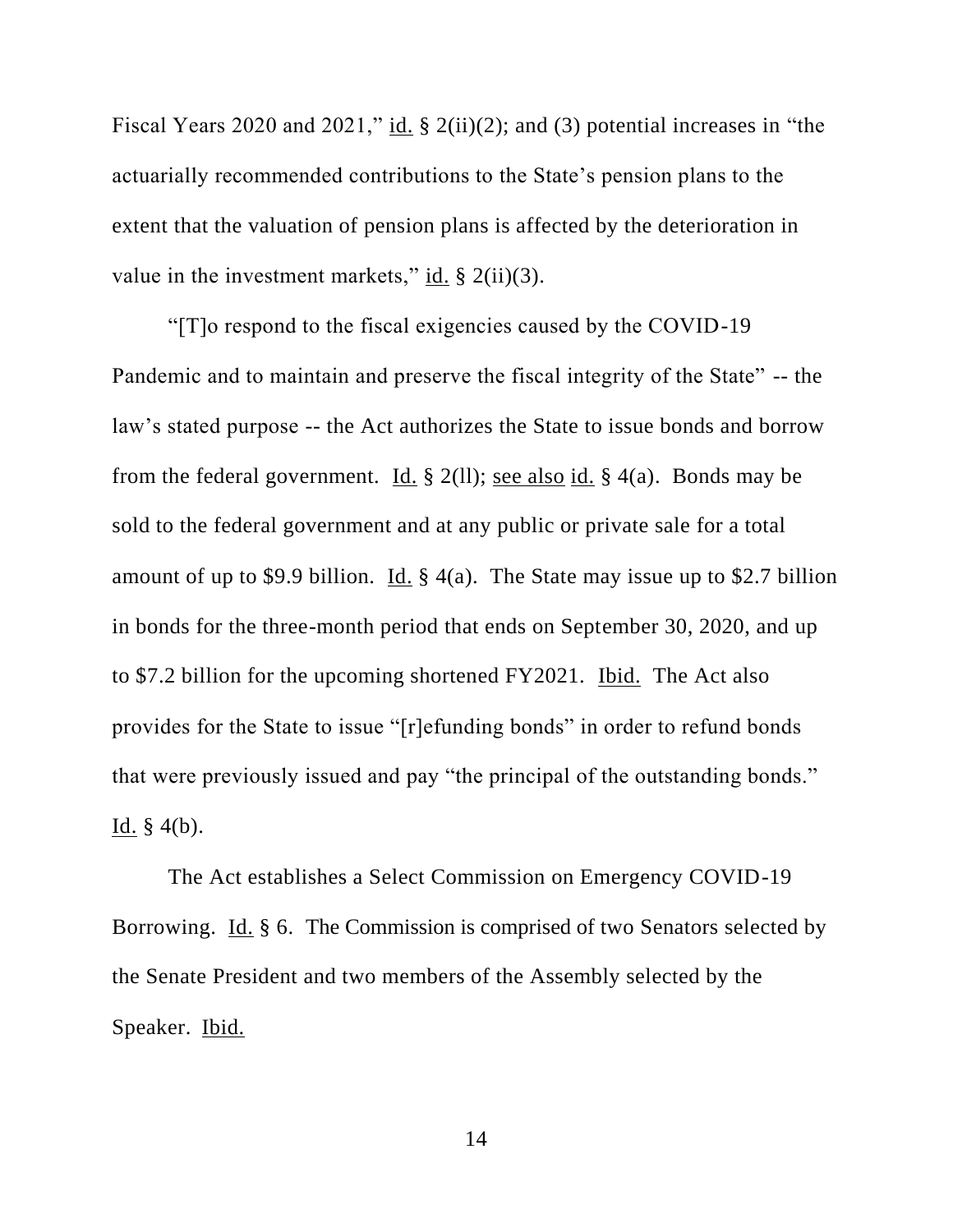Fiscal Years 2020 and 2021," id. § 2(ii)(2); and (3) potential increases in "the actuarially recommended contributions to the State's pension plans to the extent that the valuation of pension plans is affected by the deterioration in value in the investment markets," id. § 2(ii)(3).

"[T]o respond to the fiscal exigencies caused by the COVID-19 Pandemic and to maintain and preserve the fiscal integrity of the State" -- the law's stated purpose -- the Act authorizes the State to issue bonds and borrow from the federal government. Id. § 2(ll); see also id. § 4(a). Bonds may be sold to the federal government and at any public or private sale for a total amount of up to $9.9 billion. Id. § 4(a). The State may issue up to $2.7 billion in bonds for the three-month period that ends on September 30, 2020, and up to $7.2 billion for the upcoming shortened FY2021. Ibid. The Act also provides for the State to issue "[r]efunding bonds" in order to refund bonds that were previously issued and pay "the principal of the outstanding bonds." Id. § 4(b).

The Act establishes a Select Commission on Emergency COVID-19 Borrowing. Id. § 6. The Commission is comprised of two Senators selected by the Senate President and two members of the Assembly selected by the Speaker. Ibid.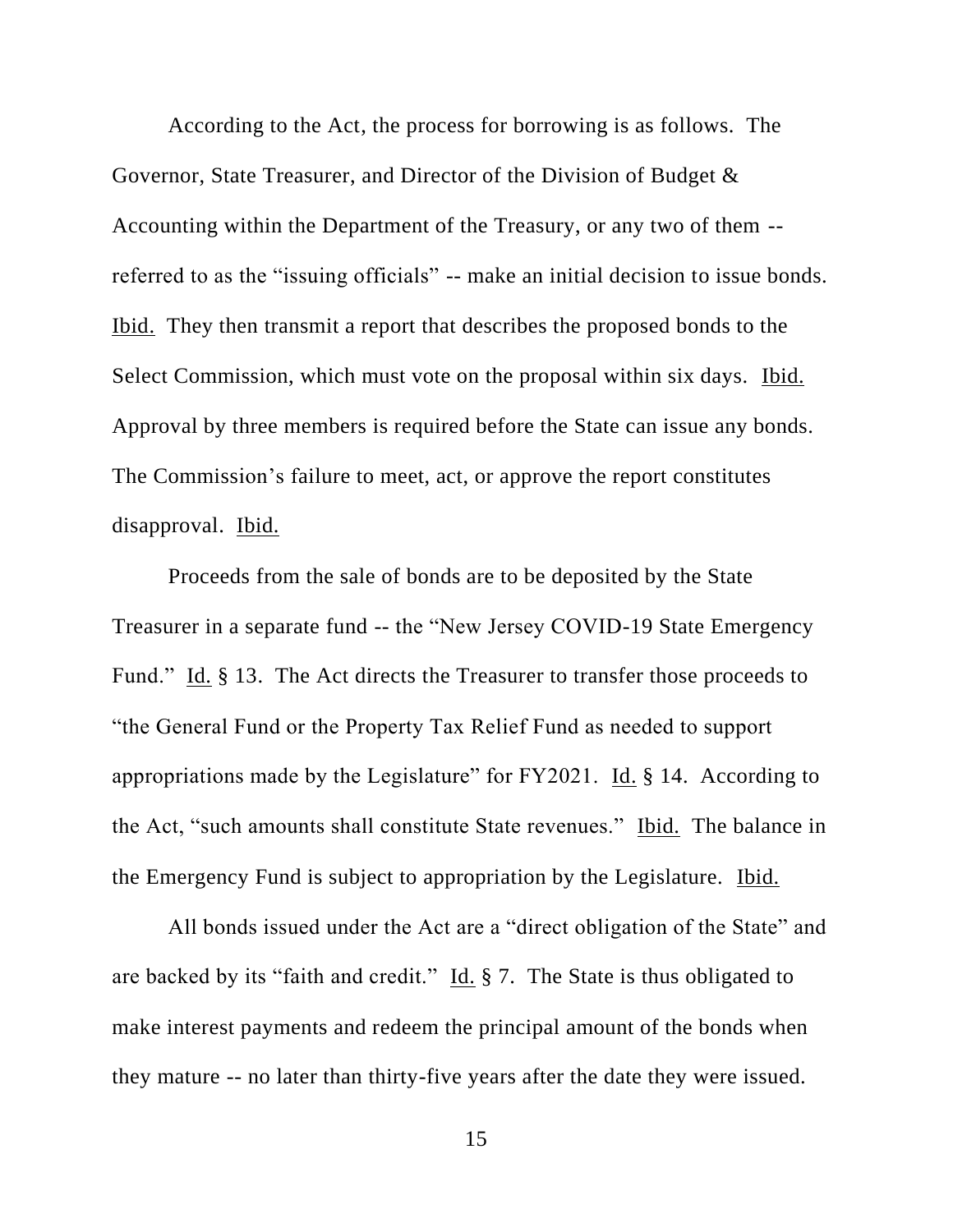According to the Act, the process for borrowing is as follows. The Governor, State Treasurer, and Director of the Division of Budget & Accounting within the Department of the Treasury, or any two of them -- referred to as the "issuing officials" -- make an initial decision to issue bonds. Ibid. They then transmit a report that describes the proposed bonds to the Select Commission, which must vote on the proposal within six days. Ibid. Approval by three members is required before the State can issue any bonds. The Commission's failure to meet, act, or approve the report constitutes disapproval. Ibid.

Proceeds from the sale of bonds are to be deposited by the State Treasurer in a separate fund -- the "New Jersey COVID-19 State Emergency Fund." Id. § 13. The Act directs the Treasurer to transfer those proceeds to "the General Fund or the Property Tax Relief Fund as needed to support appropriations made by the Legislature" for FY2021. Id. § 14. According to the Act, "such amounts shall constitute State revenues." Ibid. The balance in the Emergency Fund is subject to appropriation by the Legislature. Ibid.

All bonds issued under the Act are a "direct obligation of the State" and are backed by its "faith and credit." Id. § 7. The State is thus obligated to make interest payments and redeem the principal amount of the bonds when they mature -- no later than thirty-five years after the date they were issued.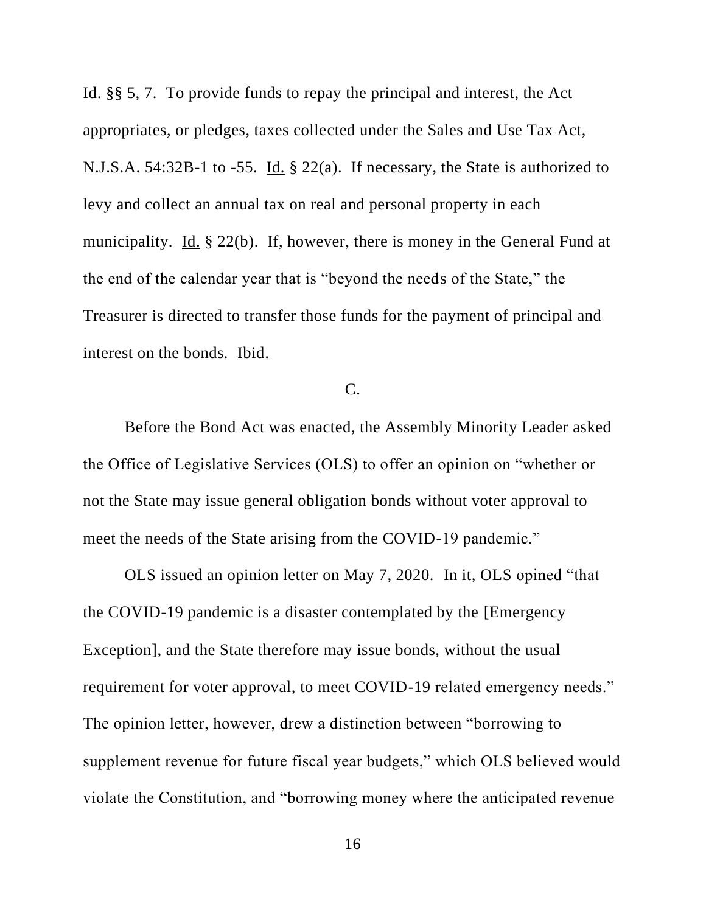Id. §§ 5, 7. To provide funds to repay the principal and interest, the Act appropriates, or pledges, taxes collected under the Sales and Use Tax Act, N.J.S.A. 54:32B-1 to -55. Id. § 22(a). If necessary, the State is authorized to levy and collect an annual tax on real and personal property in each municipality. Id. § 22(b). If, however, there is money in the General Fund at the end of the calendar year that is "beyond the needs of the State," the Treasurer is directed to transfer those funds for the payment of principal and interest on the bonds. Ibid.

C.

Before the Bond Act was enacted, the Assembly Minority Leader asked the Office of Legislative Services (OLS) to offer an opinion on "whether or not the State may issue general obligation bonds without voter approval to meet the needs of the State arising from the COVID-19 pandemic."

OLS issued an opinion letter on May 7, 2020. In it, OLS opined "that the COVID-19 pandemic is a disaster contemplated by the [Emergency Exception], and the State therefore may issue bonds, without the usual requirement for voter approval, to meet COVID-19 related emergency needs." The opinion letter, however, drew a distinction between "borrowing to supplement revenue for future fiscal year budgets," which OLS believed would violate the Constitution, and "borrowing money where the anticipated revenue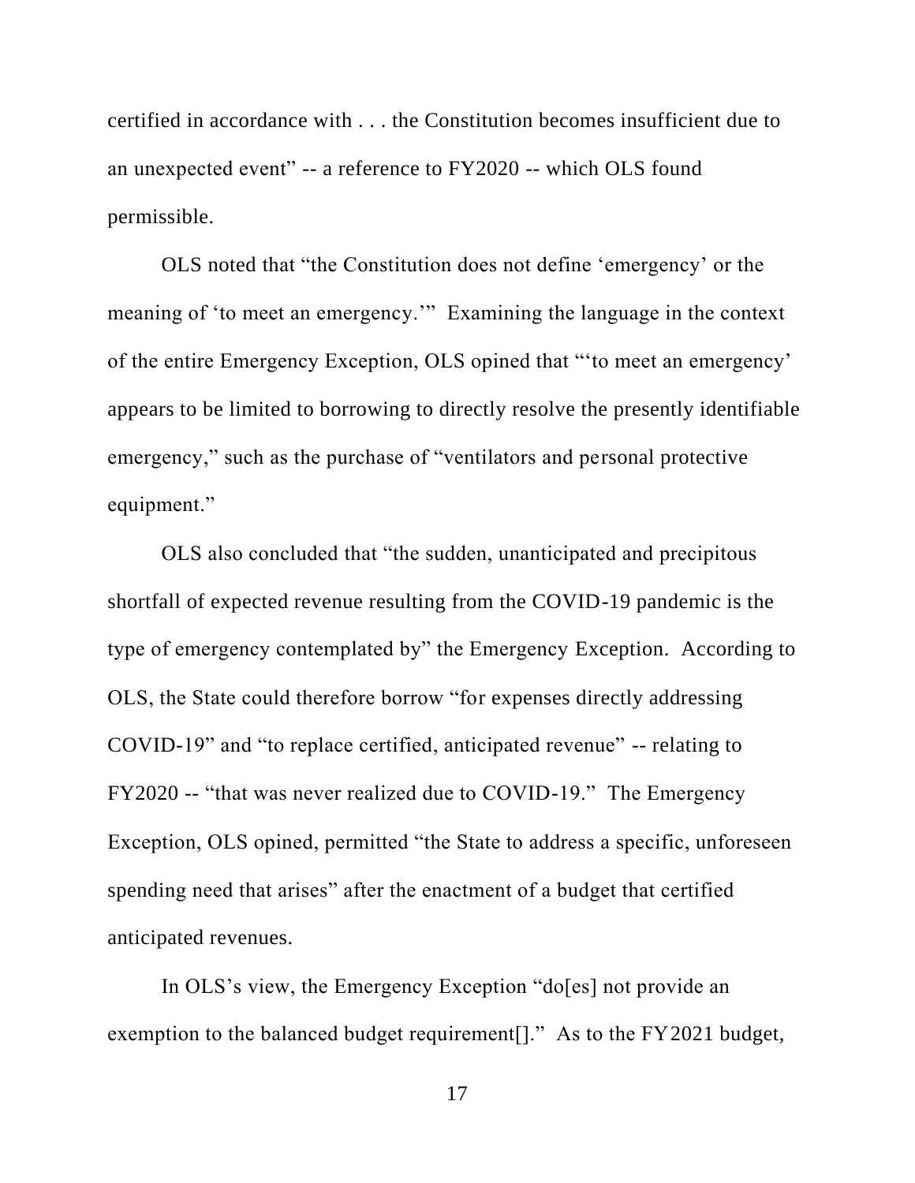certified in accordance with . . . the Constitution becomes insufficient due to an unexpected event" -- a reference to FY2020 -- which OLS found permissible.

OLS noted that "the Constitution does not define 'emergency' or the meaning of 'to meet an emergency.'" Examining the language in the context of the entire Emergency Exception, OLS opined that "'to meet an emergency' appears to be limited to borrowing to directly resolve the presently identifiable emergency," such as the purchase of "ventilators and personal protective equipment."

OLS also concluded that "the sudden, unanticipated and precipitous shortfall of expected revenue resulting from the COVID-19 pandemic is the type of emergency contemplated by" the Emergency Exception. According to OLS, the State could therefore borrow "for expenses directly addressing COVID-19" and "to replace certified, anticipated revenue" -- relating to FY2020 -- "that was never realized due to COVID-19." The Emergency Exception, OLS opined, permitted "the State to address a specific, unforeseen spending need that arises" after the enactment of a budget that certified anticipated revenues.

In OLS's view, the Emergency Exception "do[es] not provide an exemption to the balanced budget requirement[]." As to the FY2021 budget,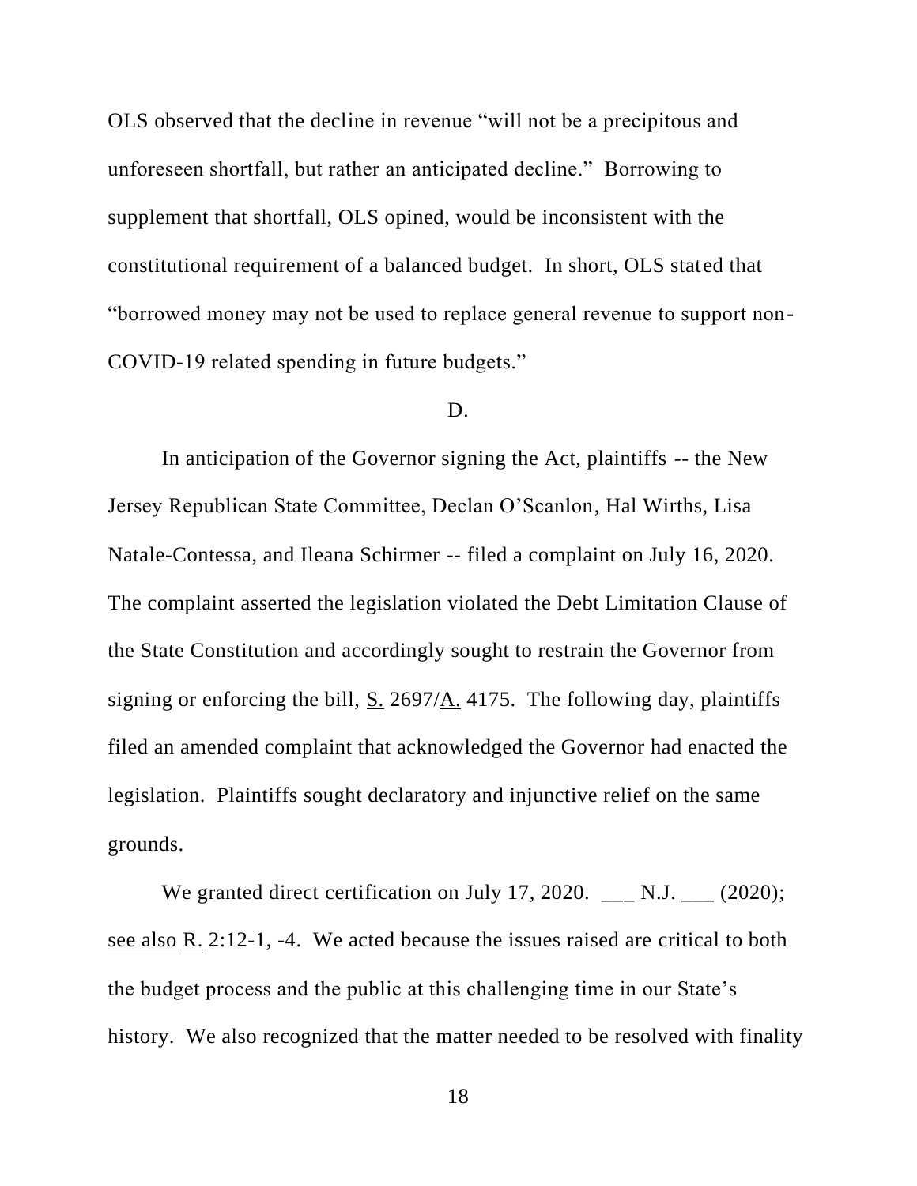OLS observed that the decline in revenue "will not be a precipitous and unforeseen shortfall, but rather an anticipated decline." Borrowing to supplement that shortfall, OLS opined, would be inconsistent with the constitutional requirement of a balanced budget. In short, OLS stated that "borrowed money may not be used to replace general revenue to support non-COVID-19 related spending in future budgets."

D.

In anticipation of the Governor signing the Act, plaintiffs -- the New Jersey Republican State Committee, Declan O'Scanlon, Hal Wirths, Lisa Natale-Contessa, and Ileana Schirmer -- filed a complaint on July 16, 2020. The complaint asserted the legislation violated the Debt Limitation Clause of the State Constitution and accordingly sought to restrain the Governor from signing or enforcing the bill, S. 2697/A. 4175. The following day, plaintiffs filed an amended complaint that acknowledged the Governor had enacted the legislation. Plaintiffs sought declaratory and injunctive relief on the same grounds.

We granted direct certification on July 17, 2020. ___ N.J. ___ (2020); see also R. 2:12-1, -4. We acted because the issues raised are critical to both the budget process and the public at this challenging time in our State's history. We also recognized that the matter needed to be resolved with finality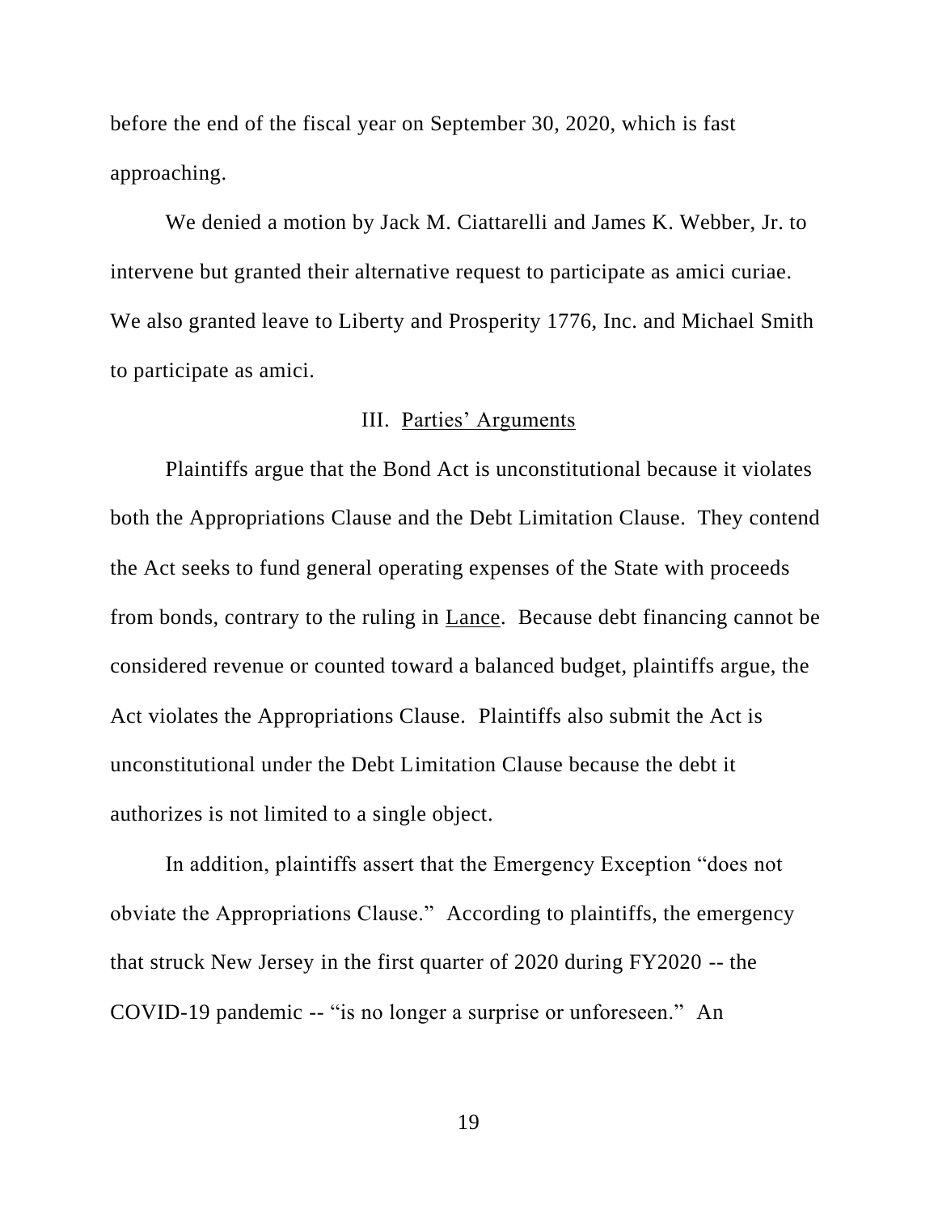before the end of the fiscal year on September 30, 2020, which is fast approaching.

We denied a motion by Jack M. Ciattarelli and James K. Webber, Jr. to intervene but granted their alternative request to participate as amici curiae. We also granted leave to Liberty and Prosperity 1776, Inc. and Michael Smith to participate as amici.

## III. Parties' Arguments

Plaintiffs argue that the Bond Act is unconstitutional because it violates both the Appropriations Clause and the Debt Limitation Clause. They contend the Act seeks to fund general operating expenses of the State with proceeds from bonds, contrary to the ruling in Lance. Because debt financing cannot be considered revenue or counted toward a balanced budget, plaintiffs argue, the Act violates the Appropriations Clause. Plaintiffs also submit the Act is unconstitutional under the Debt Limitation Clause because the debt it authorizes is not limited to a single object.

In addition, plaintiffs assert that the Emergency Exception "does not obviate the Appropriations Clause." According to plaintiffs, the emergency that struck New Jersey in the first quarter of 2020 during FY2020 -- the COVID-19 pandemic -- "is no longer a surprise or unforeseen." An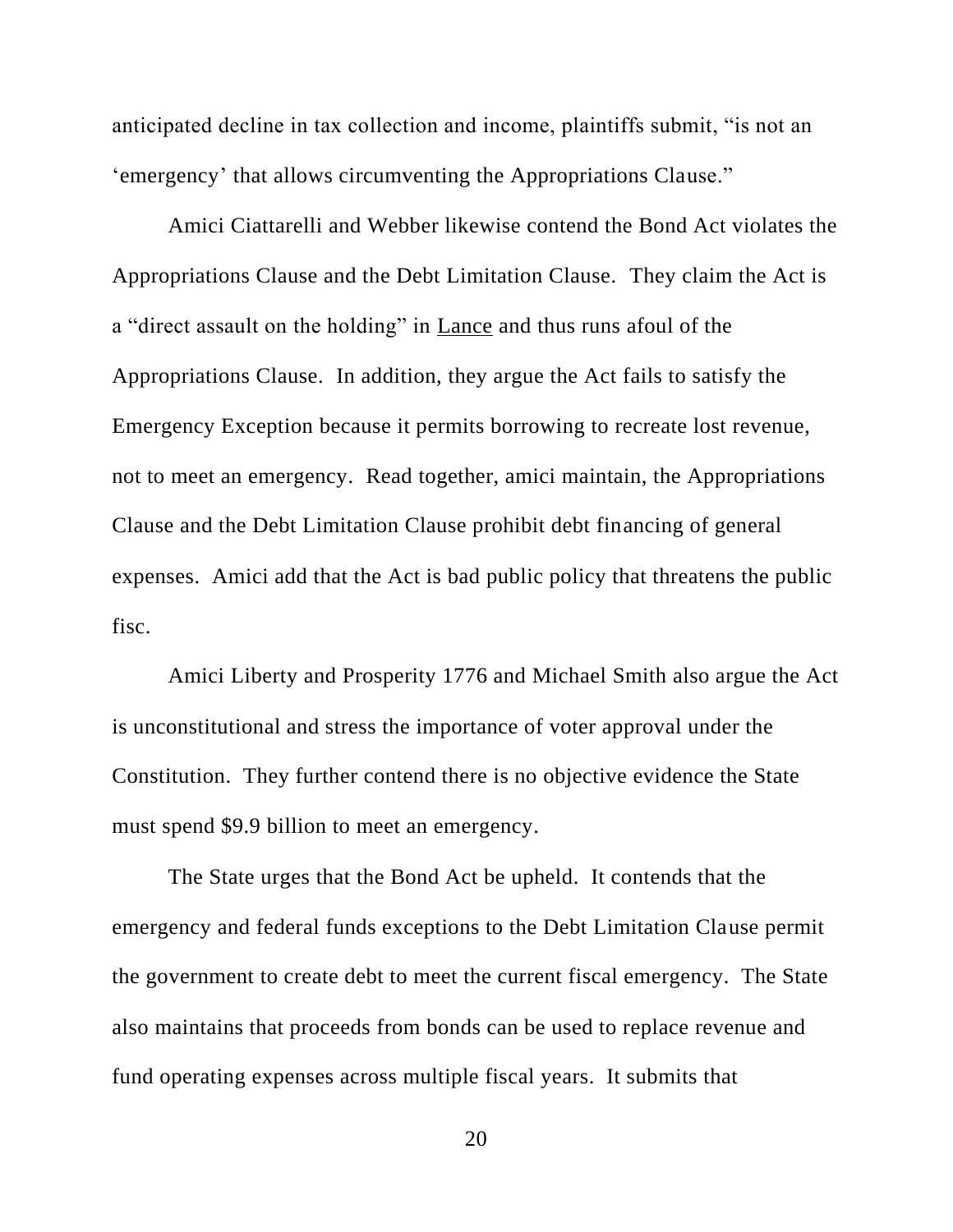anticipated decline in tax collection and income, plaintiffs submit, "is not an 'emergency' that allows circumventing the Appropriations Clause."

Amici Ciattarelli and Webber likewise contend the Bond Act violates the Appropriations Clause and the Debt Limitation Clause. They claim the Act is a "direct assault on the holding" in Lance and thus runs afoul of the Appropriations Clause. In addition, they argue the Act fails to satisfy the Emergency Exception because it permits borrowing to recreate lost revenue, not to meet an emergency. Read together, amici maintain, the Appropriations Clause and the Debt Limitation Clause prohibit debt financing of general expenses. Amici add that the Act is bad public policy that threatens the public fisc.

Amici Liberty and Prosperity 1776 and Michael Smith also argue the Act is unconstitutional and stress the importance of voter approval under the Constitution. They further contend there is no objective evidence the State must spend $9.9 billion to meet an emergency.

The State urges that the Bond Act be upheld. It contends that the emergency and federal funds exceptions to the Debt Limitation Clause permit the government to create debt to meet the current fiscal emergency. The State also maintains that proceeds from bonds can be used to replace revenue and fund operating expenses across multiple fiscal years. It submits that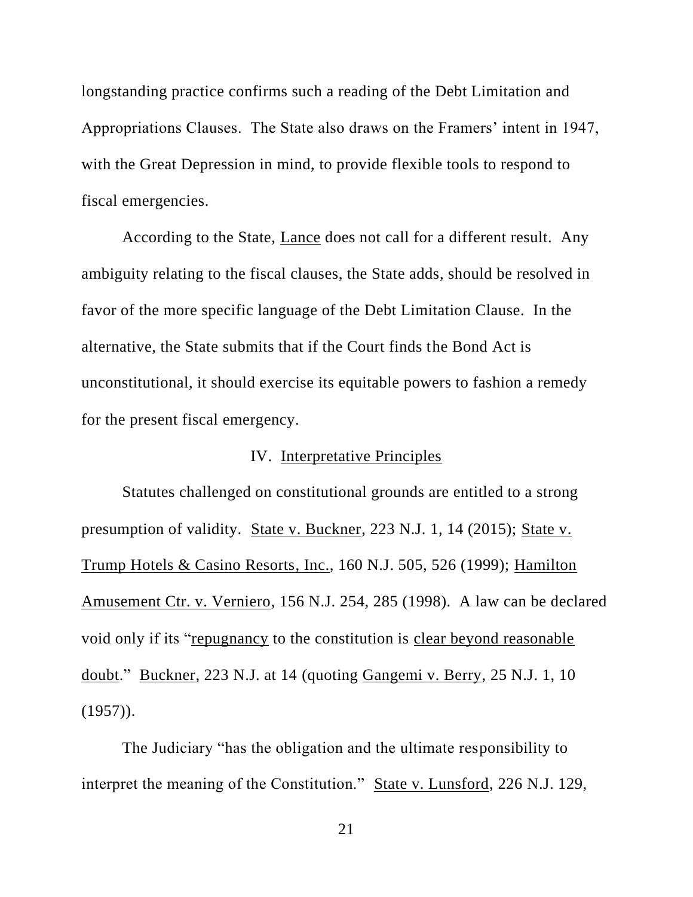longstanding practice confirms such a reading of the Debt Limitation and Appropriations Clauses. The State also draws on the Framers' intent in 1947, with the Great Depression in mind, to provide flexible tools to respond to fiscal emergencies.

According to the State, Lance does not call for a different result. Any ambiguity relating to the fiscal clauses, the State adds, should be resolved in favor of the more specific language of the Debt Limitation Clause. In the alternative, the State submits that if the Court finds the Bond Act is unconstitutional, it should exercise its equitable powers to fashion a remedy for the present fiscal emergency.

## IV. Interpretative Principles

Statutes challenged on constitutional grounds are entitled to a strong presumption of validity. State v. Buckner, 223 N.J. 1, 14 (2015); State v. Trump Hotels & Casino Resorts, Inc., 160 N.J. 505, 526 (1999); Hamilton Amusement Ctr. v. Verniero, 156 N.J. 254, 285 (1998). A law can be declared void only if its "repugnancy to the constitution is clear beyond reasonable doubt." Buckner, 223 N.J. at 14 (quoting Gangemi v. Berry, 25 N.J. 1, 10 (1957)).

The Judiciary "has the obligation and the ultimate responsibility to interpret the meaning of the Constitution." State v. Lunsford, 226 N.J. 129,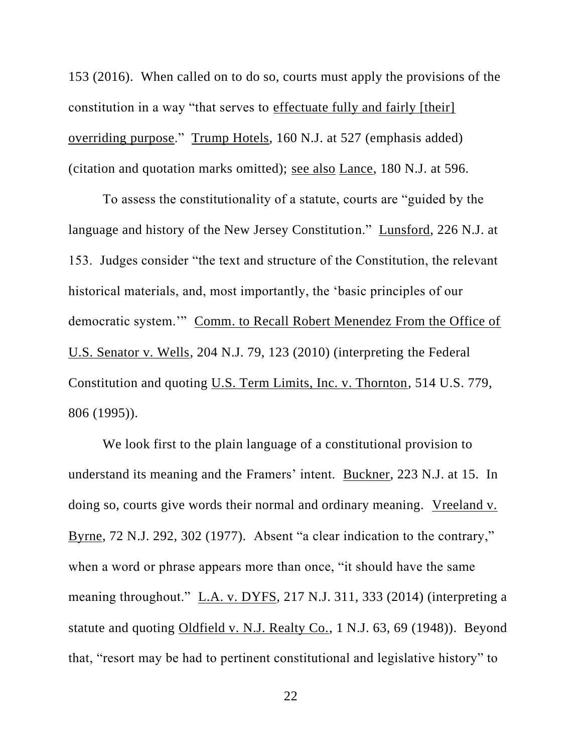153 (2016). When called on to do so, courts must apply the provisions of the constitution in a way "that serves to <u>effectuate fully and fairly [their] overriding purpose</u>." <u>Trump Hotels</u>, 160 N.J. at 527 (emphasis added) (citation and quotation marks omitted); <u>see also</u> <u>Lance</u>, 180 N.J. at 596.

To assess the constitutionality of a statute, courts are "guided by the language and history of the New Jersey Constitution." <u>Lunsford</u>, 226 N.J. at 153. Judges consider "the text and structure of the Constitution, the relevant historical materials, and, most importantly, the 'basic principles of our democratic system.'" <u>Comm. to Recall Robert Menendez From the Office of U.S. Senator v. Wells</u>, 204 N.J. 79, 123 (2010) (interpreting the Federal Constitution and quoting <u>U.S. Term Limits, Inc. v. Thornton</u>, 514 U.S. 779, 806 (1995)).

We look first to the plain language of a constitutional provision to understand its meaning and the Framers' intent. <u>Buckner</u>, 223 N.J. at 15. In doing so, courts give words their normal and ordinary meaning. <u>Vreeland v. Byrne</u>, 72 N.J. 292, 302 (1977). Absent "a clear indication to the contrary," when a word or phrase appears more than once, "it should have the same meaning throughout." <u>L.A. v. DYFS</u>, 217 N.J. 311, 333 (2014) (interpreting a statute and quoting <u>Oldfield v. N.J. Realty Co.</u>, 1 N.J. 63, 69 (1948)). Beyond that, "resort may be had to pertinent constitutional and legislative history" to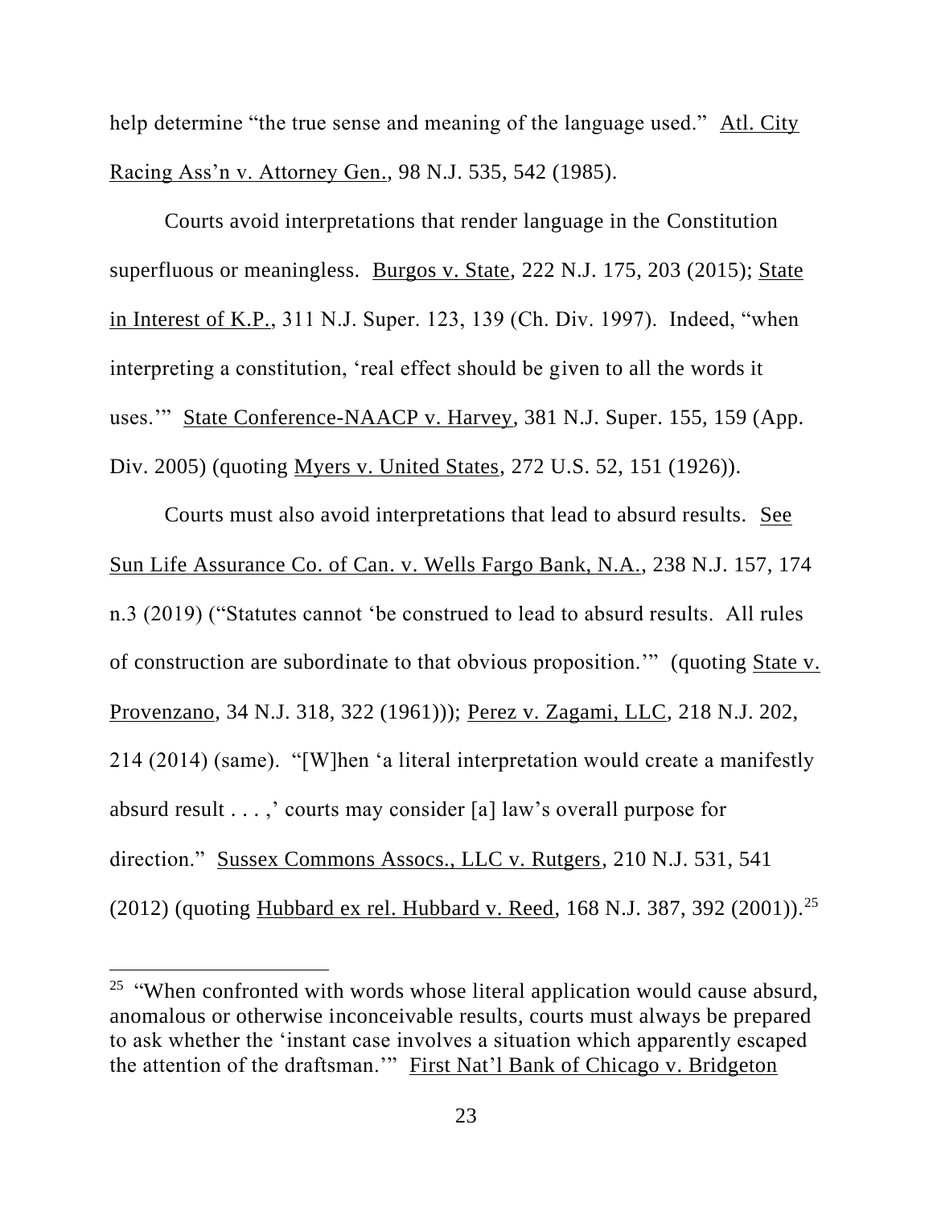help determine "the true sense and meaning of the language used." Atl. City Racing Ass'n v. Attorney Gen., 98 N.J. 535, 542 (1985).

Courts avoid interpretations that render language in the Constitution superfluous or meaningless. Burgos v. State, 222 N.J. 175, 203 (2015); State in Interest of K.P., 311 N.J. Super. 123, 139 (Ch. Div. 1997). Indeed, "when interpreting a constitution, 'real effect should be given to all the words it uses.'" State Conference-NAACP v. Harvey, 381 N.J. Super. 155, 159 (App. Div. 2005) (quoting Myers v. United States, 272 U.S. 52, 151 (1926)).

Courts must also avoid interpretations that lead to absurd results. See Sun Life Assurance Co. of Can. v. Wells Fargo Bank, N.A., 238 N.J. 157, 174 n.3 (2019) ("Statutes cannot 'be construed to lead to absurd results. All rules of construction are subordinate to that obvious proposition.'" (quoting State v. Provenzano, 34 N.J. 318, 322 (1961))); Perez v. Zagami, LLC, 218 N.J. 202, 214 (2014) (same). "[W]hen 'a literal interpretation would create a manifestly absurd result . . . ,' courts may consider [a] law's overall purpose for direction." Sussex Commons Assocs., LLC v. Rutgers, 210 N.J. 531, 541 (2012) (quoting Hubbard ex rel. Hubbard v. Reed, 168 N.J. 387, 392 (2001)).[25]

---

[25] "When confronted with words whose literal application would cause absurd, anomalous or otherwise inconceivable results, courts must always be prepared to ask whether the 'instant case involves a situation which apparently escaped the attention of the draftsman.'" First Nat'l Bank of Chicago v. Bridgeton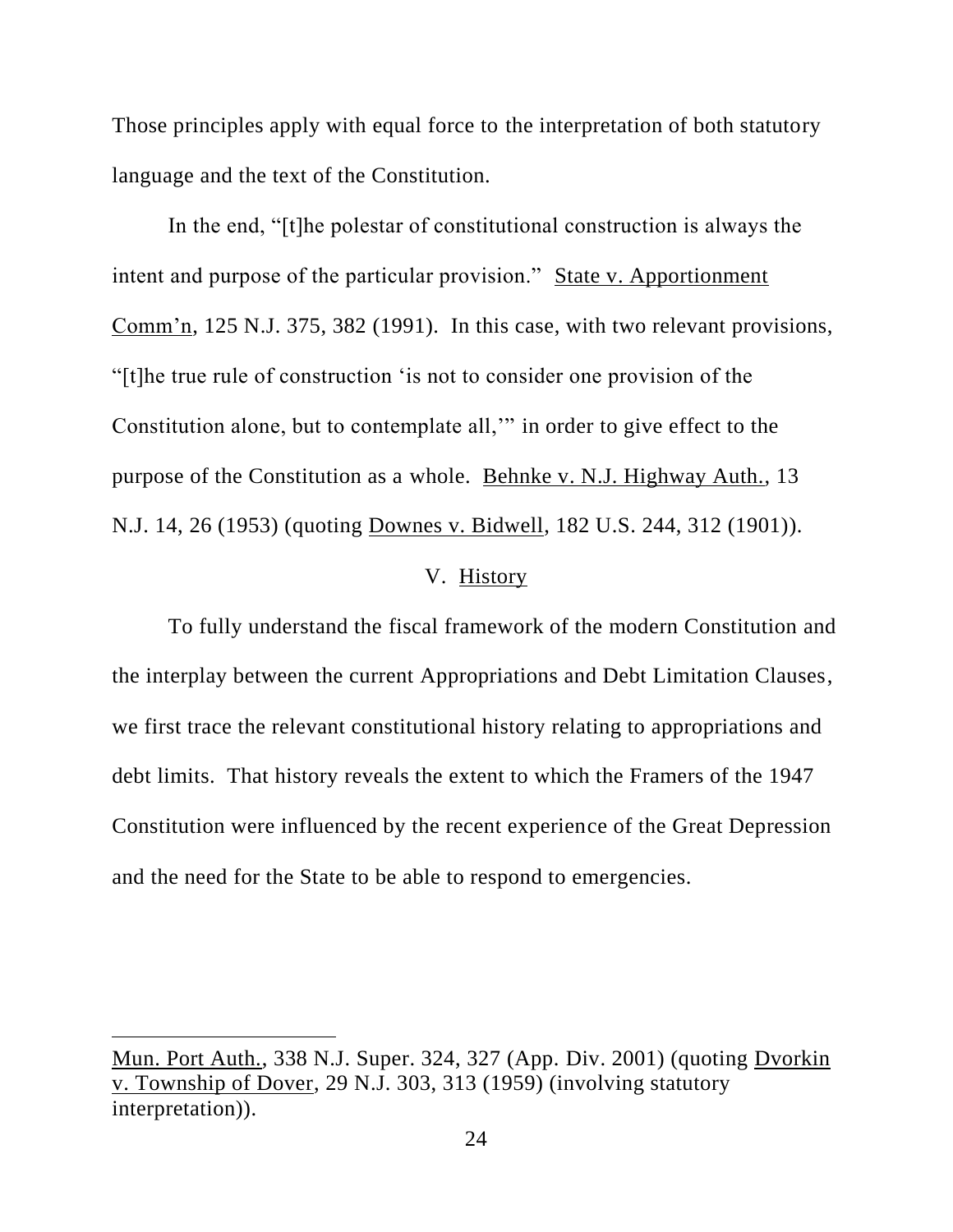Those principles apply with equal force to the interpretation of both statutory language and the text of the Constitution.

In the end, "[t]he polestar of constitutional construction is always the intent and purpose of the particular provision." State v. Apportionment Comm'n, 125 N.J. 375, 382 (1991). In this case, with two relevant provisions, "[t]he true rule of construction 'is not to consider one provision of the Constitution alone, but to contemplate all,'" in order to give effect to the purpose of the Constitution as a whole. Behnke v. N.J. Highway Auth., 13 N.J. 14, 26 (1953) (quoting Downes v. Bidwell, 182 U.S. 244, 312 (1901)).

## V. History

To fully understand the fiscal framework of the modern Constitution and the interplay between the current Appropriations and Debt Limitation Clauses, we first trace the relevant constitutional history relating to appropriations and debt limits. That history reveals the extent to which the Framers of the 1947 Constitution were influenced by the recent experience of the Great Depression and the need for the State to be able to respond to emergencies.

---

Mun. Port Auth., 338 N.J. Super. 324, 327 (App. Div. 2001) (quoting Dvorkin v. Township of Dover, 29 N.J. 303, 313 (1959) (involving statutory interpretation)).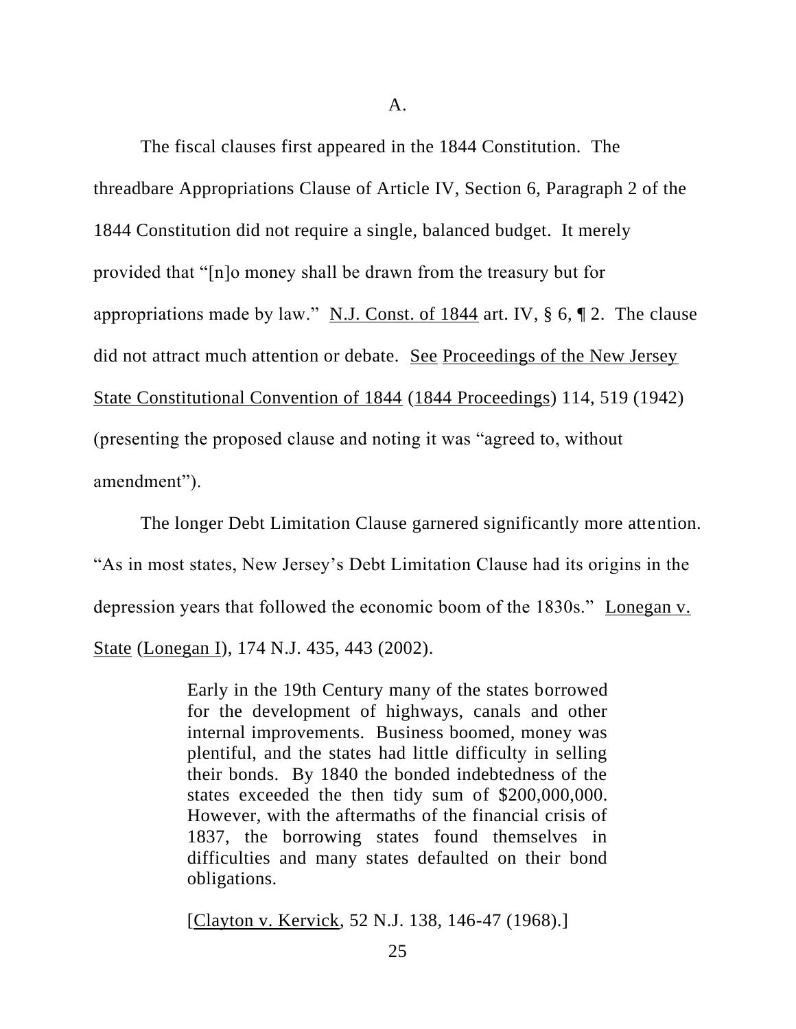A.

The fiscal clauses first appeared in the 1844 Constitution. The threadbare Appropriations Clause of Article IV, Section 6, Paragraph 2 of the 1844 Constitution did not require a single, balanced budget. It merely provided that "[n]o money shall be drawn from the treasury but for appropriations made by law." N.J. Const. of 1844 art. IV, § 6, ¶ 2. The clause did not attract much attention or debate. See Proceedings of the New Jersey State Constitutional Convention of 1844 (1844 Proceedings) 114, 519 (1942) (presenting the proposed clause and noting it was "agreed to, without amendment").

The longer Debt Limitation Clause garnered significantly more attention. "As in most states, New Jersey's Debt Limitation Clause had its origins in the depression years that followed the economic boom of the 1830s." Lonegan v. State (Lonegan I), 174 N.J. 435, 443 (2002).

> Early in the 19th Century many of the states borrowed for the development of highways, canals and other internal improvements. Business boomed, money was plentiful, and the states had little difficulty in selling their bonds. By 1840 the bonded indebtedness of the states exceeded the then tidy sum of $200,000,000. However, with the aftermaths of the financial crisis of 1837, the borrowing states found themselves in difficulties and many states defaulted on their bond obligations.
>
> [Clayton v. Kervick, 52 N.J. 138, 146-47 (1968).]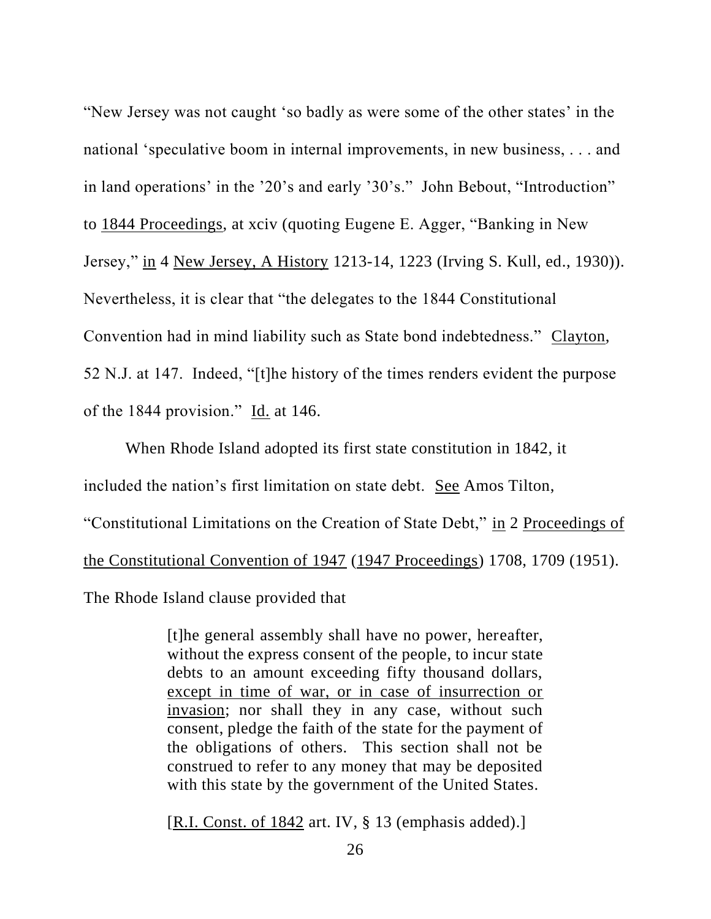"New Jersey was not caught 'so badly as were some of the other states' in the national 'speculative boom in internal improvements, in new business, . . . and in land operations' in the '20's and early '30's." John Bebout, "Introduction" to 1844 Proceedings, at xciv (quoting Eugene E. Agger, "Banking in New Jersey," in 4 New Jersey, A History 1213-14, 1223 (Irving S. Kull, ed., 1930)). Nevertheless, it is clear that "the delegates to the 1844 Constitutional Convention had in mind liability such as State bond indebtedness." Clayton, 52 N.J. at 147. Indeed, "[t]he history of the times renders evident the purpose of the 1844 provision." Id. at 146.

When Rhode Island adopted its first state constitution in 1842, it included the nation's first limitation on state debt. See Amos Tilton, "Constitutional Limitations on the Creation of State Debt," in 2 Proceedings of the Constitutional Convention of 1947 (1947 Proceedings) 1708, 1709 (1951). The Rhode Island clause provided that

> [t]he general assembly shall have no power, hereafter, without the express consent of the people, to incur state debts to an amount exceeding fifty thousand dollars, except in time of war, or in case of insurrection or invasion; nor shall they in any case, without such consent, pledge the faith of the state for the payment of the obligations of others. This section shall not be construed to refer to any money that may be deposited with this state by the government of the United States.
>
> [R.I. Const. of 1842 art. IV, § 13 (emphasis added).]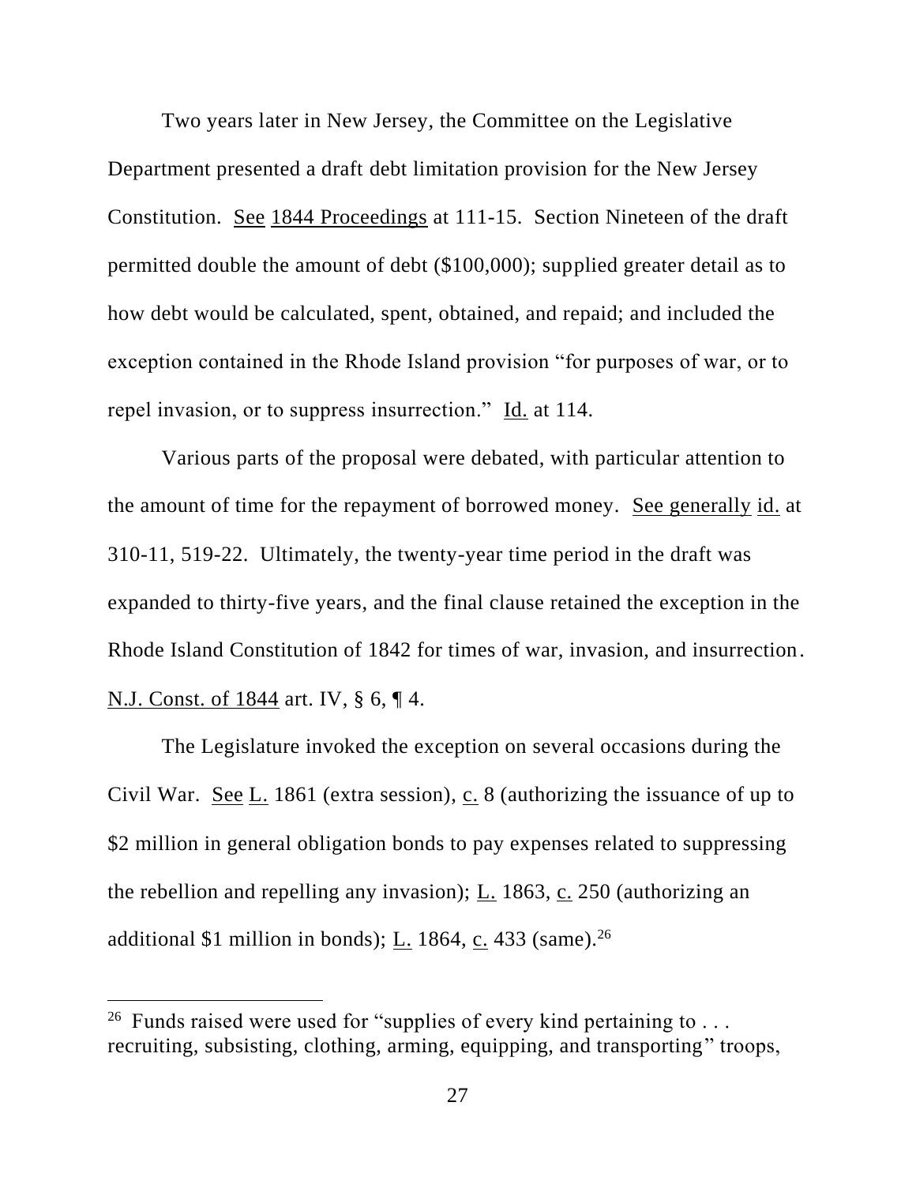Two years later in New Jersey, the Committee on the Legislative Department presented a draft debt limitation provision for the New Jersey Constitution. See 1844 Proceedings at 111-15. Section Nineteen of the draft permitted double the amount of debt ($100,000); supplied greater detail as to how debt would be calculated, spent, obtained, and repaid; and included the exception contained in the Rhode Island provision "for purposes of war, or to repel invasion, or to suppress insurrection." Id. at 114.

Various parts of the proposal were debated, with particular attention to the amount of time for the repayment of borrowed money. See generally id. at 310-11, 519-22. Ultimately, the twenty-year time period in the draft was expanded to thirty-five years, and the final clause retained the exception in the Rhode Island Constitution of 1842 for times of war, invasion, and insurrection. N.J. Const. of 1844 art. IV, § 6, ¶ 4.

The Legislature invoked the exception on several occasions during the Civil War. See L. 1861 (extra session), c. 8 (authorizing the issuance of up to $2 million in general obligation bonds to pay expenses related to suppressing the rebellion and repelling any invasion); L. 1863, c. 250 (authorizing an additional $1 million in bonds); L. 1864, c. 433 (same).[26]

---

[26] Funds raised were used for "supplies of every kind pertaining to . . . recruiting, subsisting, clothing, arming, equipping, and transporting" troops,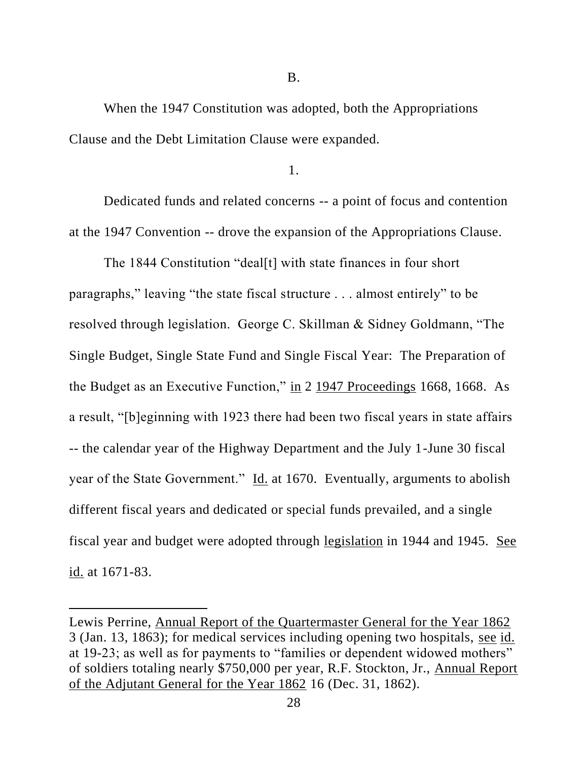B.

When the 1947 Constitution was adopted, both the Appropriations Clause and the Debt Limitation Clause were expanded.

1.

Dedicated funds and related concerns -- a point of focus and contention at the 1947 Convention -- drove the expansion of the Appropriations Clause.

The 1844 Constitution "deal[t] with state finances in four short paragraphs," leaving "the state fiscal structure . . . almost entirely" to be resolved through legislation. George C. Skillman & Sidney Goldmann, "The Single Budget, Single State Fund and Single Fiscal Year: The Preparation of the Budget as an Executive Function," in 2 1947 Proceedings 1668, 1668. As a result, "[b]eginning with 1923 there had been two fiscal years in state affairs -- the calendar year of the Highway Department and the July 1-June 30 fiscal year of the State Government." Id. at 1670. Eventually, arguments to abolish different fiscal years and dedicated or special funds prevailed, and a single fiscal year and budget were adopted through legislation in 1944 and 1945. See id. at 1671-83.

---

Lewis Perrine, Annual Report of the Quartermaster General for the Year 1862 3 (Jan. 13, 1863); for medical services including opening two hospitals, see id. at 19-23; as well as for payments to "families or dependent widowed mothers" of soldiers totaling nearly $750,000 per year, R.F. Stockton, Jr., Annual Report of the Adjutant General for the Year 1862 16 (Dec. 31, 1862).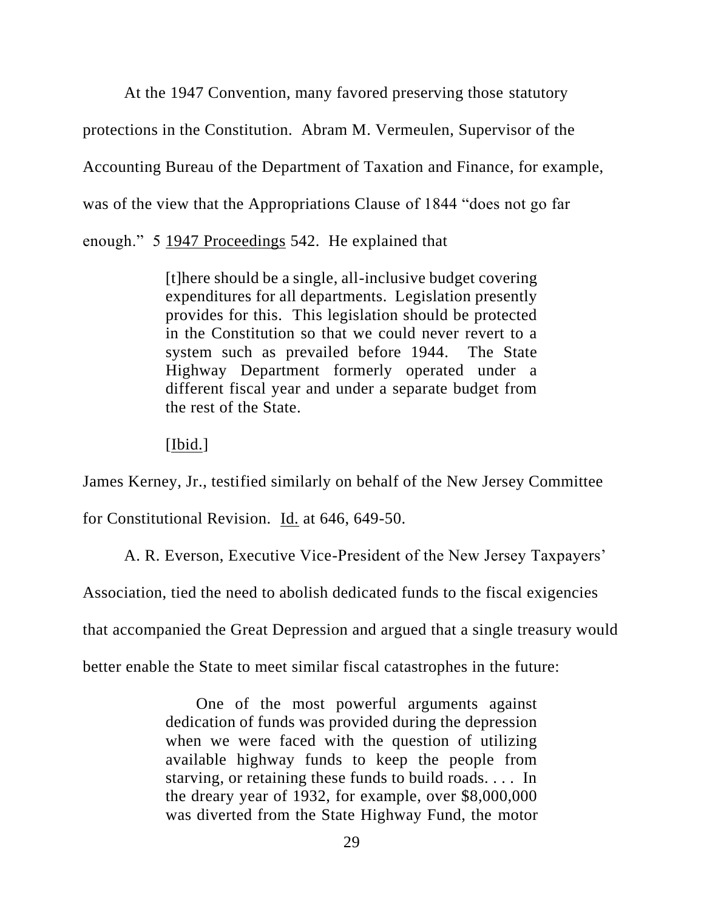At the 1947 Convention, many favored preserving those statutory protections in the Constitution. Abram M. Vermeulen, Supervisor of the Accounting Bureau of the Department of Taxation and Finance, for example, was of the view that the Appropriations Clause of 1844 "does not go far enough." 5 1947 Proceedings 542. He explained that

> [t]here should be a single, all-inclusive budget covering expenditures for all departments. Legislation presently provides for this. This legislation should be protected in the Constitution so that we could never revert to a system such as prevailed before 1944. The State Highway Department formerly operated under a different fiscal year and under a separate budget from the rest of the State.
>
> [Ibid.]

James Kerney, Jr., testified similarly on behalf of the New Jersey Committee for Constitutional Revision. Id. at 646, 649-50.

A. R. Everson, Executive Vice-President of the New Jersey Taxpayers' Association, tied the need to abolish dedicated funds to the fiscal exigencies that accompanied the Great Depression and argued that a single treasury would better enable the State to meet similar fiscal catastrophes in the future:

> One of the most powerful arguments against dedication of funds was provided during the depression when we were faced with the question of utilizing available highway funds to keep the people from starving, or retaining these funds to build roads. . . . In the dreary year of 1932, for example, over $8,000,000 was diverted from the State Highway Fund, the motor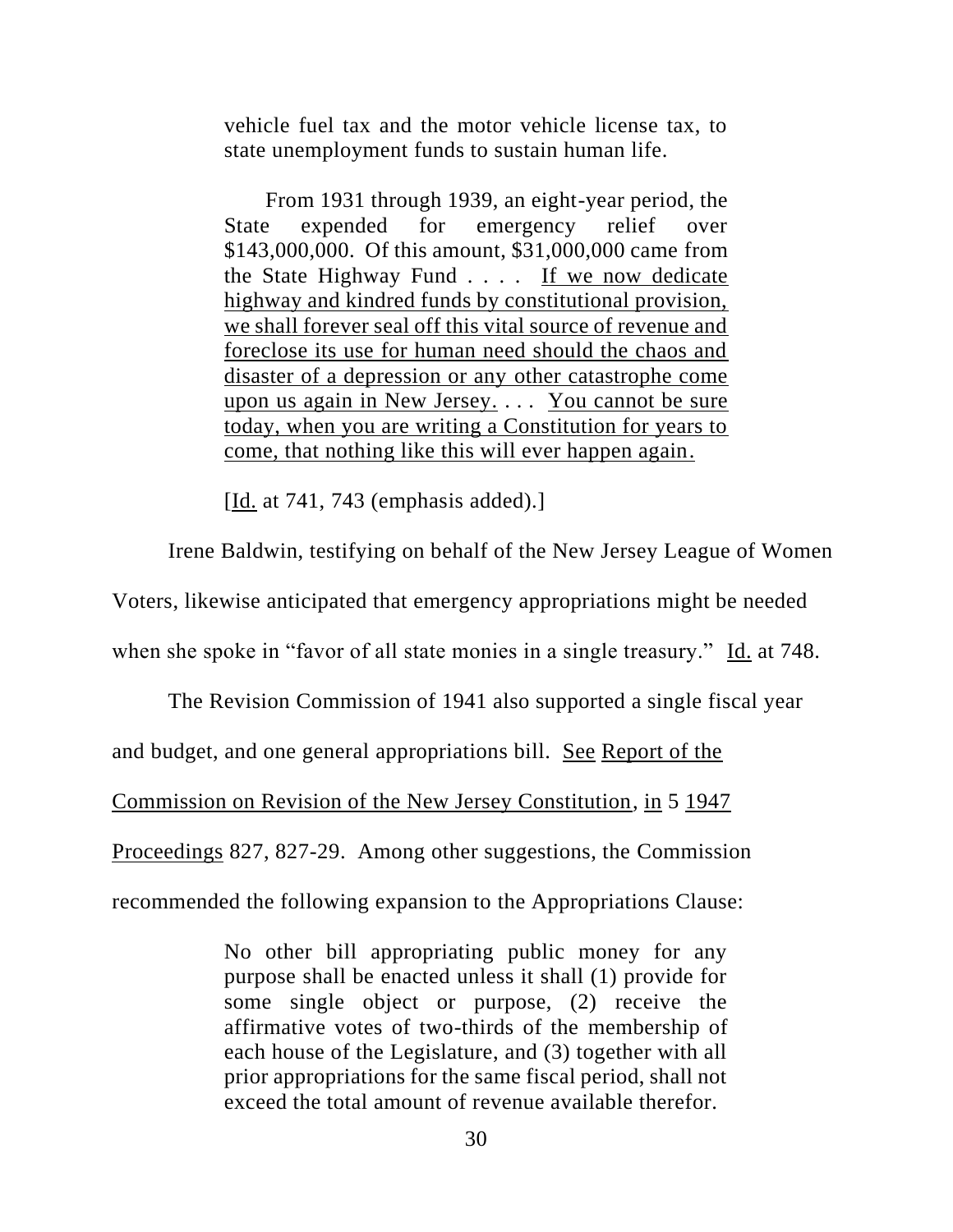> vehicle fuel tax and the motor vehicle license tax, to state unemployment funds to sustain human life.
>
> From 1931 through 1939, an eight-year period, the State expended for emergency relief over $143,000,000. Of this amount, $31,000,000 came from the State Highway Fund . . . . If we now dedicate highway and kindred funds by constitutional provision, we shall forever seal off this vital source of revenue and foreclose its use for human need should the chaos and disaster of a depression or any other catastrophe come upon us again in New Jersey. . . . You cannot be sure today, when you are writing a Constitution for years to come, that nothing like this will ever happen again.
>
> [Id. at 741, 743 (emphasis added).]

Irene Baldwin, testifying on behalf of the New Jersey League of Women Voters, likewise anticipated that emergency appropriations might be needed when she spoke in "favor of all state monies in a single treasury." Id. at 748.

The Revision Commission of 1941 also supported a single fiscal year and budget, and one general appropriations bill. See Report of the Commission on Revision of the New Jersey Constitution, in 5 1947 Proceedings 827, 827-29. Among other suggestions, the Commission recommended the following expansion to the Appropriations Clause:

> No other bill appropriating public money for any purpose shall be enacted unless it shall (1) provide for some single object or purpose, (2) receive the affirmative votes of two-thirds of the membership of each house of the Legislature, and (3) together with all prior appropriations for the same fiscal period, shall not exceed the total amount of revenue available therefor.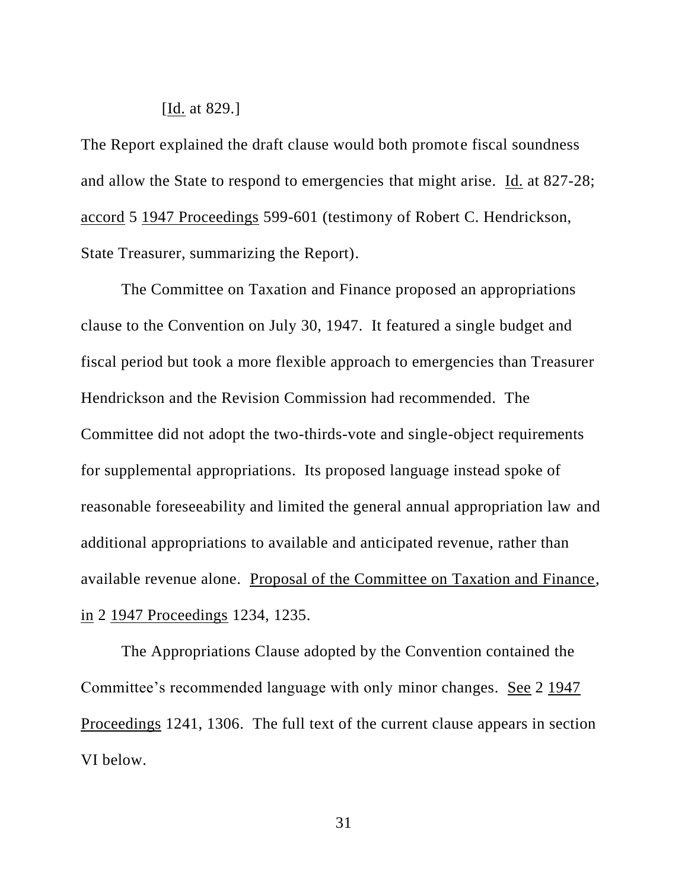[Id. at 829.]

The Report explained the draft clause would both promote fiscal soundness and allow the State to respond to emergencies that might arise. Id. at 827-28; accord 5 1947 Proceedings 599-601 (testimony of Robert C. Hendrickson, State Treasurer, summarizing the Report).

The Committee on Taxation and Finance proposed an appropriations clause to the Convention on July 30, 1947. It featured a single budget and fiscal period but took a more flexible approach to emergencies than Treasurer Hendrickson and the Revision Commission had recommended. The Committee did not adopt the two-thirds-vote and single-object requirements for supplemental appropriations. Its proposed language instead spoke of reasonable foreseeability and limited the general annual appropriation law and additional appropriations to available and anticipated revenue, rather than available revenue alone. Proposal of the Committee on Taxation and Finance, in 2 1947 Proceedings 1234, 1235.

The Appropriations Clause adopted by the Convention contained the Committee's recommended language with only minor changes. See 2 1947 Proceedings 1241, 1306. The full text of the current clause appears in section VI below.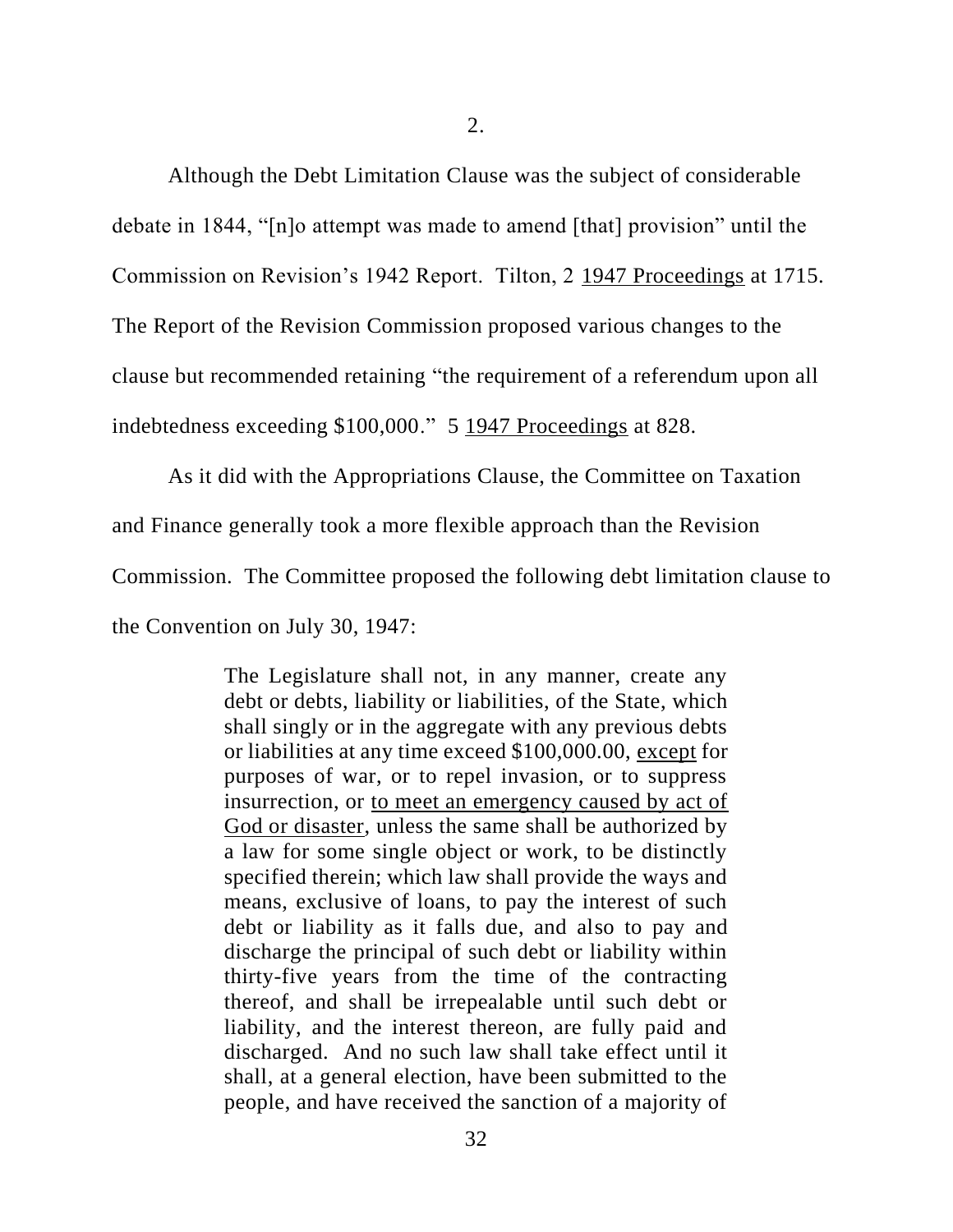## 2.

Although the Debt Limitation Clause was the subject of considerable debate in 1844, "[n]o attempt was made to amend [that] provision" until the Commission on Revision's 1942 Report. Tilton, 2 <u>1947 Proceedings</u> at 1715. The Report of the Revision Commission proposed various changes to the clause but recommended retaining "the requirement of a referendum upon all indebtedness exceeding $100,000." 5 <u>1947 Proceedings</u> at 828.

As it did with the Appropriations Clause, the Committee on Taxation and Finance generally took a more flexible approach than the Revision Commission. The Committee proposed the following debt limitation clause to the Convention on July 30, 1947:

> The Legislature shall not, in any manner, create any debt or debts, liability or liabilities, of the State, which shall singly or in the aggregate with any previous debts or liabilities at any time exceed $100,000.00, <u>except</u> for purposes of war, or to repel invasion, or to suppress insurrection, or <u>to meet an emergency caused by act of God or disaster</u>, unless the same shall be authorized by a law for some single object or work, to be distinctly specified therein; which law shall provide the ways and means, exclusive of loans, to pay the interest of such debt or liability as it falls due, and also to pay and discharge the principal of such debt or liability within thirty-five years from the time of the contracting thereof, and shall be irrepealable until such debt or liability, and the interest thereon, are fully paid and discharged. And no such law shall take effect until it shall, at a general election, have been submitted to the people, and have received the sanction of a majority of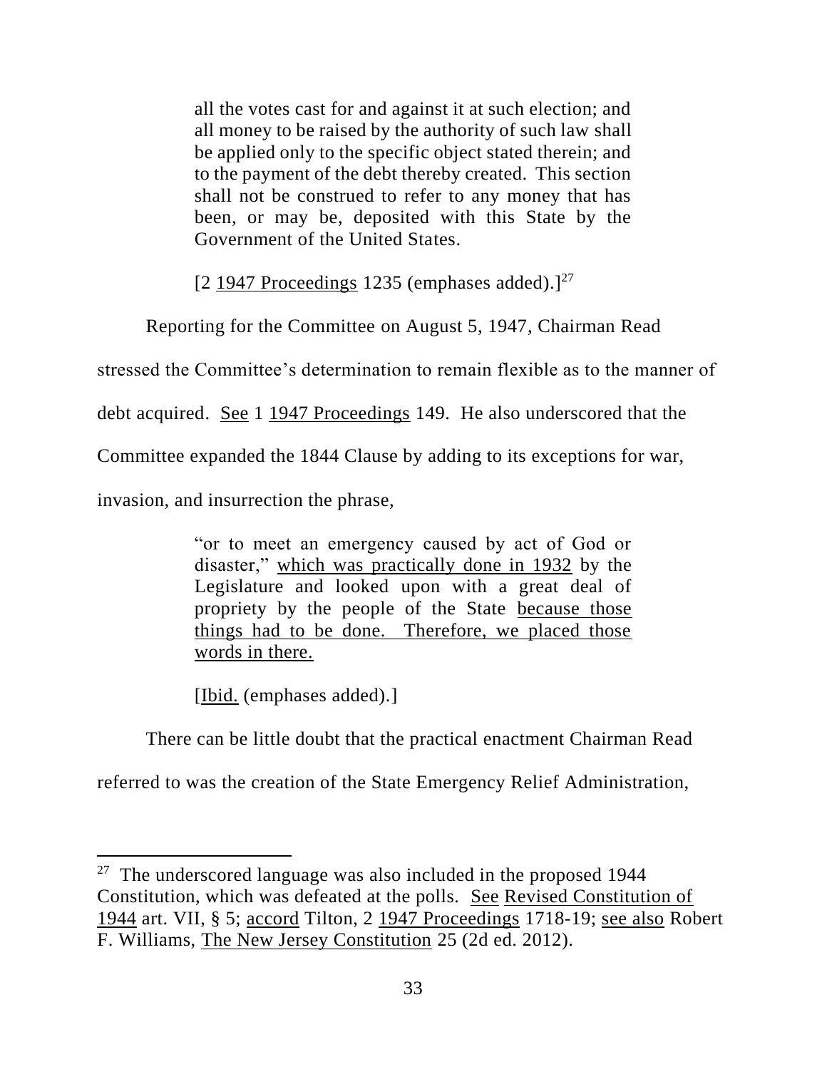> all the votes cast for and against it at such election; and all money to be raised by the authority of such law shall be applied only to the specific object stated therein; and to the payment of the debt thereby created. This section shall not be construed to refer to any money that has been, or may be, deposited with this State by the Government of the United States.
>
> [2 1947 Proceedings 1235 (emphases added).][27]

Reporting for the Committee on August 5, 1947, Chairman Read stressed the Committee's determination to remain flexible as to the manner of debt acquired. See 1 1947 Proceedings 149. He also underscored that the Committee expanded the 1844 Clause by adding to its exceptions for war, invasion, and insurrection the phrase,

> "or to meet an emergency caused by act of God or disaster," which was practically done in 1932 by the Legislature and looked upon with a great deal of propriety by the people of the State because those things had to be done. Therefore, we placed those words in there.
>
> [Ibid. (emphases added).]

There can be little doubt that the practical enactment Chairman Read referred to was the creation of the State Emergency Relief Administration,

---

[27] The underscored language was also included in the proposed 1944 Constitution, which was defeated at the polls. See Revised Constitution of 1944 art. VII, § 5; accord Tilton, 2 1947 Proceedings 1718-19; see also Robert F. Williams, The New Jersey Constitution 25 (2d ed. 2012).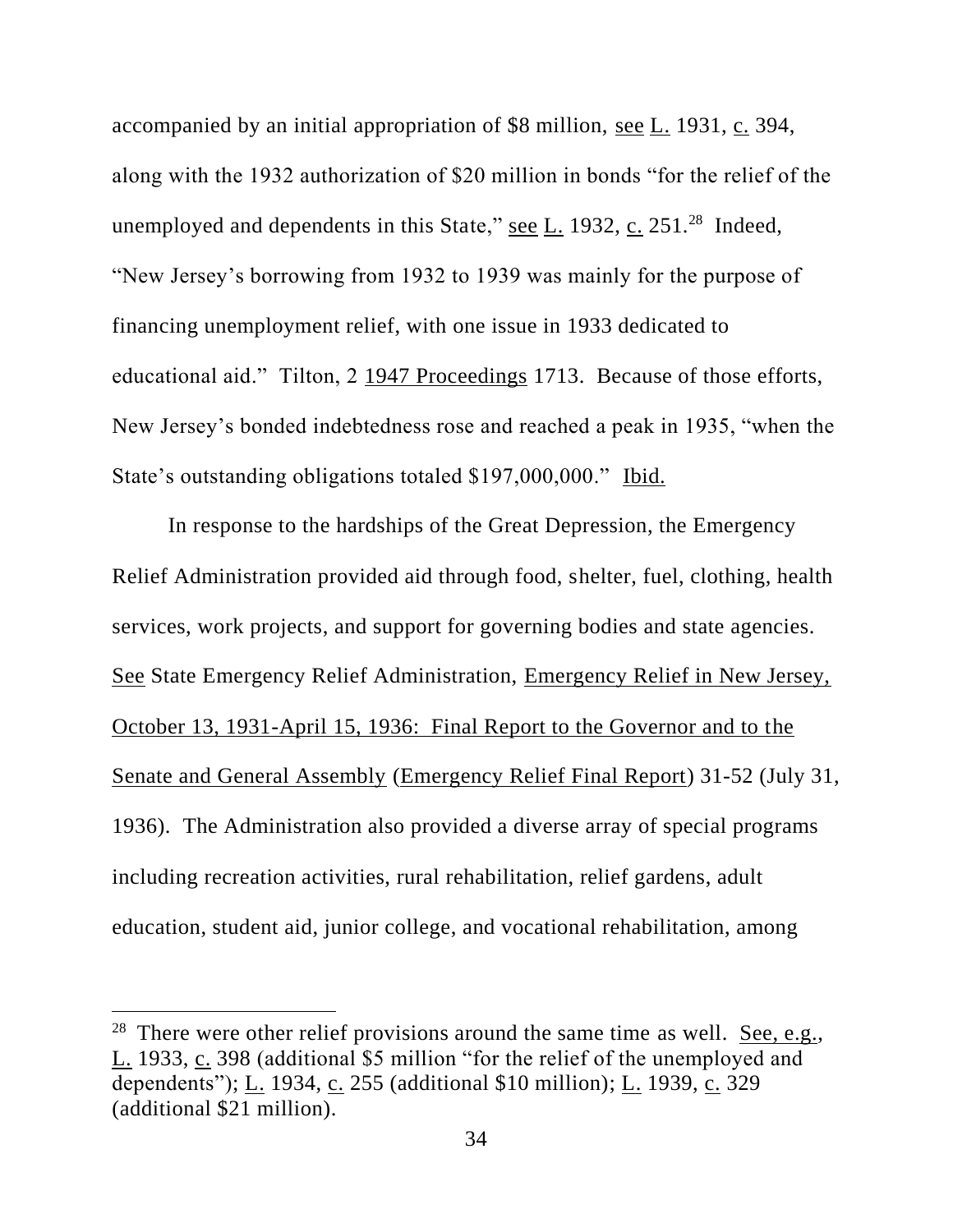accompanied by an initial appropriation of $8 million, see L. 1931, c. 394, along with the 1932 authorization of $20 million in bonds "for the relief of the unemployed and dependents in this State," see L. 1932, c. 251.[28] Indeed, "New Jersey's borrowing from 1932 to 1939 was mainly for the purpose of financing unemployment relief, with one issue in 1933 dedicated to educational aid." Tilton, 2 1947 Proceedings 1713. Because of those efforts, New Jersey's bonded indebtedness rose and reached a peak in 1935, "when the State's outstanding obligations totaled $197,000,000." Ibid.

In response to the hardships of the Great Depression, the Emergency Relief Administration provided aid through food, shelter, fuel, clothing, health services, work projects, and support for governing bodies and state agencies. See State Emergency Relief Administration, Emergency Relief in New Jersey, October 13, 1931-April 15, 1936: Final Report to the Governor and to the Senate and General Assembly (Emergency Relief Final Report) 31-52 (July 31, 1936). The Administration also provided a diverse array of special programs including recreation activities, rural rehabilitation, relief gardens, adult education, student aid, junior college, and vocational rehabilitation, among

---

[28] There were other relief provisions around the same time as well. See, e.g., L. 1933, c. 398 (additional $5 million "for the relief of the unemployed and dependents"); L. 1934, c. 255 (additional $10 million); L. 1939, c. 329 (additional $21 million).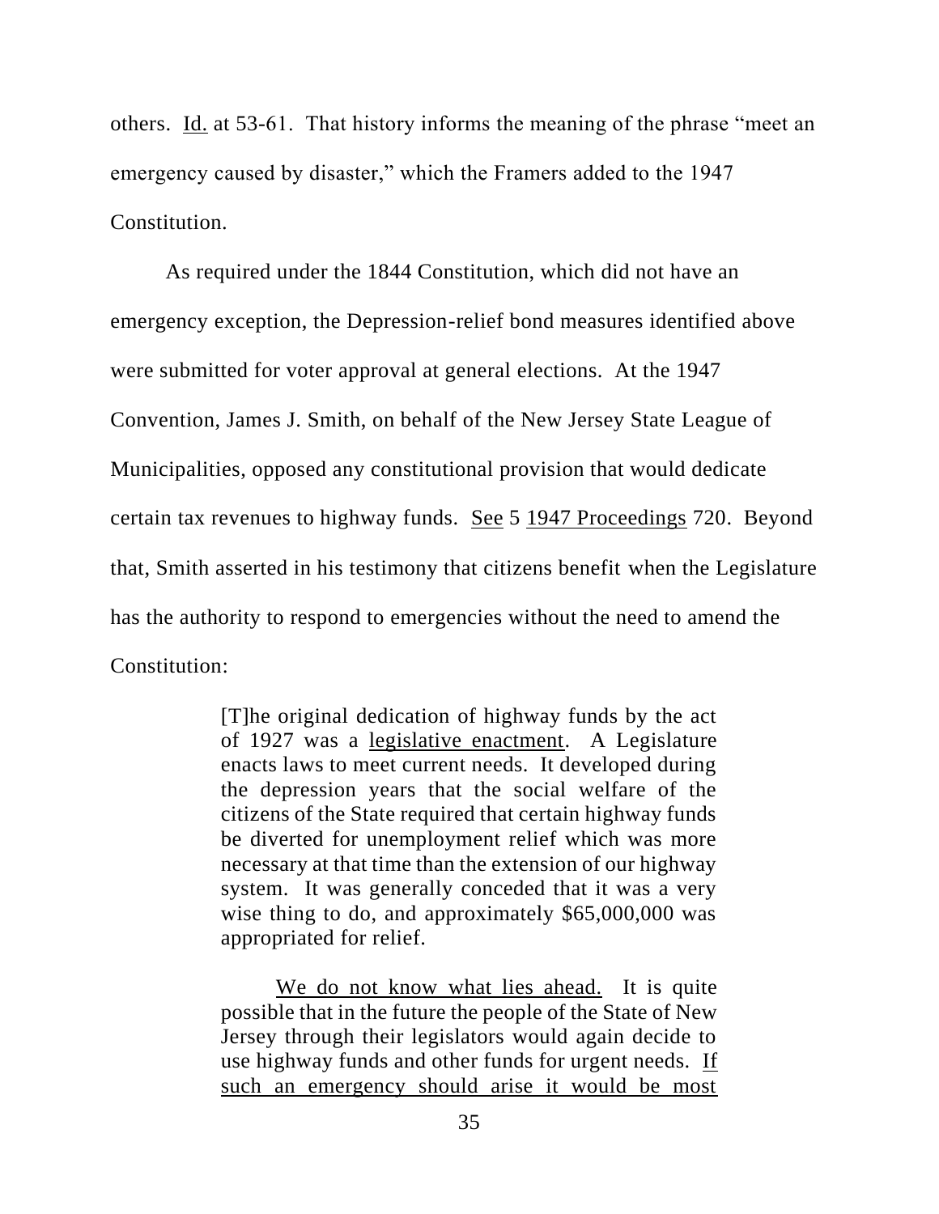others. Id. at 53-61. That history informs the meaning of the phrase "meet an emergency caused by disaster," which the Framers added to the 1947 Constitution.

As required under the 1844 Constitution, which did not have an emergency exception, the Depression-relief bond measures identified above were submitted for voter approval at general elections. At the 1947 Convention, James J. Smith, on behalf of the New Jersey State League of Municipalities, opposed any constitutional provision that would dedicate certain tax revenues to highway funds. See 5 1947 Proceedings 720. Beyond that, Smith asserted in his testimony that citizens benefit when the Legislature has the authority to respond to emergencies without the need to amend the Constitution:

> [T]he original dedication of highway funds by the act of 1927 was a legislative enactment. A Legislature enacts laws to meet current needs. It developed during the depression years that the social welfare of the citizens of the State required that certain highway funds be diverted for unemployment relief which was more necessary at that time than the extension of our highway system. It was generally conceded that it was a very wise thing to do, and approximately $65,000,000 was appropriated for relief.
>
> We do not know what lies ahead. It is quite possible that in the future the people of the State of New Jersey through their legislators would again decide to use highway funds and other funds for urgent needs. If such an emergency should arise it would be most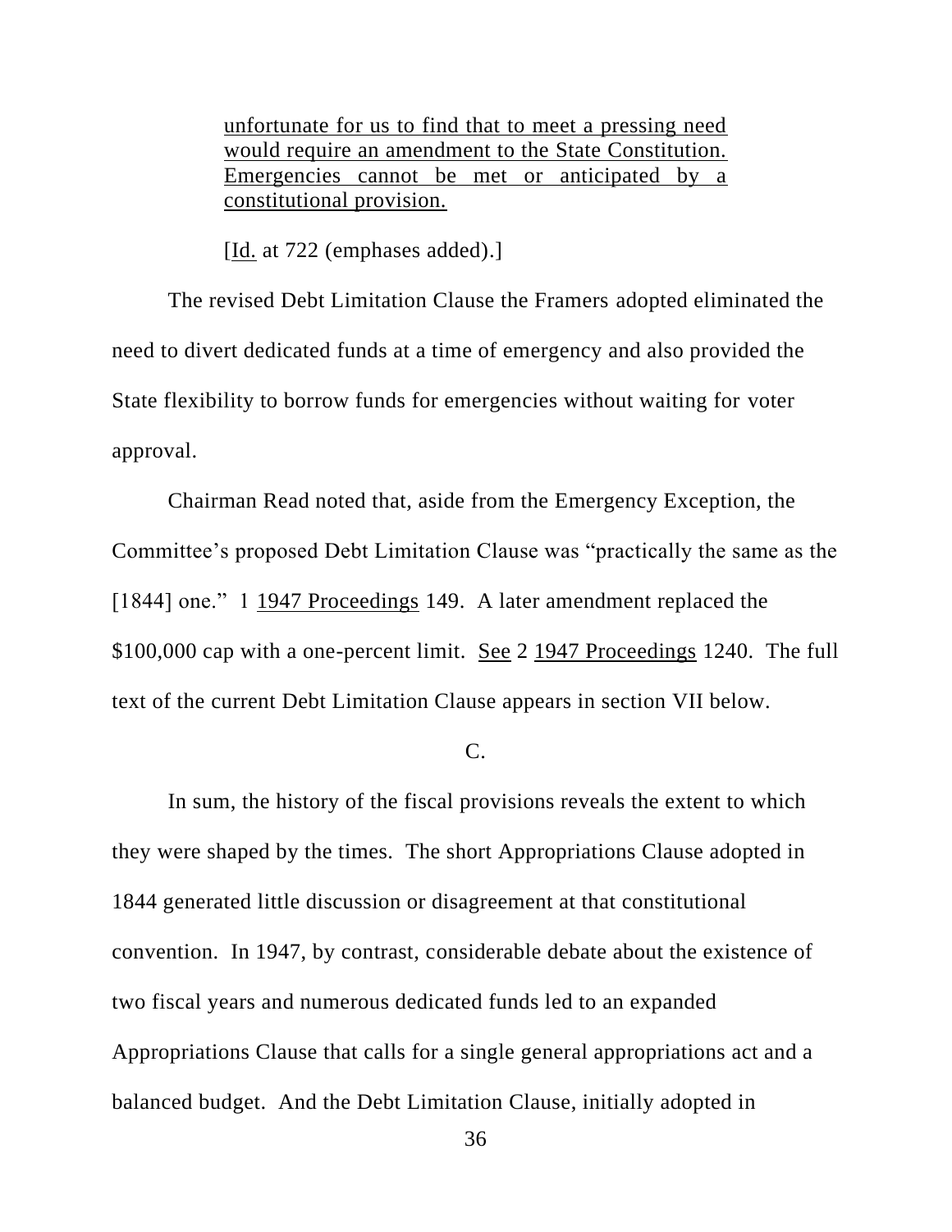> unfortunate for us to find that to meet a pressing need would require an amendment to the State Constitution. Emergencies cannot be met or anticipated by a constitutional provision.
>
> [Id. at 722 (emphases added).]

The revised Debt Limitation Clause the Framers adopted eliminated the need to divert dedicated funds at a time of emergency and also provided the State flexibility to borrow funds for emergencies without waiting for voter approval.

Chairman Read noted that, aside from the Emergency Exception, the Committee's proposed Debt Limitation Clause was "practically the same as the [1844] one." 1 1947 Proceedings 149. A later amendment replaced the $100,000 cap with a one-percent limit. See 2 1947 Proceedings 1240. The full text of the current Debt Limitation Clause appears in section VII below.

C.

In sum, the history of the fiscal provisions reveals the extent to which they were shaped by the times. The short Appropriations Clause adopted in 1844 generated little discussion or disagreement at that constitutional convention. In 1947, by contrast, considerable debate about the existence of two fiscal years and numerous dedicated funds led to an expanded Appropriations Clause that calls for a single general appropriations act and a balanced budget. And the Debt Limitation Clause, initially adopted in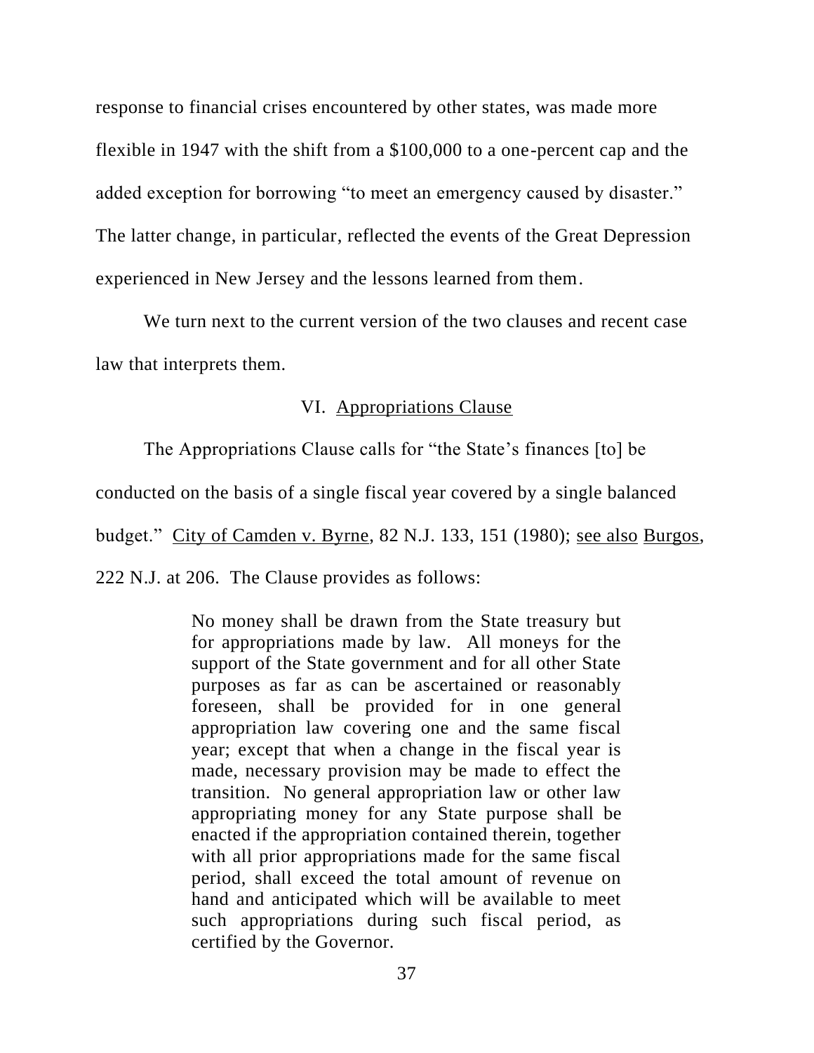response to financial crises encountered by other states, was made more flexible in 1947 with the shift from a $100,000 to a one-percent cap and the added exception for borrowing "to meet an emergency caused by disaster." The latter change, in particular, reflected the events of the Great Depression experienced in New Jersey and the lessons learned from them.

We turn next to the current version of the two clauses and recent case law that interprets them.

## VI. Appropriations Clause

The Appropriations Clause calls for "the State's finances [to] be conducted on the basis of a single fiscal year covered by a single balanced budget." City of Camden v. Byrne, 82 N.J. 133, 151 (1980); see also Burgos, 222 N.J. at 206. The Clause provides as follows:

> No money shall be drawn from the State treasury but for appropriations made by law. All moneys for the support of the State government and for all other State purposes as far as can be ascertained or reasonably foreseen, shall be provided for in one general appropriation law covering one and the same fiscal year; except that when a change in the fiscal year is made, necessary provision may be made to effect the transition. No general appropriation law or other law appropriating money for any State purpose shall be enacted if the appropriation contained therein, together with all prior appropriations made for the same fiscal period, shall exceed the total amount of revenue on hand and anticipated which will be available to meet such appropriations during such fiscal period, as certified by the Governor.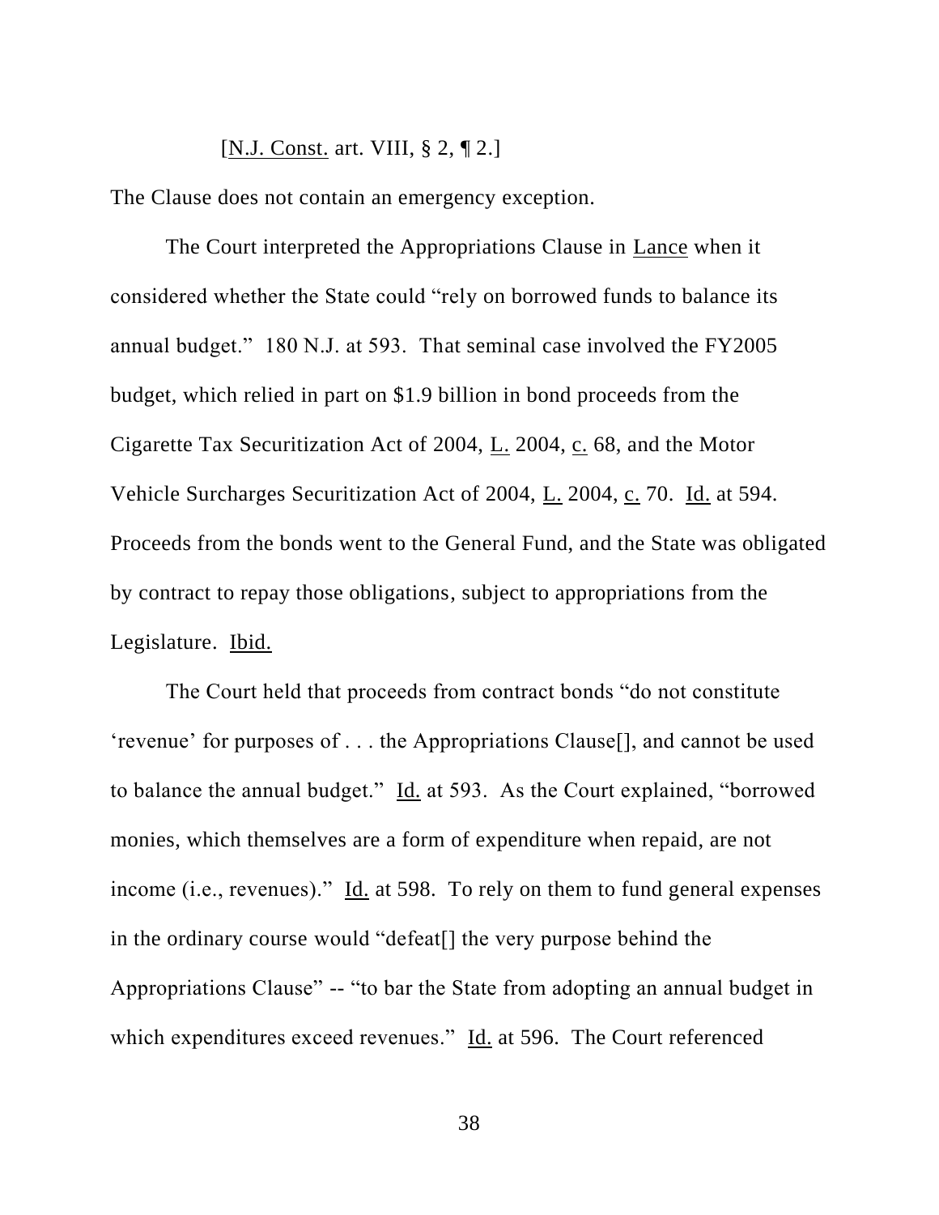[N.J. Const. art. VIII, § 2, ¶ 2.]

The Clause does not contain an emergency exception.

The Court interpreted the Appropriations Clause in Lance when it considered whether the State could "rely on borrowed funds to balance its annual budget." 180 N.J. at 593. That seminal case involved the FY2005 budget, which relied in part on $1.9 billion in bond proceeds from the Cigarette Tax Securitization Act of 2004, L. 2004, c. 68, and the Motor Vehicle Surcharges Securitization Act of 2004, L. 2004, c. 70. Id. at 594. Proceeds from the bonds went to the General Fund, and the State was obligated by contract to repay those obligations, subject to appropriations from the Legislature. Ibid.

The Court held that proceeds from contract bonds "do not constitute 'revenue' for purposes of . . . the Appropriations Clause[], and cannot be used to balance the annual budget." Id. at 593. As the Court explained, "borrowed monies, which themselves are a form of expenditure when repaid, are not income (i.e., revenues)." Id. at 598. To rely on them to fund general expenses in the ordinary course would "defeat[] the very purpose behind the Appropriations Clause" -- "to bar the State from adopting an annual budget in which expenditures exceed revenues." Id. at 596. The Court referenced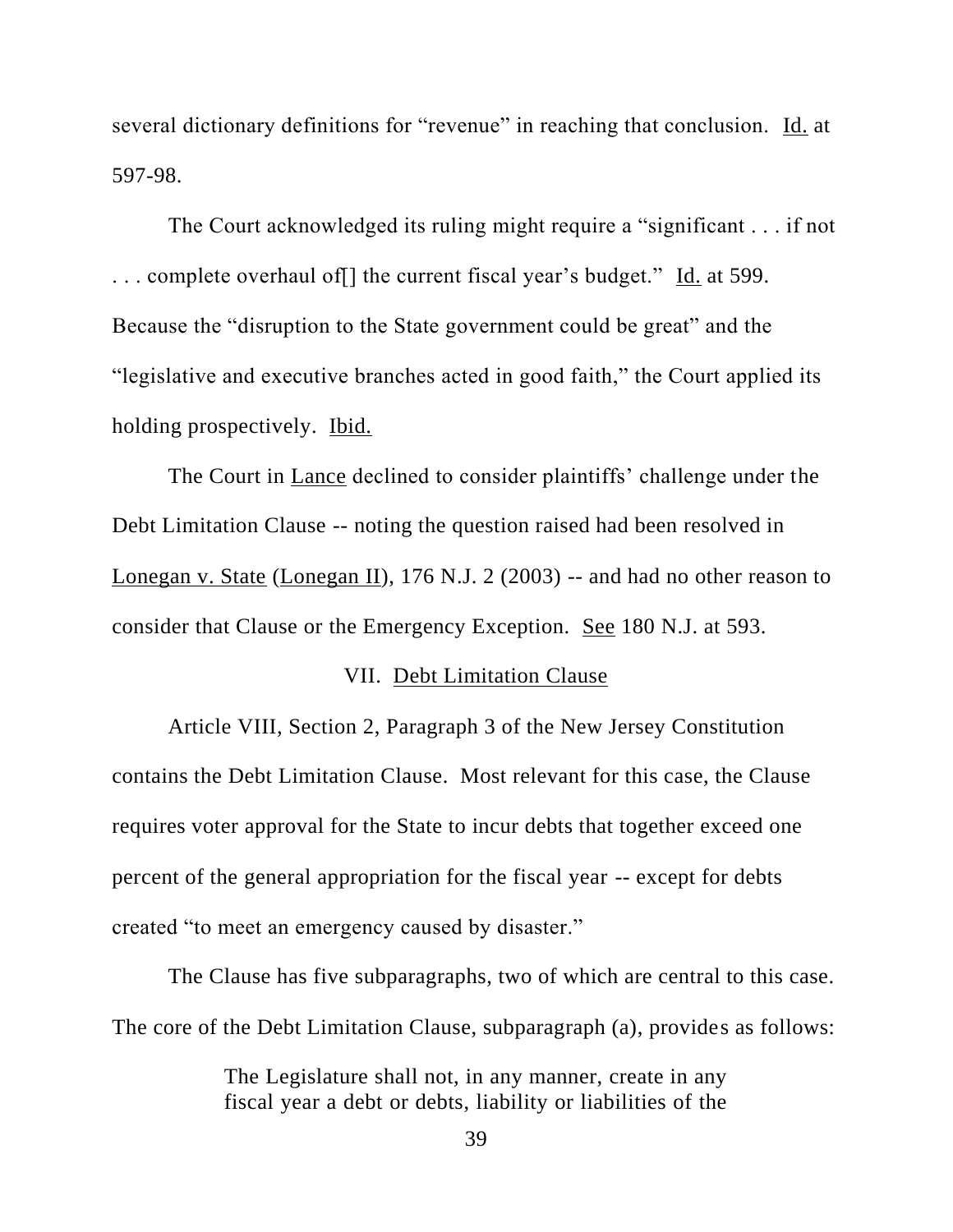several dictionary definitions for "revenue" in reaching that conclusion. Id. at 597-98.

The Court acknowledged its ruling might require a "significant . . . if not . . . complete overhaul of[] the current fiscal year's budget." Id. at 599. Because the "disruption to the State government could be great" and the "legislative and executive branches acted in good faith," the Court applied its holding prospectively. Ibid.

The Court in Lance declined to consider plaintiffs' challenge under the Debt Limitation Clause -- noting the question raised had been resolved in Lonegan v. State (Lonegan II), 176 N.J. 2 (2003) -- and had no other reason to consider that Clause or the Emergency Exception. See 180 N.J. at 593.

## VII. Debt Limitation Clause

Article VIII, Section 2, Paragraph 3 of the New Jersey Constitution contains the Debt Limitation Clause. Most relevant for this case, the Clause requires voter approval for the State to incur debts that together exceed one percent of the general appropriation for the fiscal year -- except for debts created "to meet an emergency caused by disaster."

The Clause has five subparagraphs, two of which are central to this case. The core of the Debt Limitation Clause, subparagraph (a), provides as follows:

> The Legislature shall not, in any manner, create in any fiscal year a debt or debts, liability or liabilities of the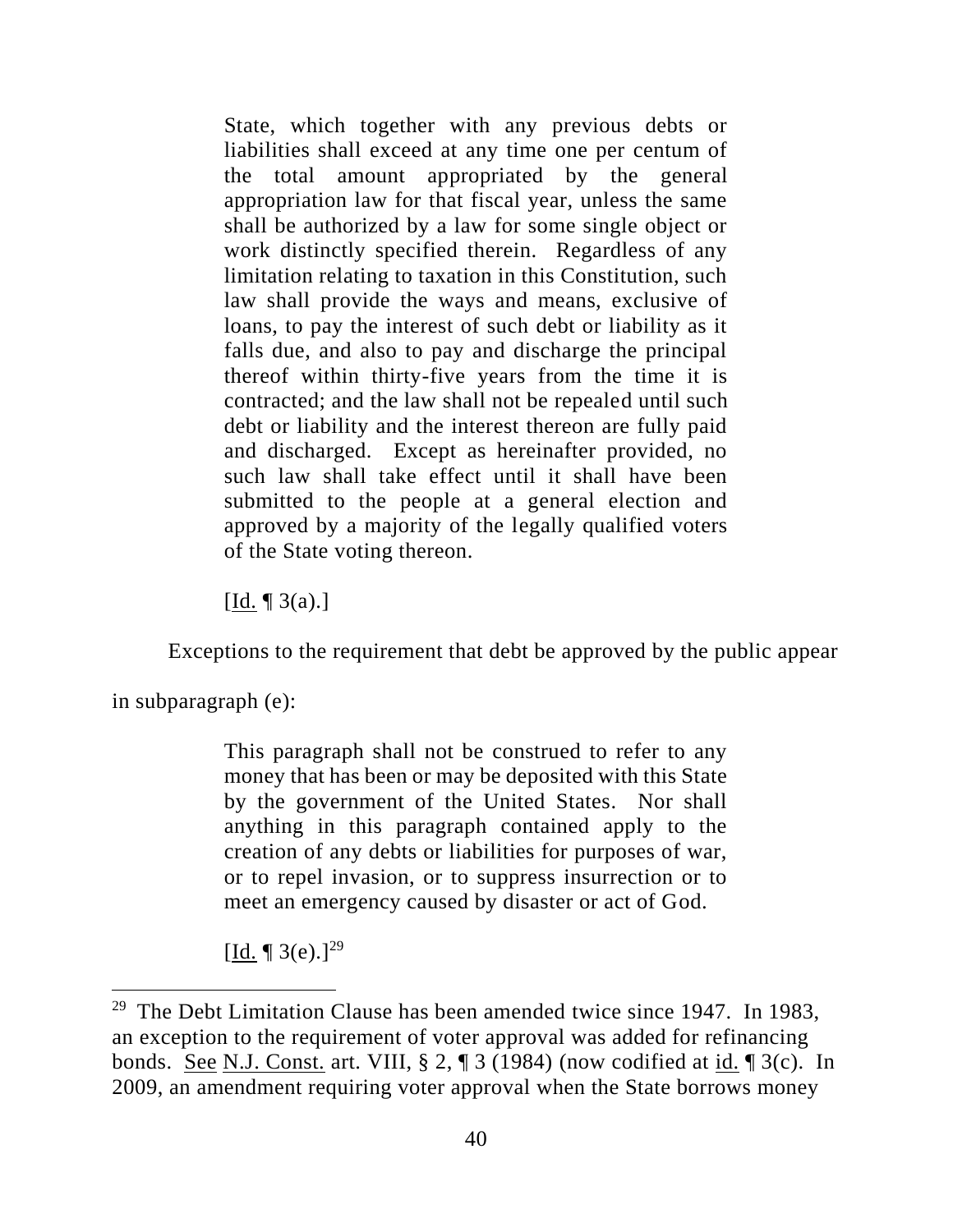> State, which together with any previous debts or liabilities shall exceed at any time one per centum of the total amount appropriated by the general appropriation law for that fiscal year, unless the same shall be authorized by a law for some single object or work distinctly specified therein. Regardless of any limitation relating to taxation in this Constitution, such law shall provide the ways and means, exclusive of loans, to pay the interest of such debt or liability as it falls due, and also to pay and discharge the principal thereof within thirty-five years from the time it is contracted; and the law shall not be repealed until such debt or liability and the interest thereon are fully paid and discharged. Except as hereinafter provided, no such law shall take effect until it shall have been submitted to the people at a general election and approved by a majority of the legally qualified voters of the State voting thereon.
>
> [Id. ¶ 3(a).]

Exceptions to the requirement that debt be approved by the public appear in subparagraph (e):

> This paragraph shall not be construed to refer to any money that has been or may be deposited with this State by the government of the United States. Nor shall anything in this paragraph contained apply to the creation of any debts or liabilities for purposes of war, or to repel invasion, or to suppress insurrection or to meet an emergency caused by disaster or act of God.
>
> [Id. ¶ 3(e).][29]

---

[29] The Debt Limitation Clause has been amended twice since 1947. In 1983, an exception to the requirement of voter approval was added for refinancing bonds. See N.J. Const. art. VIII, § 2, ¶ 3 (1984) (now codified at id. ¶ 3(c). In 2009, an amendment requiring voter approval when the State borrows money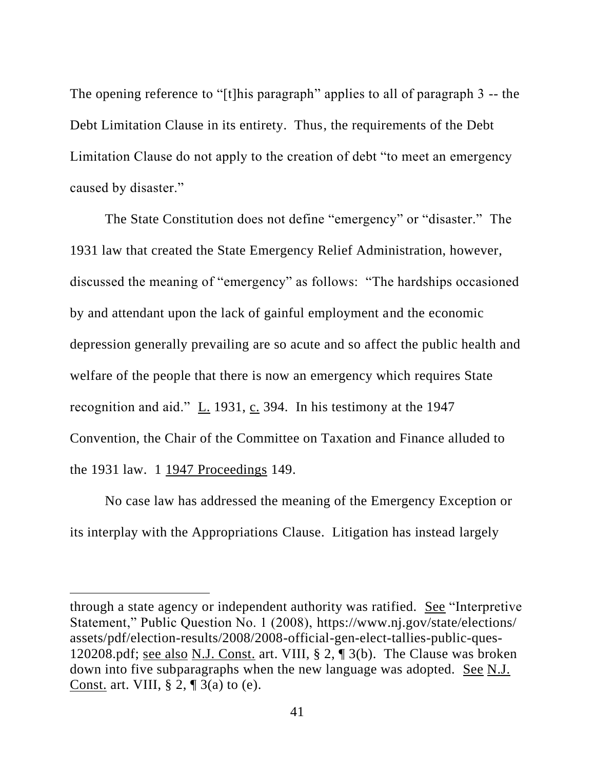The opening reference to "[t]his paragraph" applies to all of paragraph 3 -- the Debt Limitation Clause in its entirety. Thus, the requirements of the Debt Limitation Clause do not apply to the creation of debt "to meet an emergency caused by disaster."

The State Constitution does not define "emergency" or "disaster." The 1931 law that created the State Emergency Relief Administration, however, discussed the meaning of "emergency" as follows: "The hardships occasioned by and attendant upon the lack of gainful employment and the economic depression generally prevailing are so acute and so affect the public health and welfare of the people that there is now an emergency which requires State recognition and aid." L. 1931, c. 394. In his testimony at the 1947 Convention, the Chair of the Committee on Taxation and Finance alluded to the 1931 law. 1 1947 Proceedings 149.

No case law has addressed the meaning of the Emergency Exception or its interplay with the Appropriations Clause. Litigation has instead largely

---

through a state agency or independent authority was ratified. See "Interpretive Statement," Public Question No. 1 (2008), https://www.nj.gov/state/elections/assets/pdf/election-results/2008/2008-official-gen-elect-tallies-public-ques-120208.pdf; see also N.J. Const. art. VIII, § 2, ¶ 3(b). The Clause was broken down into five subparagraphs when the new language was adopted. See N.J. Const. art. VIII, § 2, ¶ 3(a) to (e).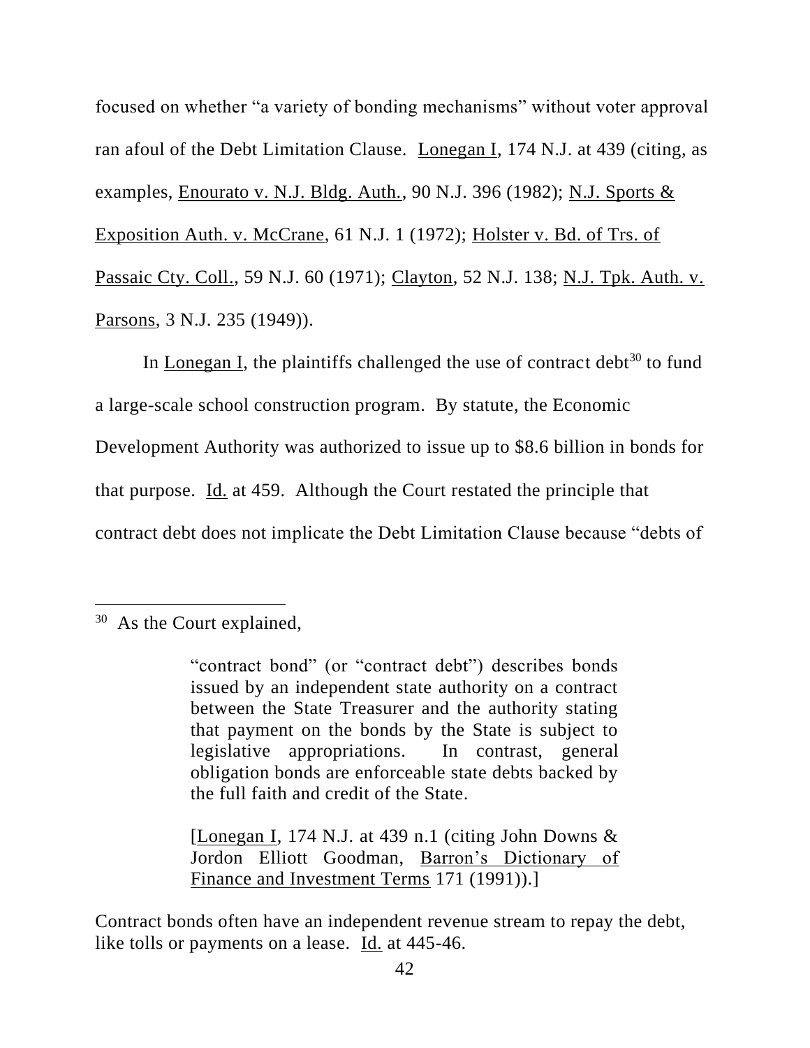focused on whether "a variety of bonding mechanisms" without voter approval ran afoul of the Debt Limitation Clause. Lonegan I, 174 N.J. at 439 (citing, as examples, Enourato v. N.J. Bldg. Auth., 90 N.J. 396 (1982); N.J. Sports & Exposition Auth. v. McCrane, 61 N.J. 1 (1972); Holster v. Bd. of Trs. of Passaic Cty. Coll., 59 N.J. 60 (1971); Clayton, 52 N.J. 138; N.J. Tpk. Auth. v. Parsons, 3 N.J. 235 (1949)).

In Lonegan I, the plaintiffs challenged the use of contract debt[30] to fund a large-scale school construction program. By statute, the Economic Development Authority was authorized to issue up to $8.6 billion in bonds for that purpose. Id. at 459. Although the Court restated the principle that contract debt does not implicate the Debt Limitation Clause because "debts of

---

[30] As the Court explained,

> "contract bond" (or "contract debt") describes bonds issued by an independent state authority on a contract between the State Treasurer and the authority stating that payment on the bonds by the State is subject to legislative appropriations. In contrast, general obligation bonds are enforceable state debts backed by the full faith and credit of the State.
>
> [Lonegan I, 174 N.J. at 439 n.1 (citing John Downs & Jordon Elliott Goodman, Barron's Dictionary of Finance and Investment Terms 171 (1991)).]

Contract bonds often have an independent revenue stream to repay the debt, like tolls or payments on a lease. Id. at 445-46.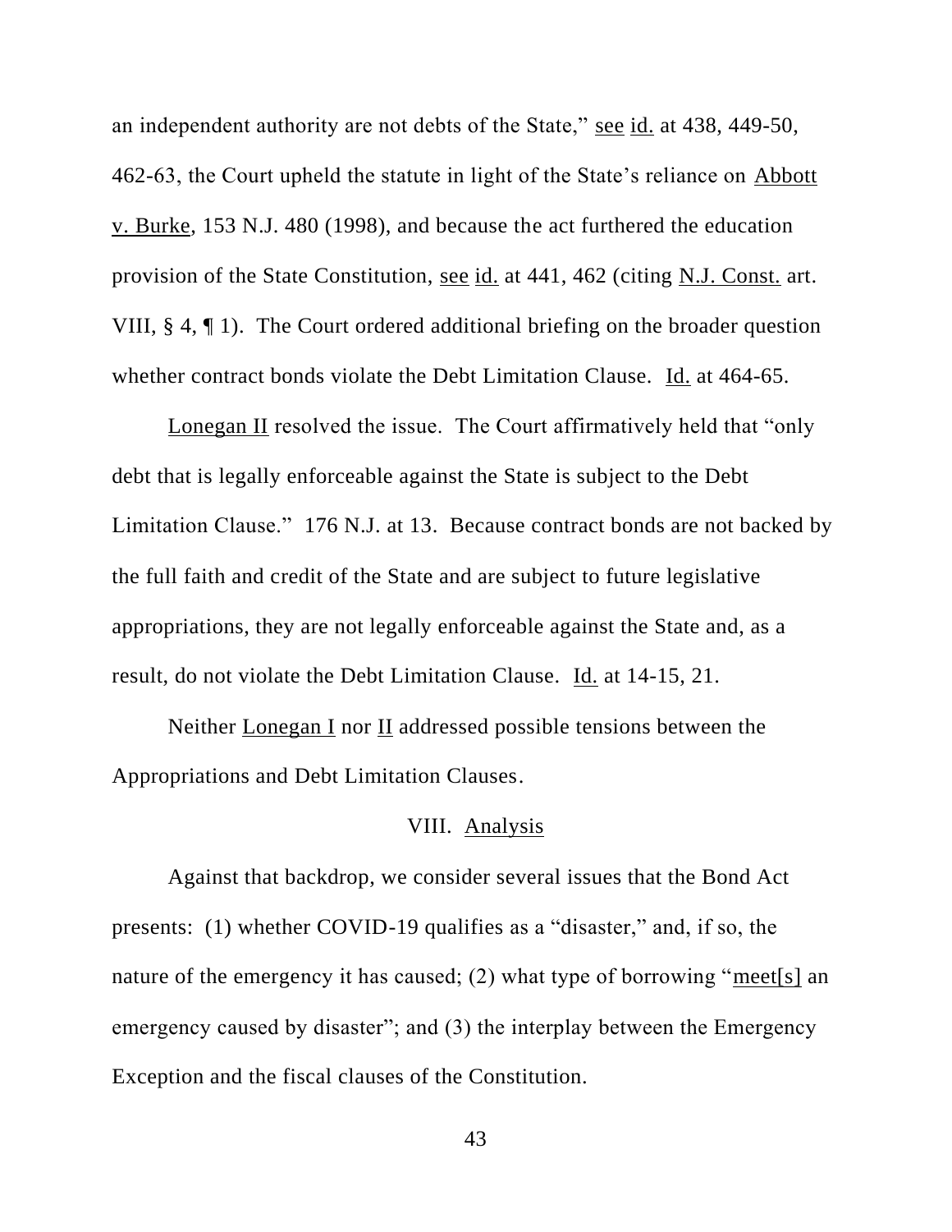an independent authority are not debts of the State," see id. at 438, 449-50, 462-63, the Court upheld the statute in light of the State's reliance on Abbott v. Burke, 153 N.J. 480 (1998), and because the act furthered the education provision of the State Constitution, see id. at 441, 462 (citing N.J. Const. art. VIII, § 4, ¶ 1). The Court ordered additional briefing on the broader question whether contract bonds violate the Debt Limitation Clause. Id. at 464-65.

Lonegan II resolved the issue. The Court affirmatively held that "only debt that is legally enforceable against the State is subject to the Debt Limitation Clause." 176 N.J. at 13. Because contract bonds are not backed by the full faith and credit of the State and are subject to future legislative appropriations, they are not legally enforceable against the State and, as a result, do not violate the Debt Limitation Clause. Id. at 14-15, 21.

Neither Lonegan I nor II addressed possible tensions between the Appropriations and Debt Limitation Clauses.

## VIII. Analysis

Against that backdrop, we consider several issues that the Bond Act presents: (1) whether COVID-19 qualifies as a "disaster," and, if so, the nature of the emergency it has caused; (2) what type of borrowing "meet[s] an emergency caused by disaster"; and (3) the interplay between the Emergency Exception and the fiscal clauses of the Constitution.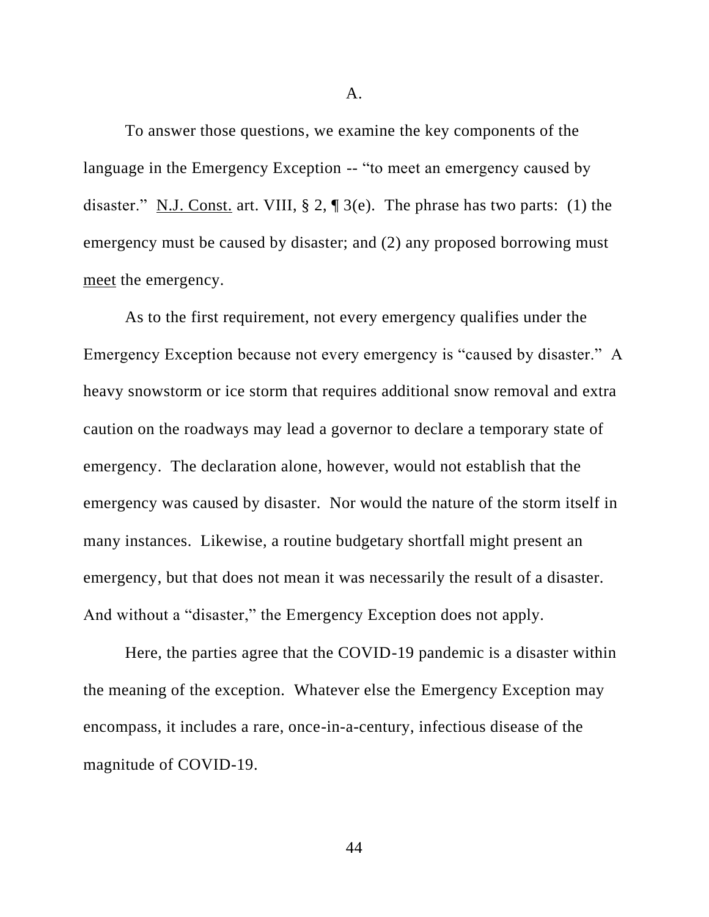## A.

To answer those questions, we examine the key components of the language in the Emergency Exception -- "to meet an emergency caused by disaster." N.J. Const. art. VIII, § 2, ¶ 3(e). The phrase has two parts: (1) the emergency must be caused by disaster; and (2) any proposed borrowing must meet the emergency.

As to the first requirement, not every emergency qualifies under the Emergency Exception because not every emergency is "caused by disaster." A heavy snowstorm or ice storm that requires additional snow removal and extra caution on the roadways may lead a governor to declare a temporary state of emergency. The declaration alone, however, would not establish that the emergency was caused by disaster. Nor would the nature of the storm itself in many instances. Likewise, a routine budgetary shortfall might present an emergency, but that does not mean it was necessarily the result of a disaster. And without a "disaster," the Emergency Exception does not apply.

Here, the parties agree that the COVID-19 pandemic is a disaster within the meaning of the exception. Whatever else the Emergency Exception may encompass, it includes a rare, once-in-a-century, infectious disease of the magnitude of COVID-19.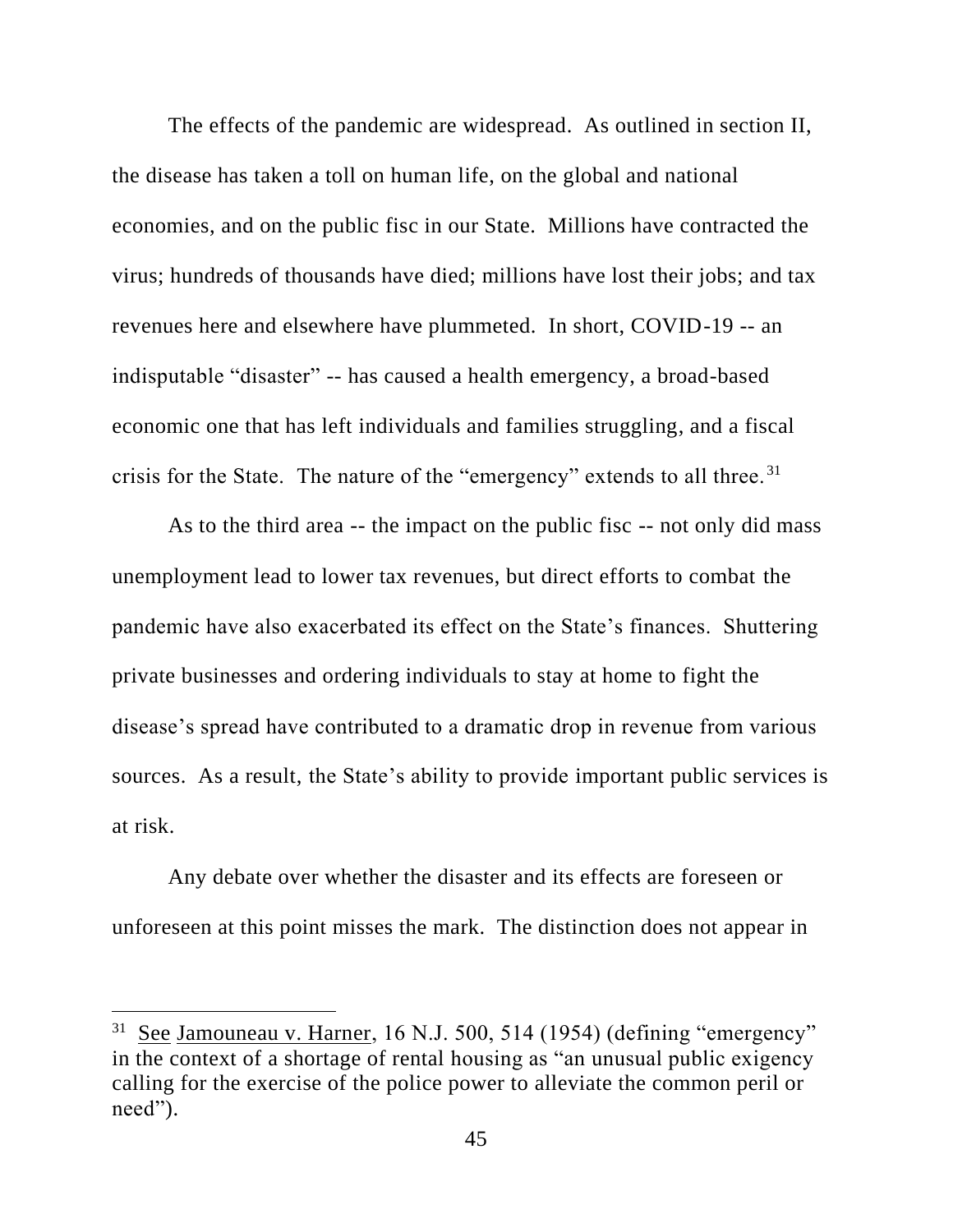The effects of the pandemic are widespread. As outlined in section II, the disease has taken a toll on human life, on the global and national economies, and on the public fisc in our State. Millions have contracted the virus; hundreds of thousands have died; millions have lost their jobs; and tax revenues here and elsewhere have plummeted. In short, COVID-19 -- an indisputable "disaster" -- has caused a health emergency, a broad-based economic one that has left individuals and families struggling, and a fiscal crisis for the State. The nature of the "emergency" extends to all three.[31]

As to the third area -- the impact on the public fisc -- not only did mass unemployment lead to lower tax revenues, but direct efforts to combat the pandemic have also exacerbated its effect on the State's finances. Shuttering private businesses and ordering individuals to stay at home to fight the disease's spread have contributed to a dramatic drop in revenue from various sources. As a result, the State's ability to provide important public services is at risk.

Any debate over whether the disaster and its effects are foreseen or unforeseen at this point misses the mark. The distinction does not appear in

---

[31] See Jamouneau v. Harner, 16 N.J. 500, 514 (1954) (defining "emergency" in the context of a shortage of rental housing as "an unusual public exigency calling for the exercise of the police power to alleviate the common peril or need").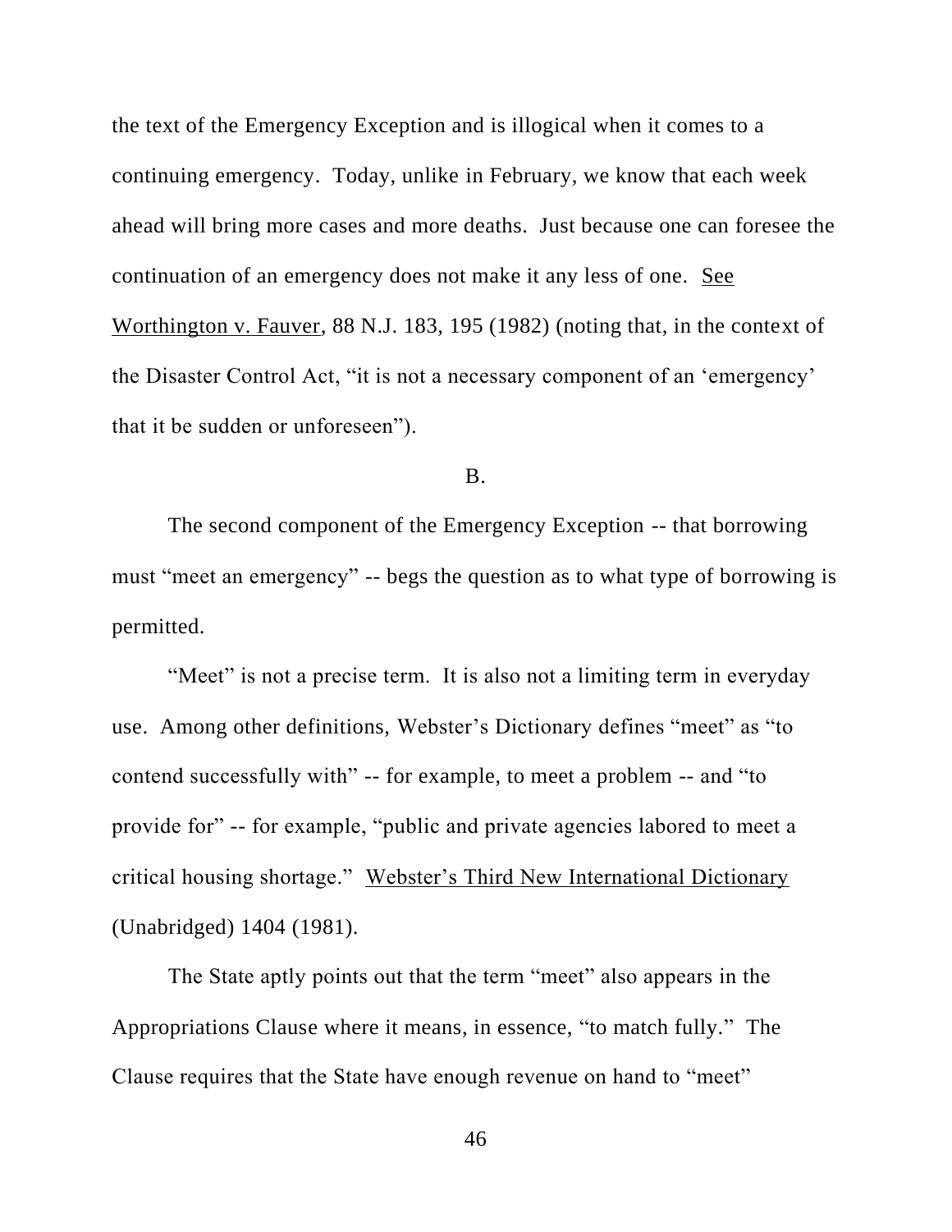the text of the Emergency Exception and is illogical when it comes to a continuing emergency. Today, unlike in February, we know that each week ahead will bring more cases and more deaths. Just because one can foresee the continuation of an emergency does not make it any less of one. See Worthington v. Fauver, 88 N.J. 183, 195 (1982) (noting that, in the context of the Disaster Control Act, "it is not a necessary component of an 'emergency' that it be sudden or unforeseen").

B.

The second component of the Emergency Exception -- that borrowing must "meet an emergency" -- begs the question as to what type of borrowing is permitted.

"Meet" is not a precise term. It is also not a limiting term in everyday use. Among other definitions, Webster's Dictionary defines "meet" as "to contend successfully with" -- for example, to meet a problem -- and "to provide for" -- for example, "public and private agencies labored to meet a critical housing shortage." Webster's Third New International Dictionary (Unabridged) 1404 (1981).

The State aptly points out that the term "meet" also appears in the Appropriations Clause where it means, in essence, "to match fully." The Clause requires that the State have enough revenue on hand to "meet"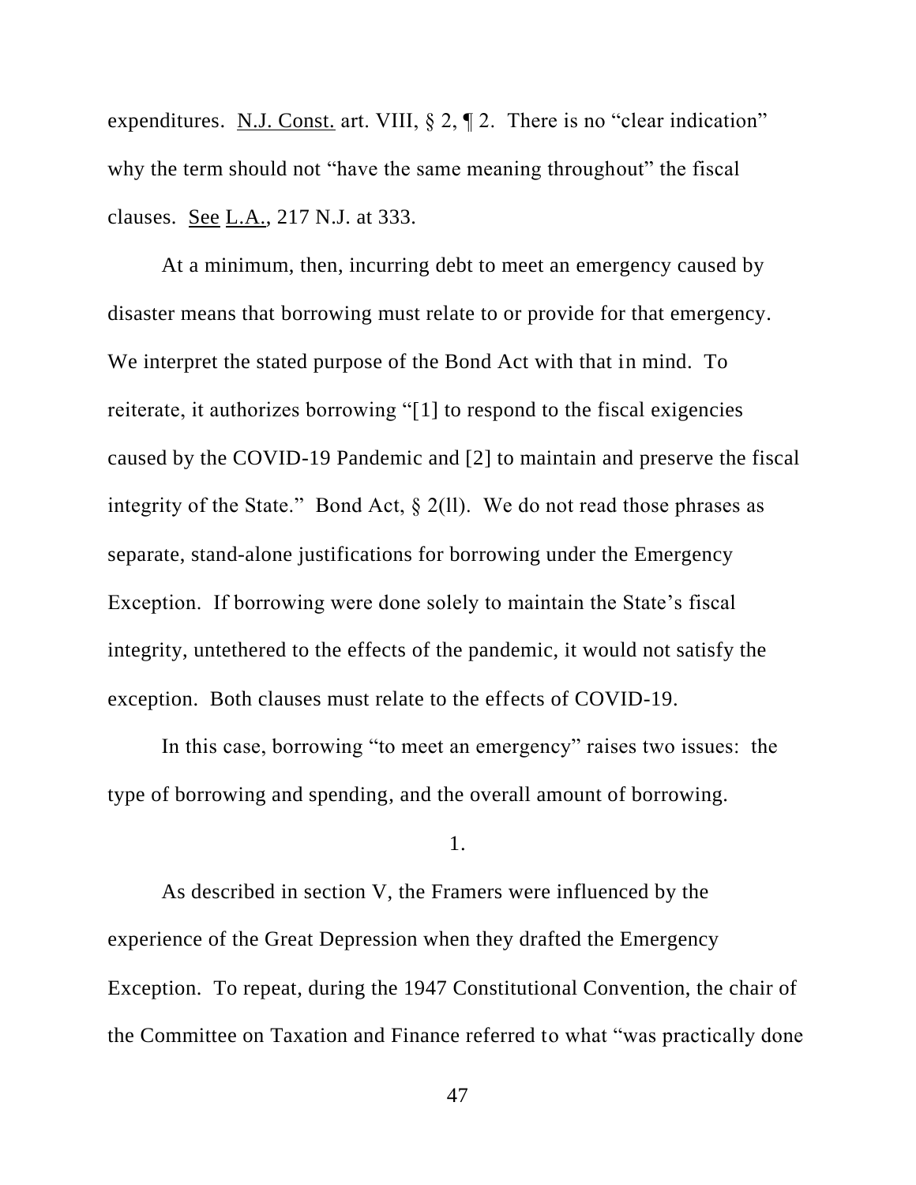expenditures. N.J. Const. art. VIII, § 2, ¶ 2. There is no "clear indication" why the term should not "have the same meaning throughout" the fiscal clauses. See L.A., 217 N.J. at 333.

At a minimum, then, incurring debt to meet an emergency caused by disaster means that borrowing must relate to or provide for that emergency. We interpret the stated purpose of the Bond Act with that in mind. To reiterate, it authorizes borrowing "[1] to respond to the fiscal exigencies caused by the COVID-19 Pandemic and [2] to maintain and preserve the fiscal integrity of the State." Bond Act, § 2(ll). We do not read those phrases as separate, stand-alone justifications for borrowing under the Emergency Exception. If borrowing were done solely to maintain the State's fiscal integrity, untethered to the effects of the pandemic, it would not satisfy the exception. Both clauses must relate to the effects of COVID-19.

In this case, borrowing "to meet an emergency" raises two issues: the type of borrowing and spending, and the overall amount of borrowing.

1.

As described in section V, the Framers were influenced by the experience of the Great Depression when they drafted the Emergency Exception. To repeat, during the 1947 Constitutional Convention, the chair of the Committee on Taxation and Finance referred to what "was practically done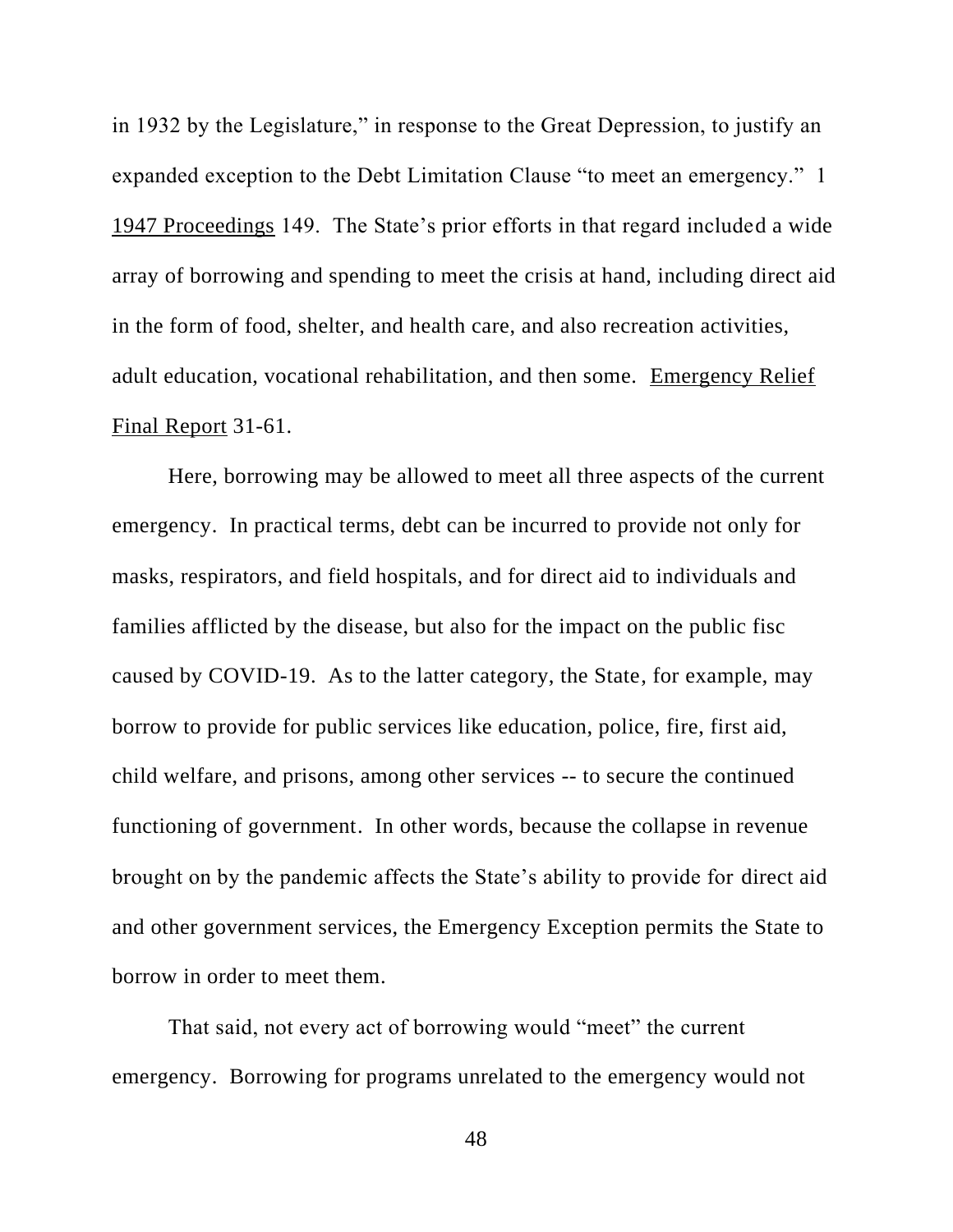in 1932 by the Legislature," in response to the Great Depression, to justify an expanded exception to the Debt Limitation Clause "to meet an emergency." 1 1947 Proceedings 149. The State's prior efforts in that regard included a wide array of borrowing and spending to meet the crisis at hand, including direct aid in the form of food, shelter, and health care, and also recreation activities, adult education, vocational rehabilitation, and then some. Emergency Relief Final Report 31-61.

Here, borrowing may be allowed to meet all three aspects of the current emergency. In practical terms, debt can be incurred to provide not only for masks, respirators, and field hospitals, and for direct aid to individuals and families afflicted by the disease, but also for the impact on the public fisc caused by COVID-19. As to the latter category, the State, for example, may borrow to provide for public services like education, police, fire, first aid, child welfare, and prisons, among other services -- to secure the continued functioning of government. In other words, because the collapse in revenue brought on by the pandemic affects the State's ability to provide for direct aid and other government services, the Emergency Exception permits the State to borrow in order to meet them.

That said, not every act of borrowing would "meet" the current emergency. Borrowing for programs unrelated to the emergency would not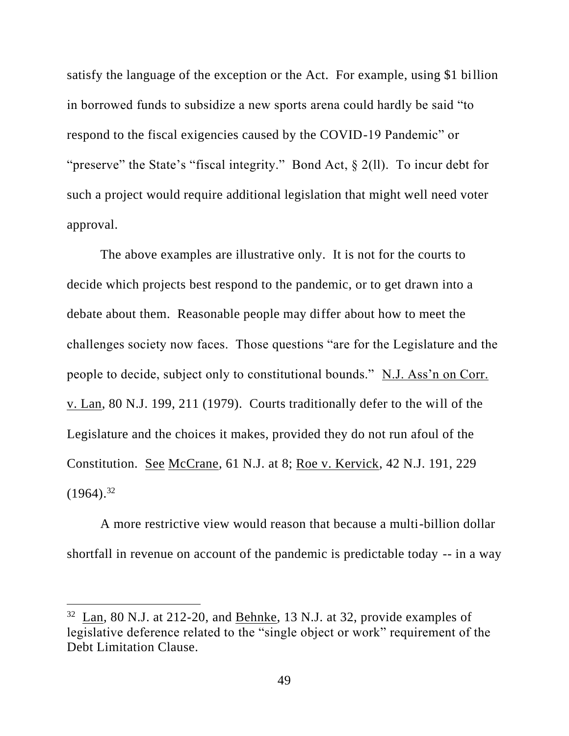satisfy the language of the exception or the Act. For example, using $1 billion in borrowed funds to subsidize a new sports arena could hardly be said "to respond to the fiscal exigencies caused by the COVID-19 Pandemic" or "preserve" the State's "fiscal integrity." Bond Act, § 2(ll). To incur debt for such a project would require additional legislation that might well need voter approval.

The above examples are illustrative only. It is not for the courts to decide which projects best respond to the pandemic, or to get drawn into a debate about them. Reasonable people may differ about how to meet the challenges society now faces. Those questions "are for the Legislature and the people to decide, subject only to constitutional bounds." N.J. Ass'n on Corr. v. Lan, 80 N.J. 199, 211 (1979). Courts traditionally defer to the will of the Legislature and the choices it makes, provided they do not run afoul of the Constitution. See McCrane, 61 N.J. at 8; Roe v. Kervick, 42 N.J. 191, 229 (1964).[32]

A more restrictive view would reason that because a multi-billion dollar shortfall in revenue on account of the pandemic is predictable today -- in a way

---

[32] Lan, 80 N.J. at 212-20, and Behnke, 13 N.J. at 32, provide examples of legislative deference related to the "single object or work" requirement of the Debt Limitation Clause.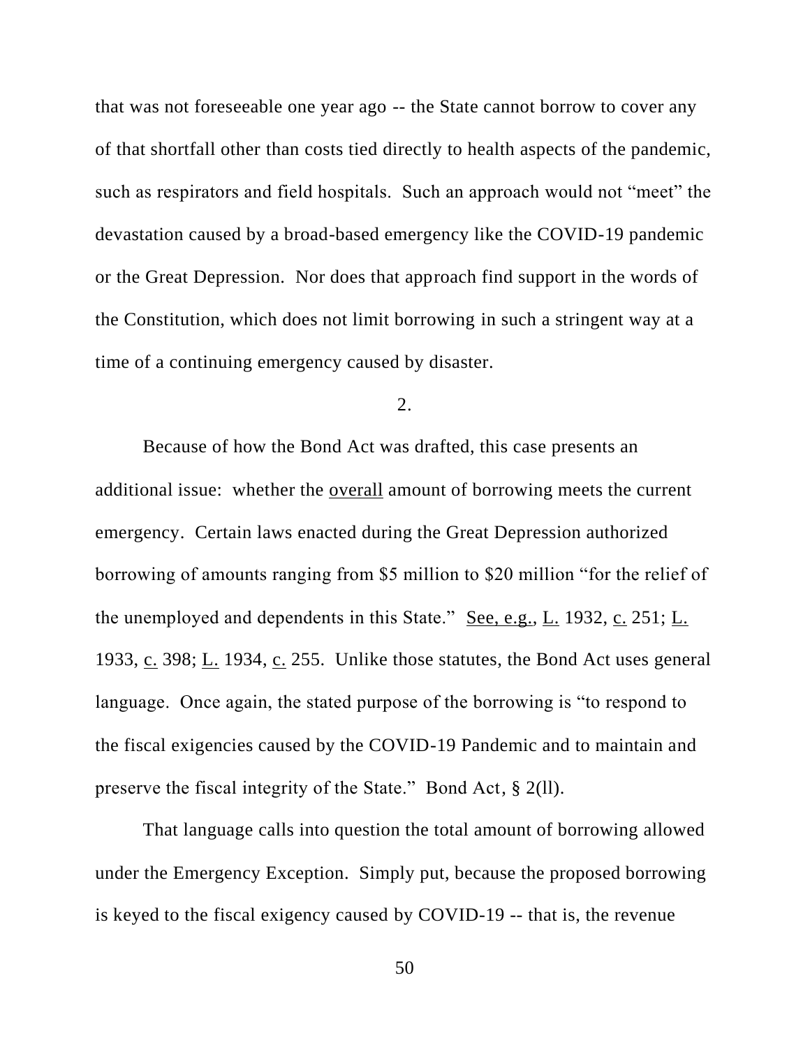that was not foreseeable one year ago -- the State cannot borrow to cover any of that shortfall other than costs tied directly to health aspects of the pandemic, such as respirators and field hospitals. Such an approach would not "meet" the devastation caused by a broad-based emergency like the COVID-19 pandemic or the Great Depression. Nor does that approach find support in the words of the Constitution, which does not limit borrowing in such a stringent way at a time of a continuing emergency caused by disaster.

2.

Because of how the Bond Act was drafted, this case presents an additional issue: whether the overall amount of borrowing meets the current emergency. Certain laws enacted during the Great Depression authorized borrowing of amounts ranging from $5 million to $20 million "for the relief of the unemployed and dependents in this State." See, e.g., L. 1932, c. 251; L. 1933, c. 398; L. 1934, c. 255. Unlike those statutes, the Bond Act uses general language. Once again, the stated purpose of the borrowing is "to respond to the fiscal exigencies caused by the COVID-19 Pandemic and to maintain and preserve the fiscal integrity of the State." Bond Act, § 2(ll).

That language calls into question the total amount of borrowing allowed under the Emergency Exception. Simply put, because the proposed borrowing is keyed to the fiscal exigency caused by COVID-19 -- that is, the revenue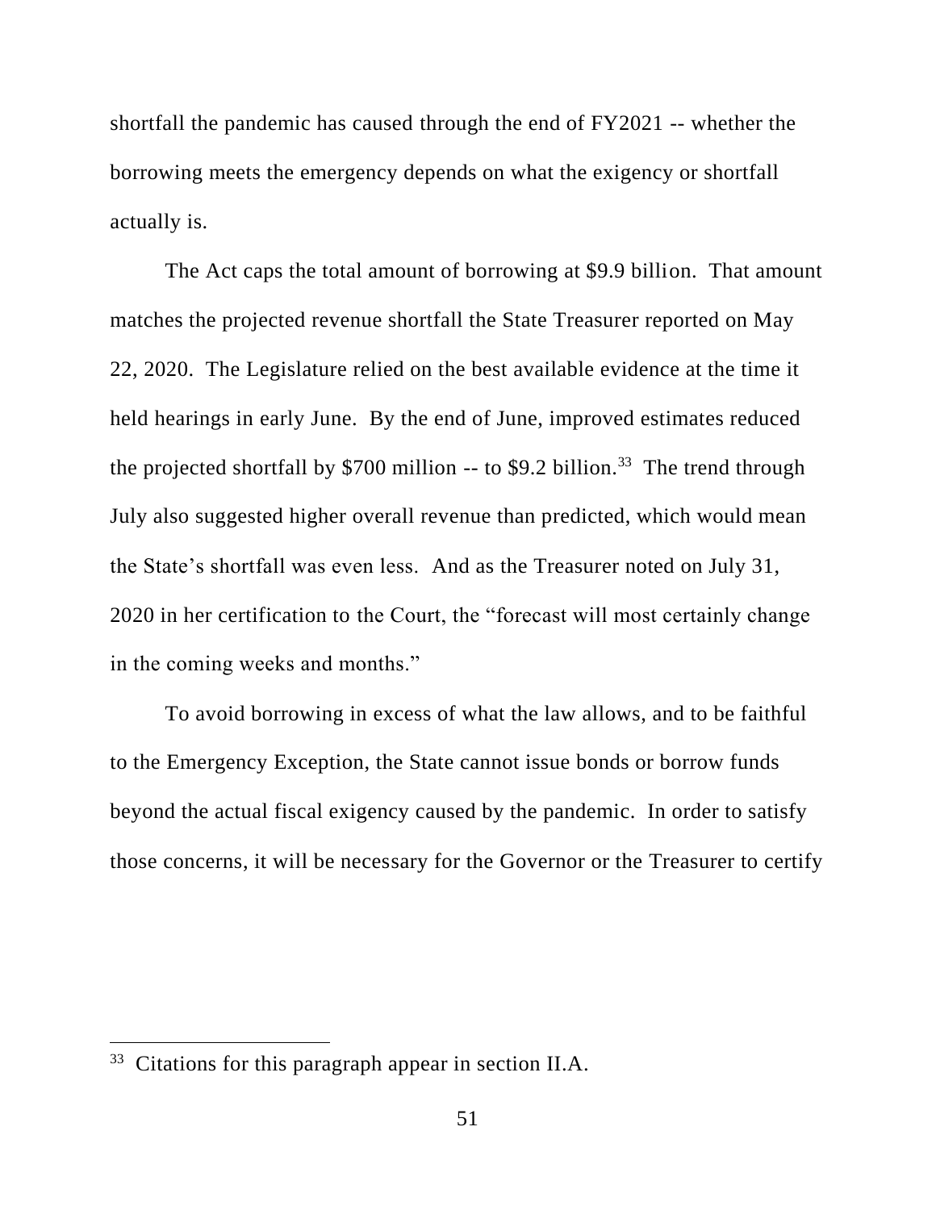shortfall the pandemic has caused through the end of FY2021 -- whether the borrowing meets the emergency depends on what the exigency or shortfall actually is.

The Act caps the total amount of borrowing at $9.9 billion. That amount matches the projected revenue shortfall the State Treasurer reported on May 22, 2020. The Legislature relied on the best available evidence at the time it held hearings in early June. By the end of June, improved estimates reduced the projected shortfall by $700 million -- to $9.2 billion.[33] The trend through July also suggested higher overall revenue than predicted, which would mean the State's shortfall was even less. And as the Treasurer noted on July 31, 2020 in her certification to the Court, the "forecast will most certainly change in the coming weeks and months."

To avoid borrowing in excess of what the law allows, and to be faithful to the Emergency Exception, the State cannot issue bonds or borrow funds beyond the actual fiscal exigency caused by the pandemic. In order to satisfy those concerns, it will be necessary for the Governor or the Treasurer to certify

---

[33] Citations for this paragraph appear in section II.A.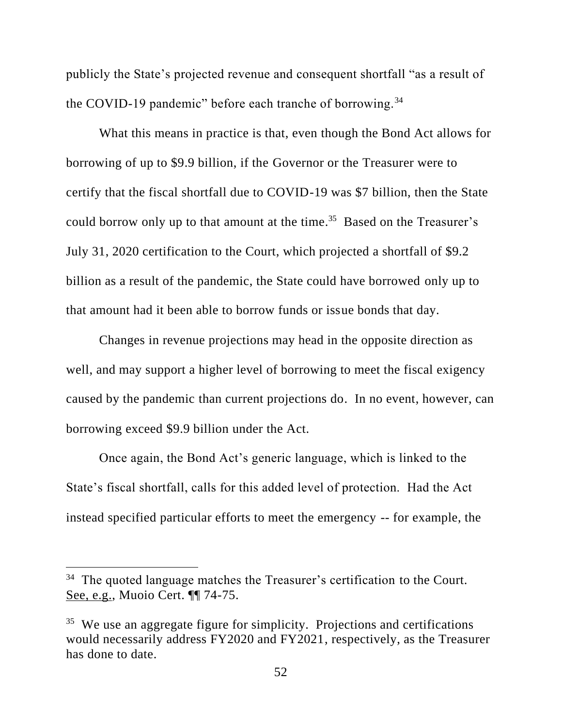publicly the State's projected revenue and consequent shortfall "as a result of the COVID-19 pandemic" before each tranche of borrowing.[34]

What this means in practice is that, even though the Bond Act allows for borrowing of up to $9.9 billion, if the Governor or the Treasurer were to certify that the fiscal shortfall due to COVID-19 was $7 billion, then the State could borrow only up to that amount at the time.[35] Based on the Treasurer's July 31, 2020 certification to the Court, which projected a shortfall of $9.2 billion as a result of the pandemic, the State could have borrowed only up to that amount had it been able to borrow funds or issue bonds that day.

Changes in revenue projections may head in the opposite direction as well, and may support a higher level of borrowing to meet the fiscal exigency caused by the pandemic than current projections do. In no event, however, can borrowing exceed $9.9 billion under the Act.

Once again, the Bond Act's generic language, which is linked to the State's fiscal shortfall, calls for this added level of protection. Had the Act instead specified particular efforts to meet the emergency -- for example, the

---

[34] The quoted language matches the Treasurer's certification to the Court. See, e.g., Muoio Cert. ¶¶ 74-75.

[35] We use an aggregate figure for simplicity. Projections and certifications would necessarily address FY2020 and FY2021, respectively, as the Treasurer has done to date.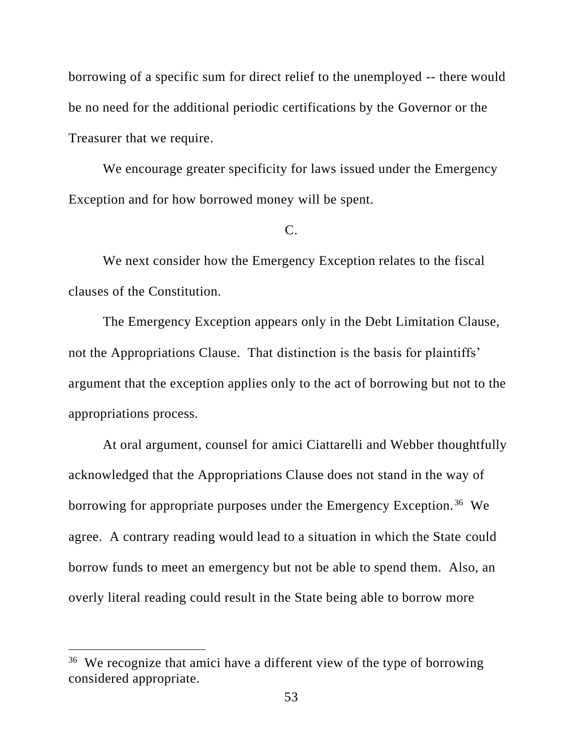borrowing of a specific sum for direct relief to the unemployed -- there would be no need for the additional periodic certifications by the Governor or the Treasurer that we require.

We encourage greater specificity for laws issued under the Emergency Exception and for how borrowed money will be spent.

C.

We next consider how the Emergency Exception relates to the fiscal clauses of the Constitution.

The Emergency Exception appears only in the Debt Limitation Clause, not the Appropriations Clause. That distinction is the basis for plaintiffs' argument that the exception applies only to the act of borrowing but not to the appropriations process.

At oral argument, counsel for amici Ciattarelli and Webber thoughtfully acknowledged that the Appropriations Clause does not stand in the way of borrowing for appropriate purposes under the Emergency Exception.[36] We agree. A contrary reading would lead to a situation in which the State could borrow funds to meet an emergency but not be able to spend them. Also, an overly literal reading could result in the State being able to borrow more

---

[36] We recognize that amici have a different view of the type of borrowing considered appropriate.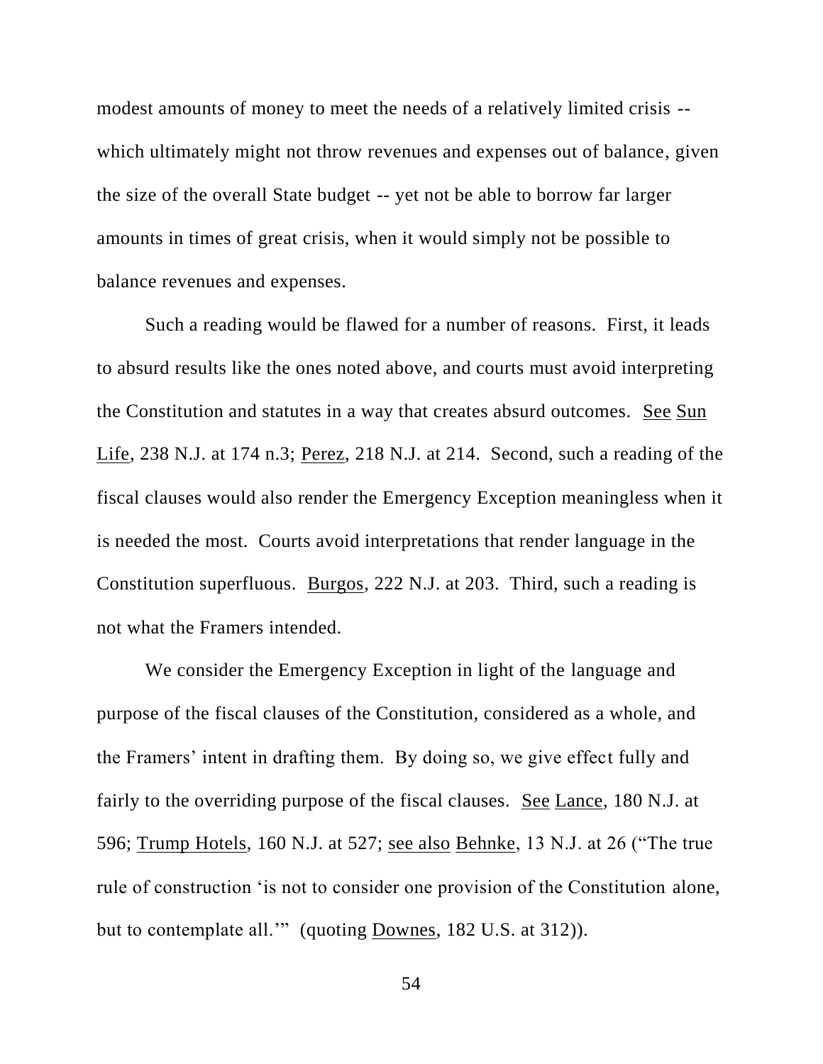modest amounts of money to meet the needs of a relatively limited crisis -- which ultimately might not throw revenues and expenses out of balance, given the size of the overall State budget -- yet not be able to borrow far larger amounts in times of great crisis, when it would simply not be possible to balance revenues and expenses.

Such a reading would be flawed for a number of reasons. First, it leads to absurd results like the ones noted above, and courts must avoid interpreting the Constitution and statutes in a way that creates absurd outcomes. See Sun Life, 238 N.J. at 174 n.3; Perez, 218 N.J. at 214. Second, such a reading of the fiscal clauses would also render the Emergency Exception meaningless when it is needed the most. Courts avoid interpretations that render language in the Constitution superfluous. Burgos, 222 N.J. at 203. Third, such a reading is not what the Framers intended.

We consider the Emergency Exception in light of the language and purpose of the fiscal clauses of the Constitution, considered as a whole, and the Framers' intent in drafting them. By doing so, we give effect fully and fairly to the overriding purpose of the fiscal clauses. See Lance, 180 N.J. at 596; Trump Hotels, 160 N.J. at 527; see also Behnke, 13 N.J. at 26 ("The true rule of construction 'is not to consider one provision of the Constitution alone, but to contemplate all.'" (quoting Downes, 182 U.S. at 312)).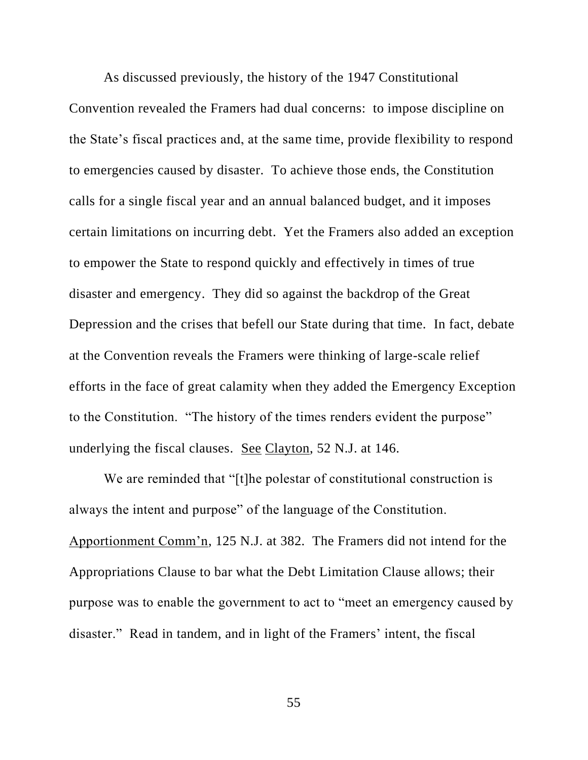As discussed previously, the history of the 1947 Constitutional Convention revealed the Framers had dual concerns: to impose discipline on the State's fiscal practices and, at the same time, provide flexibility to respond to emergencies caused by disaster. To achieve those ends, the Constitution calls for a single fiscal year and an annual balanced budget, and it imposes certain limitations on incurring debt. Yet the Framers also added an exception to empower the State to respond quickly and effectively in times of true disaster and emergency. They did so against the backdrop of the Great Depression and the crises that befell our State during that time. In fact, debate at the Convention reveals the Framers were thinking of large-scale relief efforts in the face of great calamity when they added the Emergency Exception to the Constitution. "The history of the times renders evident the purpose" underlying the fiscal clauses. See Clayton, 52 N.J. at 146.

We are reminded that "[t]he polestar of constitutional construction is always the intent and purpose" of the language of the Constitution. Apportionment Comm'n, 125 N.J. at 382. The Framers did not intend for the Appropriations Clause to bar what the Debt Limitation Clause allows; their purpose was to enable the government to act to "meet an emergency caused by disaster." Read in tandem, and in light of the Framers' intent, the fiscal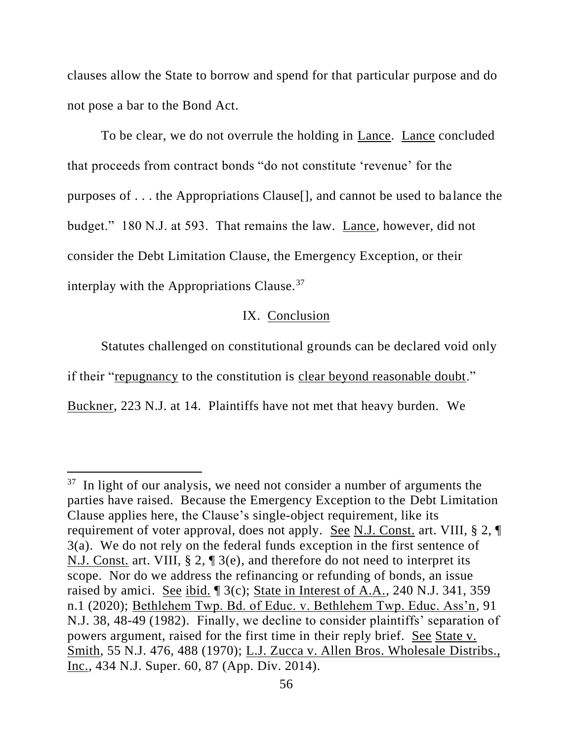clauses allow the State to borrow and spend for that particular purpose and do not pose a bar to the Bond Act.

To be clear, we do not overrule the holding in Lance. Lance concluded that proceeds from contract bonds "do not constitute 'revenue' for the purposes of . . . the Appropriations Clause[], and cannot be used to balance the budget." 180 N.J. at 593. That remains the law. Lance, however, did not consider the Debt Limitation Clause, the Emergency Exception, or their interplay with the Appropriations Clause.[37]

## IX. Conclusion

Statutes challenged on constitutional grounds can be declared void only if their "repugnancy to the constitution is clear beyond reasonable doubt." Buckner, 223 N.J. at 14. Plaintiffs have not met that heavy burden. We

---

[37] In light of our analysis, we need not consider a number of arguments the parties have raised. Because the Emergency Exception to the Debt Limitation Clause applies here, the Clause's single-object requirement, like its requirement of voter approval, does not apply. See N.J. Const. art. VIII, § 2, ¶ 3(a). We do not rely on the federal funds exception in the first sentence of N.J. Const. art. VIII, § 2, ¶ 3(e), and therefore do not need to interpret its scope. Nor do we address the refinancing or refunding of bonds, an issue raised by amici. See ibid. ¶ 3(c); State in Interest of A.A., 240 N.J. 341, 359 n.1 (2020); Bethlehem Twp. Bd. of Educ. v. Bethlehem Twp. Educ. Ass'n, 91 N.J. 38, 48-49 (1982). Finally, we decline to consider plaintiffs' separation of powers argument, raised for the first time in their reply brief. See State v. Smith, 55 N.J. 476, 488 (1970); L.J. Zucca v. Allen Bros. Wholesale Distribs., Inc., 434 N.J. Super. 60, 87 (App. Div. 2014).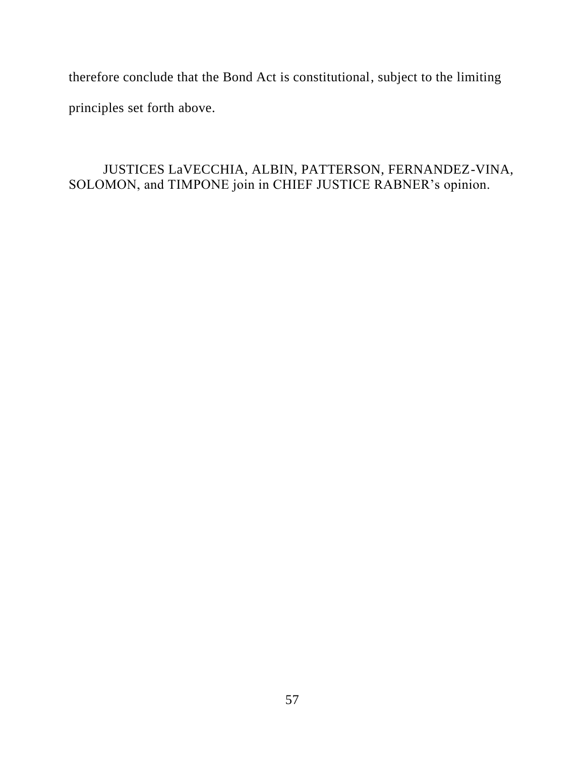therefore conclude that the Bond Act is constitutional, subject to the limiting principles set forth above.

JUSTICES LaVECCHIA, ALBIN, PATTERSON, FERNANDEZ-VINA, SOLOMON, and TIMPONE join in CHIEF JUSTICE RABNER's opinion.